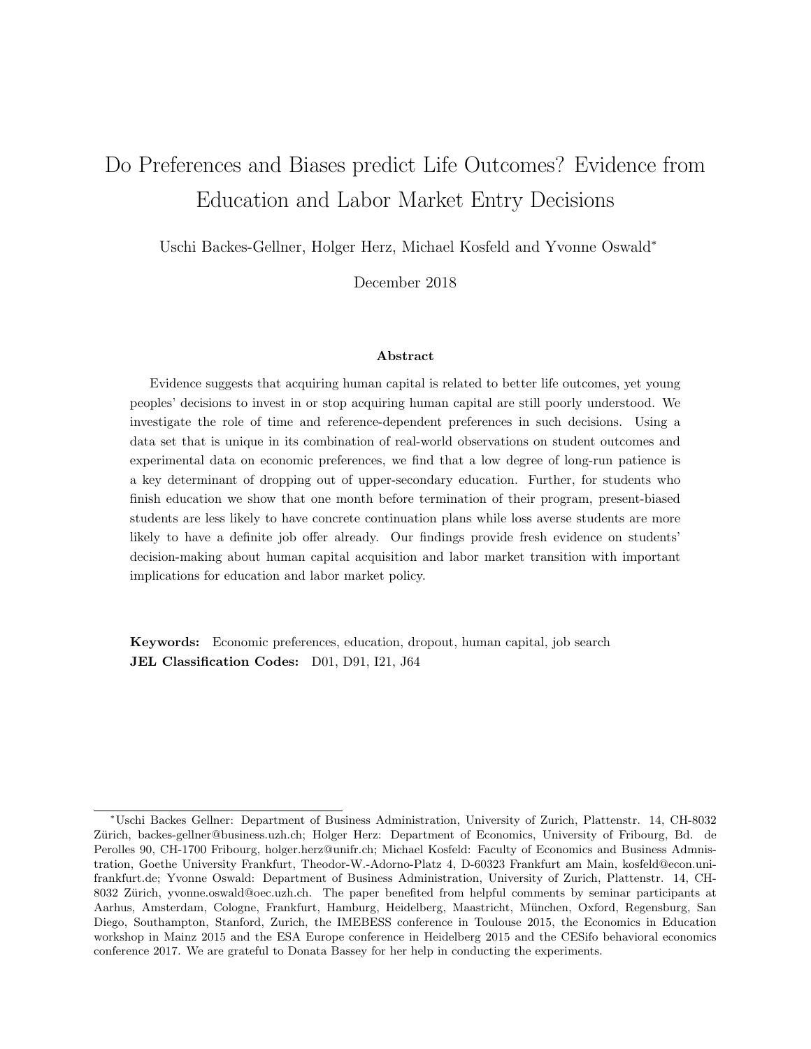# Do Preferences and Biases predict Life Outcomes? Evidence from Education and Labor Market Entry Decisions

Uschi Backes-Gellner, Holger Herz, Michael Kosfeld and Yvonne Oswald*

December 2018

### Abstract

Evidence suggests that acquiring human capital is related to better life outcomes, yet young peoples' decisions to invest in or stop acquiring human capital are still poorly understood. We investigate the role of time and reference-dependent preferences in such decisions. Using a data set that is unique in its combination of real-world observations on student outcomes and experimental data on economic preferences, we find that a low degree of long-run patience is a key determinant of dropping out of upper-secondary education. Further, for students who finish education we show that one month before termination of their program, present-biased students are less likely to have concrete continuation plans while loss averse students are more likely to have a definite job offer already. Our findings provide fresh evidence on students' decision-making about human capital acquisition and labor market transition with important implications for education and labor market policy.

**Keywords:** Economic preferences, education, dropout, human capital, job search
**JEL Classification Codes:** D01, D91, I21, J64

---

*Uschi Backes Gellner: Department of Business Administration, University of Zurich, Plattenstr. 14, CH-8032 Zürich, backes-gellner@business.uzh.ch; Holger Herz: Department of Economics, University of Fribourg, Bd. de Perolles 90, CH-1700 Fribourg, holger.herz@unifr.ch; Michael Kosfeld: Faculty of Economics and Business Admnistration, Goethe University Frankfurt, Theodor-W.-Adorno-Platz 4, D-60323 Frankfurt am Main, kosfeld@econ.uni-frankfurt.de; Yvonne Oswald: Department of Business Administration, University of Zurich, Plattenstr. 14, CH-8032 Zürich, yvonne.oswald@oec.uzh.ch. The paper benefited from helpful comments by seminar participants at Aarhus, Amsterdam, Cologne, Frankfurt, Hamburg, Heidelberg, Maastricht, München, Oxford, Regensburg, San Diego, Southampton, Stanford, Zurich, the IMEBESS conference in Toulouse 2015, the Economics in Education workshop in Mainz 2015 and the ESA Europe conference in Heidelberg 2015 and the CESifo behavioral economics conference 2017. We are grateful to Donata Bassey for her help in conducting the experiments.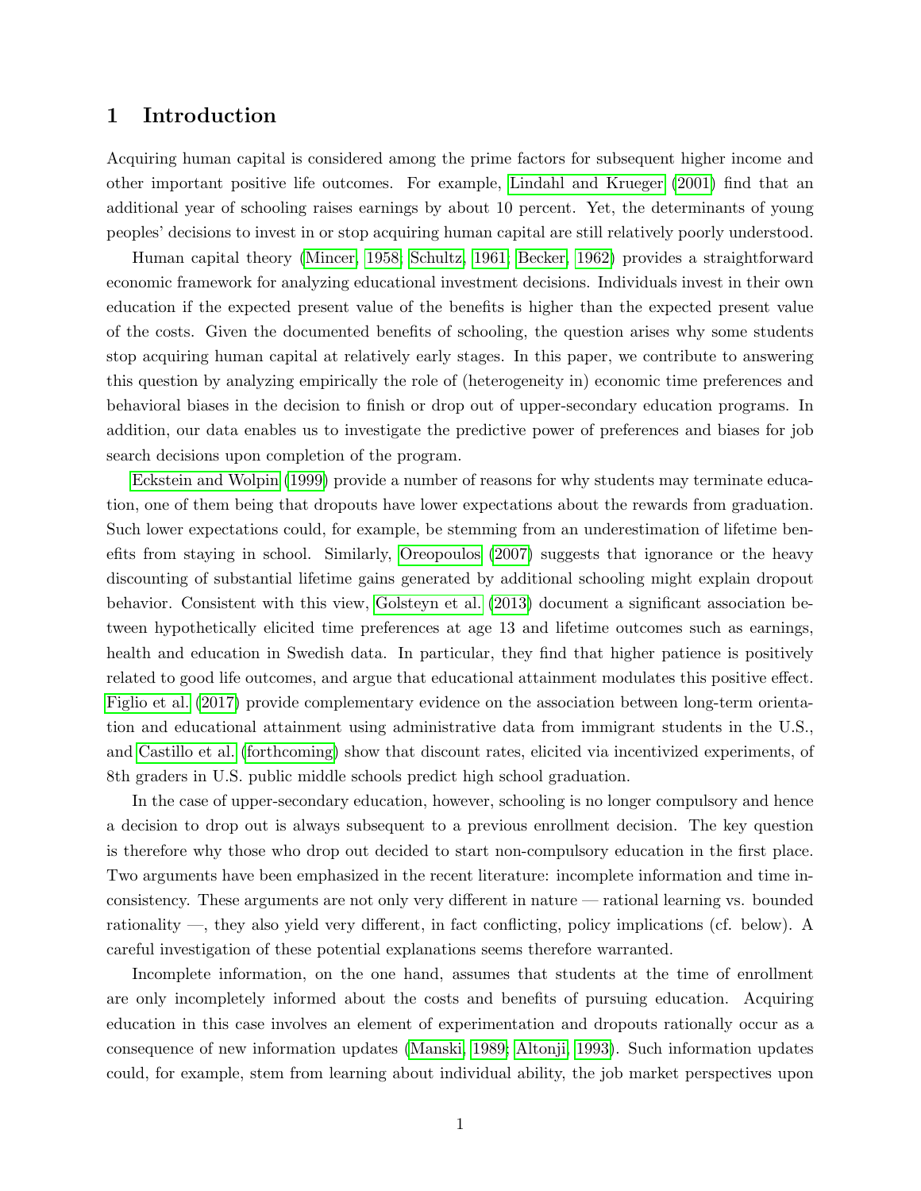# 1 Introduction

Acquiring human capital is considered among the prime factors for subsequent higher income and other important positive life outcomes. For example, Lindahl and Krueger (2001) find that an additional year of schooling raises earnings by about 10 percent. Yet, the determinants of young peoples' decisions to invest in or stop acquiring human capital are still relatively poorly understood.

Human capital theory (Mincer, 1958; Schultz, 1961; Becker, 1962) provides a straightforward economic framework for analyzing educational investment decisions. Individuals invest in their own education if the expected present value of the benefits is higher than the expected present value of the costs. Given the documented benefits of schooling, the question arises why some students stop acquiring human capital at relatively early stages. In this paper, we contribute to answering this question by analyzing empirically the role of (heterogeneity in) economic time preferences and behavioral biases in the decision to finish or drop out of upper-secondary education programs. In addition, our data enables us to investigate the predictive power of preferences and biases for job search decisions upon completion of the program.

Eckstein and Wolpin (1999) provide a number of reasons for why students may terminate education, one of them being that dropouts have lower expectations about the rewards from graduation. Such lower expectations could, for example, be stemming from an underestimation of lifetime benefits from staying in school. Similarly, Oreopoulos (2007) suggests that ignorance or the heavy discounting of substantial lifetime gains generated by additional schooling might explain dropout behavior. Consistent with this view, Golsteyn et al. (2013) document a significant association between hypothetically elicited time preferences at age 13 and lifetime outcomes such as earnings, health and education in Swedish data. In particular, they find that higher patience is positively related to good life outcomes, and argue that educational attainment modulates this positive effect. Figlio et al. (2017) provide complementary evidence on the association between long-term orientation and educational attainment using administrative data from immigrant students in the U.S., and Castillo et al. (forthcoming) show that discount rates, elicited via incentivized experiments, of 8th graders in U.S. public middle schools predict high school graduation.

In the case of upper-secondary education, however, schooling is no longer compulsory and hence a decision to drop out is always subsequent to a previous enrollment decision. The key question is therefore why those who drop out decided to start non-compulsory education in the first place. Two arguments have been emphasized in the recent literature: incomplete information and time inconsistency. These arguments are not only very different in nature — rational learning vs. bounded rationality —, they also yield very different, in fact conflicting, policy implications (cf. below). A careful investigation of these potential explanations seems therefore warranted.

Incomplete information, on the one hand, assumes that students at the time of enrollment are only incompletely informed about the costs and benefits of pursuing education. Acquiring education in this case involves an element of experimentation and dropouts rationally occur as a consequence of new information updates (Manski, 1989; Altonji, 1993). Such information updates could, for example, stem from learning about individual ability, the job market perspectives upon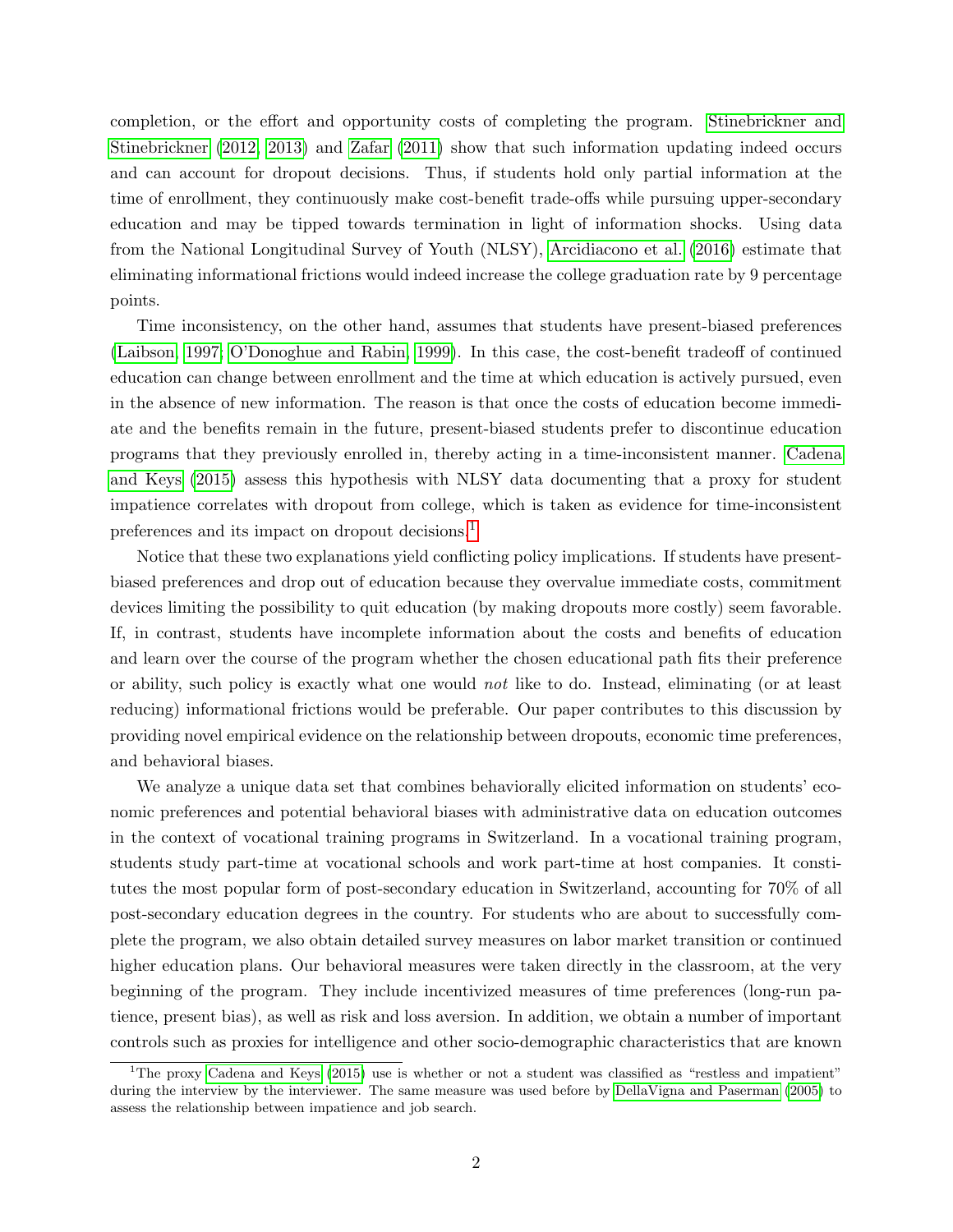completion, or the effort and opportunity costs of completing the program. Stinebrickner and Stinebrickner (2012, 2013) and Zafar (2011) show that such information updating indeed occurs and can account for dropout decisions. Thus, if students hold only partial information at the time of enrollment, they continuously make cost-benefit trade-offs while pursuing upper-secondary education and may be tipped towards termination in light of information shocks. Using data from the National Longitudinal Survey of Youth (NLSY), Arcidiacono et al. (2016) estimate that eliminating informational frictions would indeed increase the college graduation rate by 9 percentage points.

Time inconsistency, on the other hand, assumes that students have present-biased preferences (Laibson, 1997; O'Donoghue and Rabin, 1999). In this case, the cost-benefit tradeoff of continued education can change between enrollment and the time at which education is actively pursued, even in the absence of new information. The reason is that once the costs of education become immediate and the benefits remain in the future, present-biased students prefer to discontinue education programs that they previously enrolled in, thereby acting in a time-inconsistent manner. Cadena and Keys (2015) assess this hypothesis with NLSY data documenting that a proxy for student impatience correlates with dropout from college, which is taken as evidence for time-inconsistent preferences and its impact on dropout decisions.[1]

Notice that these two explanations yield conflicting policy implications. If students have present-biased preferences and drop out of education because they overvalue immediate costs, commitment devices limiting the possibility to quit education (by making dropouts more costly) seem favorable. If, in contrast, students have incomplete information about the costs and benefits of education and learn over the course of the program whether the chosen educational path fits their preference or ability, such policy is exactly what one would *not* like to do. Instead, eliminating (or at least reducing) informational frictions would be preferable. Our paper contributes to this discussion by providing novel empirical evidence on the relationship between dropouts, economic time preferences, and behavioral biases.

We analyze a unique data set that combines behaviorally elicited information on students' economic preferences and potential behavioral biases with administrative data on education outcomes in the context of vocational training programs in Switzerland. In a vocational training program, students study part-time at vocational schools and work part-time at host companies. It constitutes the most popular form of post-secondary education in Switzerland, accounting for 70% of all post-secondary education degrees in the country. For students who are about to successfully complete the program, we also obtain detailed survey measures on labor market transition or continued higher education plans. Our behavioral measures were taken directly in the classroom, at the very beginning of the program. They include incentivized measures of time preferences (long-run patience, present bias), as well as risk and loss aversion. In addition, we obtain a number of important controls such as proxies for intelligence and other socio-demographic characteristics that are known

[1] The proxy Cadena and Keys (2015) use is whether or not a student was classified as "restless and impatient" during the interview by the interviewer. The same measure was used before by DellaVigna and Paserman (2005) to assess the relationship between impatience and job search.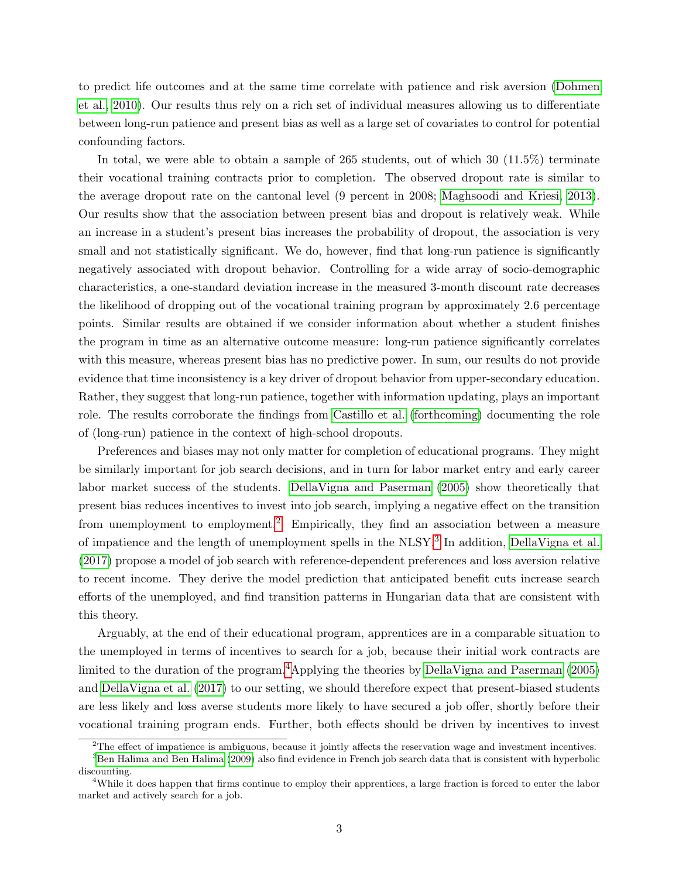to predict life outcomes and at the same time correlate with patience and risk aversion (Dohmen et al., 2010). Our results thus rely on a rich set of individual measures allowing us to differentiate between long-run patience and present bias as well as a large set of covariates to control for potential confounding factors.

In total, we were able to obtain a sample of 265 students, out of which 30 (11.5%) terminate their vocational training contracts prior to completion. The observed dropout rate is similar to the average dropout rate on the cantonal level (9 percent in 2008; Maghsoodi and Kriesi, 2013). Our results show that the association between present bias and dropout is relatively weak. While an increase in a student's present bias increases the probability of dropout, the association is very small and not statistically significant. We do, however, find that long-run patience is significantly negatively associated with dropout behavior. Controlling for a wide array of socio-demographic characteristics, a one-standard deviation increase in the measured 3-month discount rate decreases the likelihood of dropping out of the vocational training program by approximately 2.6 percentage points. Similar results are obtained if we consider information about whether a student finishes the program in time as an alternative outcome measure: long-run patience significantly correlates with this measure, whereas present bias has no predictive power. In sum, our results do not provide evidence that time inconsistency is a key driver of dropout behavior from upper-secondary education. Rather, they suggest that long-run patience, together with information updating, plays an important role. The results corroborate the findings from Castillo et al. (forthcoming) documenting the role of (long-run) patience in the context of high-school dropouts.

Preferences and biases may not only matter for completion of educational programs. They might be similarly important for job search decisions, and in turn for labor market entry and early career labor market success of the students. DellaVigna and Paserman (2005) show theoretically that present bias reduces incentives to invest into job search, implying a negative effect on the transition from unemployment to employment.[2] Empirically, they find an association between a measure of impatience and the length of unemployment spells in the NLSY.[3] In addition, DellaVigna et al. (2017) propose a model of job search with reference-dependent preferences and loss aversion relative to recent income. They derive the model prediction that anticipated benefit cuts increase search efforts of the unemployed, and find transition patterns in Hungarian data that are consistent with this theory.

Arguably, at the end of their educational program, apprentices are in a comparable situation to the unemployed in terms of incentives to search for a job, because their initial work contracts are limited to the duration of the program.[4] Applying the theories by DellaVigna and Paserman (2005) and DellaVigna et al. (2017) to our setting, we should therefore expect that present-biased students are less likely and loss averse students more likely to have secured a job offer, shortly before their vocational training program ends. Further, both effects should be driven by incentives to invest

---

[2] The effect of impatience is ambiguous, because it jointly affects the reservation wage and investment incentives.

[3] Ben Halima and Ben Halima (2009) also find evidence in French job search data that is consistent with hyperbolic discounting.

[4] While it does happen that firms continue to employ their apprentices, a large fraction is forced to enter the labor market and actively search for a job.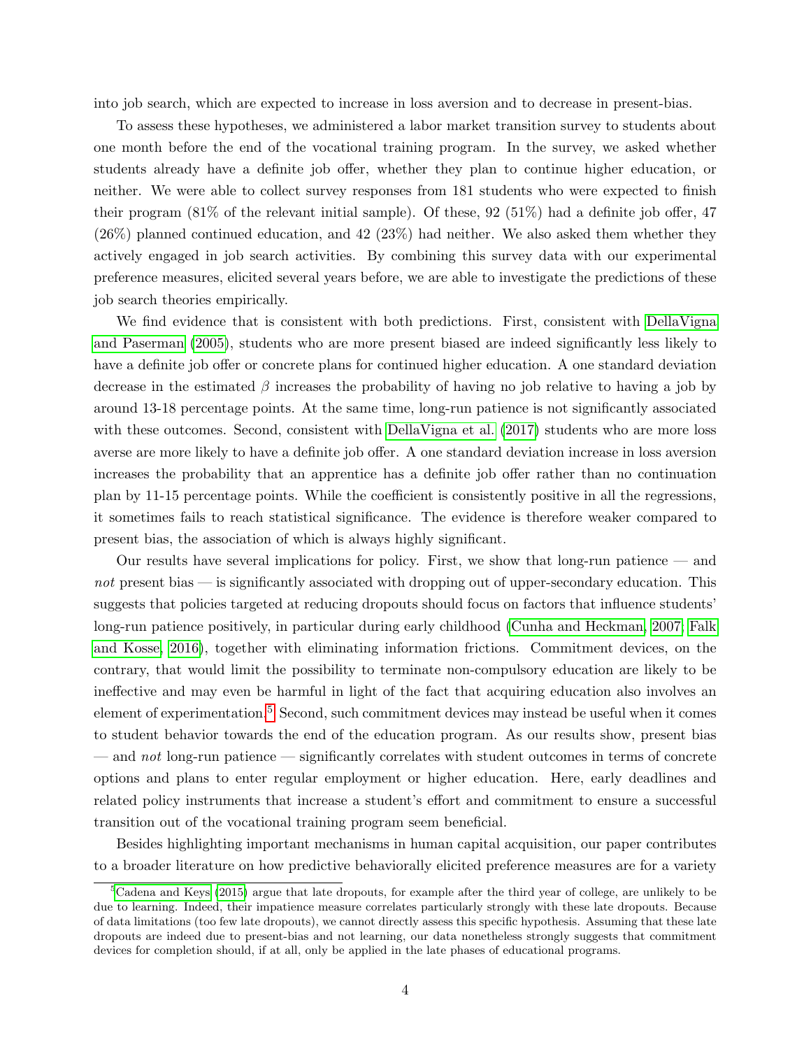into job search, which are expected to increase in loss aversion and to decrease in present-bias.

To assess these hypotheses, we administered a labor market transition survey to students about one month before the end of the vocational training program. In the survey, we asked whether students already have a definite job offer, whether they plan to continue higher education, or neither. We were able to collect survey responses from 181 students who were expected to finish their program (81% of the relevant initial sample). Of these, 92 (51%) had a definite job offer, 47 (26%) planned continued education, and 42 (23%) had neither. We also asked them whether they actively engaged in job search activities. By combining this survey data with our experimental preference measures, elicited several years before, we are able to investigate the predictions of these job search theories empirically.

We find evidence that is consistent with both predictions. First, consistent with DellaVigna and Paserman (2005), students who are more present biased are indeed significantly less likely to have a definite job offer or concrete plans for continued higher education. A one standard deviation decrease in the estimated $\beta$ increases the probability of having no job relative to having a job by around 13-18 percentage points. At the same time, long-run patience is not significantly associated with these outcomes. Second, consistent with DellaVigna et al. (2017) students who are more loss averse are more likely to have a definite job offer. A one standard deviation increase in loss aversion increases the probability that an apprentice has a definite job offer rather than no continuation plan by 11-15 percentage points. While the coefficient is consistently positive in all the regressions, it sometimes fails to reach statistical significance. The evidence is therefore weaker compared to present bias, the association of which is always highly significant.

Our results have several implications for policy. First, we show that long-run patience — and *not* present bias — is significantly associated with dropping out of upper-secondary education. This suggests that policies targeted at reducing dropouts should focus on factors that influence students' long-run patience positively, in particular during early childhood (Cunha and Heckman, 2007; Falk and Kosse, 2016), together with eliminating information frictions. Commitment devices, on the contrary, that would limit the possibility to terminate non-compulsory education are likely to be ineffective and may even be harmful in light of the fact that acquiring education also involves an element of experimentation.[5] Second, such commitment devices may instead be useful when it comes to student behavior towards the end of the education program. As our results show, present bias — and *not* long-run patience — significantly correlates with student outcomes in terms of concrete options and plans to enter regular employment or higher education. Here, early deadlines and related policy instruments that increase a student's effort and commitment to ensure a successful transition out of the vocational training program seem beneficial.

Besides highlighting important mechanisms in human capital acquisition, our paper contributes to a broader literature on how predictive behaviorally elicited preference measures are for a variety

[5] Cadena and Keys (2015) argue that late dropouts, for example after the third year of college, are unlikely to be due to learning. Indeed, their impatience measure correlates particularly strongly with these late dropouts. Because of data limitations (too few late dropouts), we cannot directly assess this specific hypothesis. Assuming that these late dropouts are indeed due to present-bias and not learning, our data nonetheless strongly suggests that commitment devices for completion should, if at all, only be applied in the late phases of educational programs.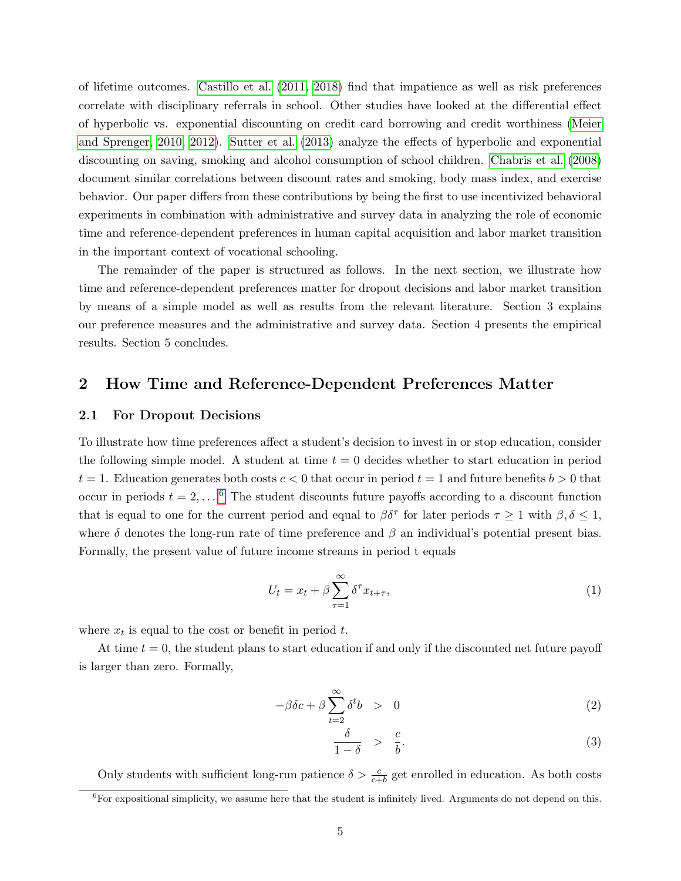of lifetime outcomes. Castillo et al. (2011, 2018) find that impatience as well as risk preferences correlate with disciplinary referrals in school. Other studies have looked at the differential effect of hyperbolic vs. exponential discounting on credit card borrowing and credit worthiness (Meier and Sprenger, 2010, 2012). Sutter et al. (2013) analyze the effects of hyperbolic and exponential discounting on saving, smoking and alcohol consumption of school children. Chabris et al. (2008) document similar correlations between discount rates and smoking, body mass index, and exercise behavior. Our paper differs from these contributions by being the first to use incentivized behavioral experiments in combination with administrative and survey data in analyzing the role of economic time and reference-dependent preferences in human capital acquisition and labor market transition in the important context of vocational schooling.

The remainder of the paper is structured as follows. In the next section, we illustrate how time and reference-dependent preferences matter for dropout decisions and labor market transition by means of a simple model as well as results from the relevant literature. Section 3 explains our preference measures and the administrative and survey data. Section 4 presents the empirical results. Section 5 concludes.

## 2 How Time and Reference-Dependent Preferences Matter

### 2.1 For Dropout Decisions

To illustrate how time preferences affect a student's decision to invest in or stop education, consider the following simple model. A student at time $t = 0$ decides whether to start education in period $t = 1$. Education generates both costs $c < 0$ that occur in period $t = 1$ and future benefits $b > 0$ that occur in periods $t = 2, \ldots$[6] The student discounts future payoffs according to a discount function that is equal to one for the current period and equal to $\beta\delta^{\tau}$ for later periods $\tau \geq 1$ with $\beta, \delta \leq 1$, where $\delta$ denotes the long-run rate of time preference and $\beta$ an individual's potential present bias. Formally, the present value of future income streams in period t equals

$$U_t = x_t + \beta \sum_{\tau=1}^{\infty} \delta^{\tau} x_{t+\tau}, \tag{1}$$

where $x_t$ is equal to the cost or benefit in period $t$.

At time $t = 0$, the student plans to start education if and only if the discounted net future payoff is larger than zero. Formally,

$$-\beta\delta c + \beta \sum_{t=2}^{\infty} \delta^{t} b \quad > \quad 0 \tag{2}$$

$$\frac{\delta}{1-\delta} \quad > \quad \frac{c}{b}. \tag{3}$$

Only students with sufficient long-run patience $\delta > \frac{c}{c+b}$ get enrolled in education. As both costs

[6] For expositional simplicity, we assume here that the student is infinitely lived. Arguments do not depend on this.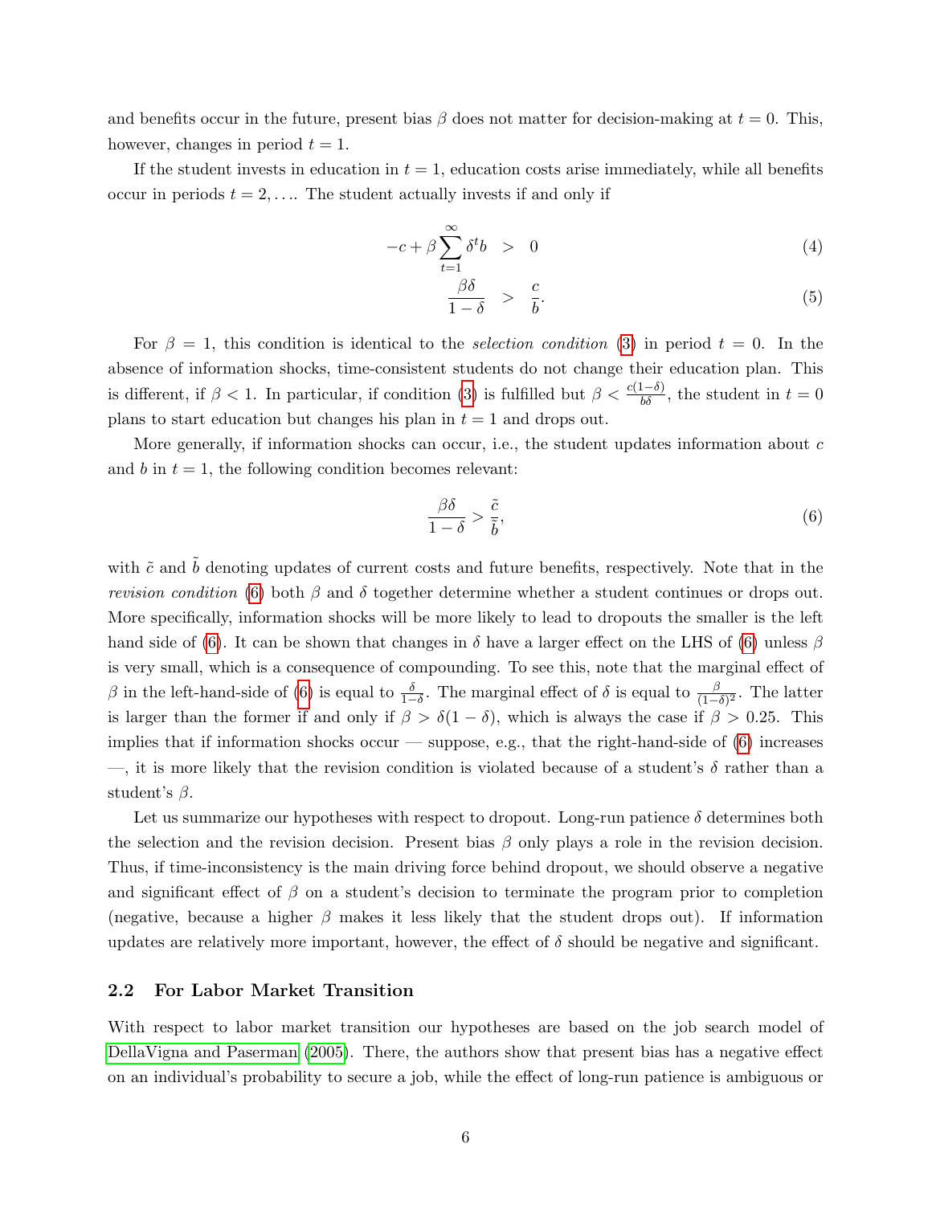and benefits occur in the future, present bias $\beta$ does not matter for decision-making at $t = 0$. This, however, changes in period $t = 1$.

If the student invests in education in $t = 1$, education costs arise immediately, while all benefits occur in periods $t = 2, \ldots$. The student actually invests if and only if

$$-c + \beta \sum_{t=1}^{\infty} \delta^t b \quad > \quad 0 \tag{4}$$

$$\frac{\beta\delta}{1-\delta} \quad > \quad \frac{c}{b}. \tag{5}$$

For $\beta = 1$, this condition is identical to the *selection condition* (3) in period $t = 0$. In the absence of information shocks, time-consistent students do not change their education plan. This is different, if $\beta < 1$. In particular, if condition (3) is fulfilled but $\beta < \frac{c(1-\delta)}{b\delta}$, the student in $t = 0$ plans to start education but changes his plan in $t = 1$ and drops out.

More generally, if information shocks can occur, i.e., the student updates information about $c$ and $b$ in $t = 1$, the following condition becomes relevant:

$$\frac{\beta\delta}{1-\delta} > \frac{\tilde{c}}{\tilde{b}}, \tag{6}$$

with $\tilde{c}$ and $\tilde{b}$ denoting updates of current costs and future benefits, respectively. Note that in the *revision condition* (6) both $\beta$ and $\delta$ together determine whether a student continues or drops out. More specifically, information shocks will be more likely to lead to dropouts the smaller is the left hand side of (6). It can be shown that changes in $\delta$ have a larger effect on the LHS of (6) unless $\beta$ is very small, which is a consequence of compounding. To see this, note that the marginal effect of $\beta$ in the left-hand-side of (6) is equal to $\frac{\delta}{1-\delta}$. The marginal effect of $\delta$ is equal to $\frac{\beta}{(1-\delta)^2}$. The latter is larger than the former if and only if $\beta > \delta(1 - \delta)$, which is always the case if $\beta > 0.25$. This implies that if information shocks occur — suppose, e.g., that the right-hand-side of (6) increases —, it is more likely that the revision condition is violated because of a student's $\delta$ rather than a student's $\beta$.

Let us summarize our hypotheses with respect to dropout. Long-run patience $\delta$ determines both the selection and the revision decision. Present bias $\beta$ only plays a role in the revision decision. Thus, if time-inconsistency is the main driving force behind dropout, we should observe a negative and significant effect of $\beta$ on a student's decision to terminate the program prior to completion (negative, because a higher $\beta$ makes it less likely that the student drops out). If information updates are relatively more important, however, the effect of $\delta$ should be negative and significant.

## 2.2 For Labor Market Transition

With respect to labor market transition our hypotheses are based on the job search model of DellaVigna and Paserman (2005). There, the authors show that present bias has a negative effect on an individual's probability to secure a job, while the effect of long-run patience is ambiguous or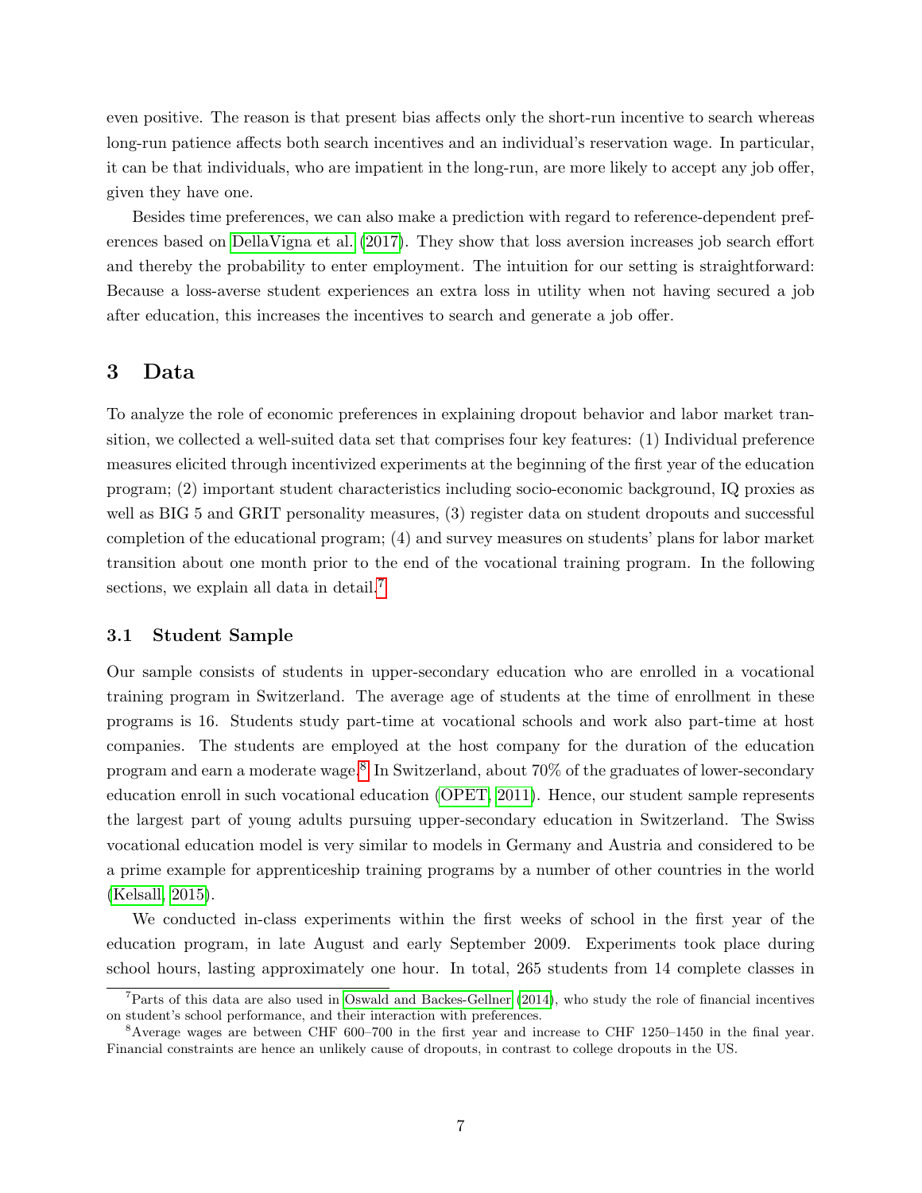even positive. The reason is that present bias affects only the short-run incentive to search whereas long-run patience affects both search incentives and an individual's reservation wage. In particular, it can be that individuals, who are impatient in the long-run, are more likely to accept any job offer, given they have one.

Besides time preferences, we can also make a prediction with regard to reference-dependent preferences based on DellaVigna et al. (2017). They show that loss aversion increases job search effort and thereby the probability to enter employment. The intuition for our setting is straightforward: Because a loss-averse student experiences an extra loss in utility when not having secured a job after education, this increases the incentives to search and generate a job offer.

## 3 Data

To analyze the role of economic preferences in explaining dropout behavior and labor market transition, we collected a well-suited data set that comprises four key features: (1) Individual preference measures elicited through incentivized experiments at the beginning of the first year of the education program; (2) important student characteristics including socio-economic background, IQ proxies as well as BIG 5 and GRIT personality measures, (3) register data on student dropouts and successful completion of the educational program; (4) and survey measures on students' plans for labor market transition about one month prior to the end of the vocational training program. In the following sections, we explain all data in detail.[7]

### 3.1 Student Sample

Our sample consists of students in upper-secondary education who are enrolled in a vocational training program in Switzerland. The average age of students at the time of enrollment in these programs is 16. Students study part-time at vocational schools and work also part-time at host companies. The students are employed at the host company for the duration of the education program and earn a moderate wage.[8] In Switzerland, about 70% of the graduates of lower-secondary education enroll in such vocational education (OPET, 2011). Hence, our student sample represents the largest part of young adults pursuing upper-secondary education in Switzerland. The Swiss vocational education model is very similar to models in Germany and Austria and considered to be a prime example for apprenticeship training programs by a number of other countries in the world (Kelsall, 2015).

We conducted in-class experiments within the first weeks of school in the first year of the education program, in late August and early September 2009. Experiments took place during school hours, lasting approximately one hour. In total, 265 students from 14 complete classes in

[7] Parts of this data are also used in Oswald and Backes-Gellner (2014), who study the role of financial incentives on student's school performance, and their interaction with preferences.

[8] Average wages are between CHF 600–700 in the first year and increase to CHF 1250–1450 in the final year. Financial constraints are hence an unlikely cause of dropouts, in contrast to college dropouts in the US.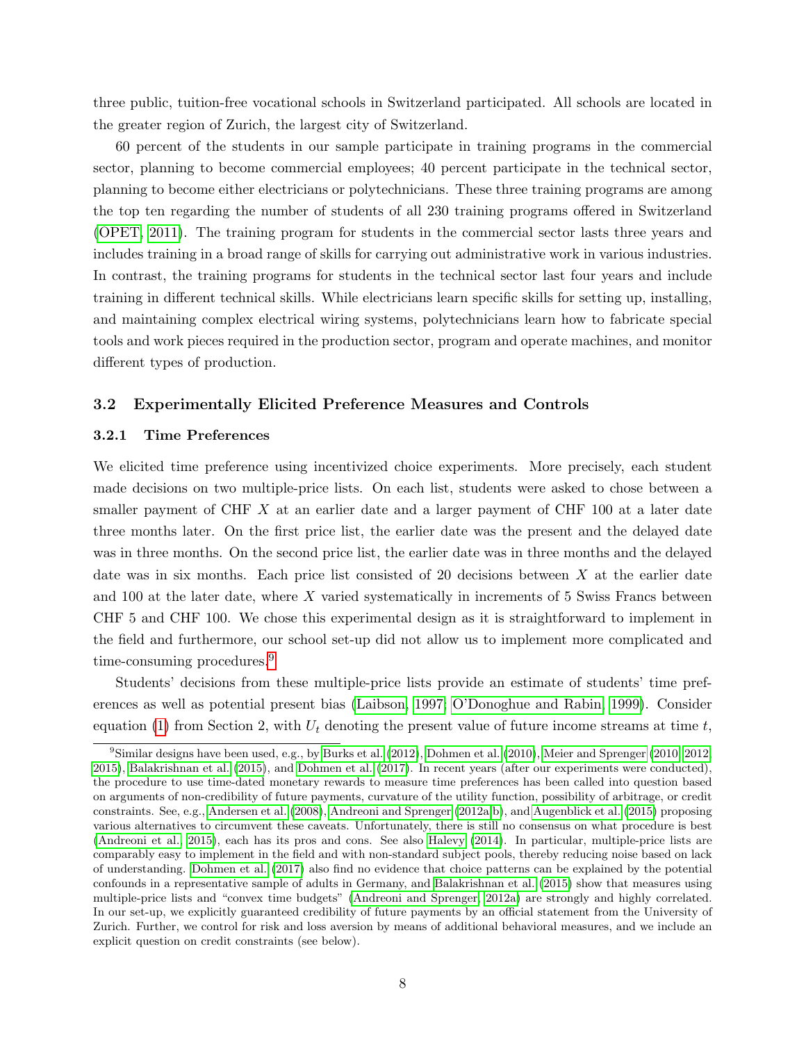three public, tuition-free vocational schools in Switzerland participated. All schools are located in the greater region of Zurich, the largest city of Switzerland.

60 percent of the students in our sample participate in training programs in the commercial sector, planning to become commercial employees; 40 percent participate in the technical sector, planning to become either electricians or polytechnicians. These three training programs are among the top ten regarding the number of students of all 230 training programs offered in Switzerland (OPET, 2011). The training program for students in the commercial sector lasts three years and includes training in a broad range of skills for carrying out administrative work in various industries. In contrast, the training programs for students in the technical sector last four years and include training in different technical skills. While electricians learn specific skills for setting up, installing, and maintaining complex electrical wiring systems, polytechnicians learn how to fabricate special tools and work pieces required in the production sector, program and operate machines, and monitor different types of production.

### 3.2 Experimentally Elicited Preference Measures and Controls

#### 3.2.1 Time Preferences

We elicited time preference using incentivized choice experiments. More precisely, each student made decisions on two multiple-price lists. On each list, students were asked to chose between a smaller payment of CHF $X$ at an earlier date and a larger payment of CHF 100 at a later date three months later. On the first price list, the earlier date was the present and the delayed date was in three months. On the second price list, the earlier date was in three months and the delayed date was in six months. Each price list consisted of 20 decisions between $X$ at the earlier date and 100 at the later date, where $X$ varied systematically in increments of 5 Swiss Francs between CHF 5 and CHF 100. We chose this experimental design as it is straightforward to implement in the field and furthermore, our school set-up did not allow us to implement more complicated and time-consuming procedures.[9]

Students' decisions from these multiple-price lists provide an estimate of students' time preferences as well as potential present bias (Laibson, 1997; O'Donoghue and Rabin, 1999). Consider equation (1) from Section 2, with $U_t$ denoting the present value of future income streams at time $t$,

[9] Similar designs have been used, e.g., by Burks et al. (2012), Dohmen et al. (2010), Meier and Sprenger (2010, 2012, 2015), Balakrishnan et al. (2015), and Dohmen et al. (2017). In recent years (after our experiments were conducted), the procedure to use time-dated monetary rewards to measure time preferences has been called into question based on arguments of non-credibility of future payments, curvature of the utility function, possibility of arbitrage, or credit constraints. See, e.g., Andersen et al. (2008), Andreoni and Sprenger (2012a,b), and Augenblick et al. (2015) proposing various alternatives to circumvent these caveats. Unfortunately, there is still no consensus on what procedure is best (Andreoni et al., 2015), each has its pros and cons. See also Halevy (2014). In particular, multiple-price lists are comparably easy to implement in the field and with non-standard subject pools, thereby reducing noise based on lack of understanding. Dohmen et al. (2017) also find no evidence that choice patterns can be explained by the potential confounds in a representative sample of adults in Germany, and Balakrishnan et al. (2015) show that measures using multiple-price lists and "convex time budgets" (Andreoni and Sprenger, 2012a) are strongly and highly correlated. In our set-up, we explicitly guaranteed credibility of future payments by an official statement from the University of Zurich. Further, we control for risk and loss aversion by means of additional behavioral measures, and we include an explicit question on credit constraints (see below).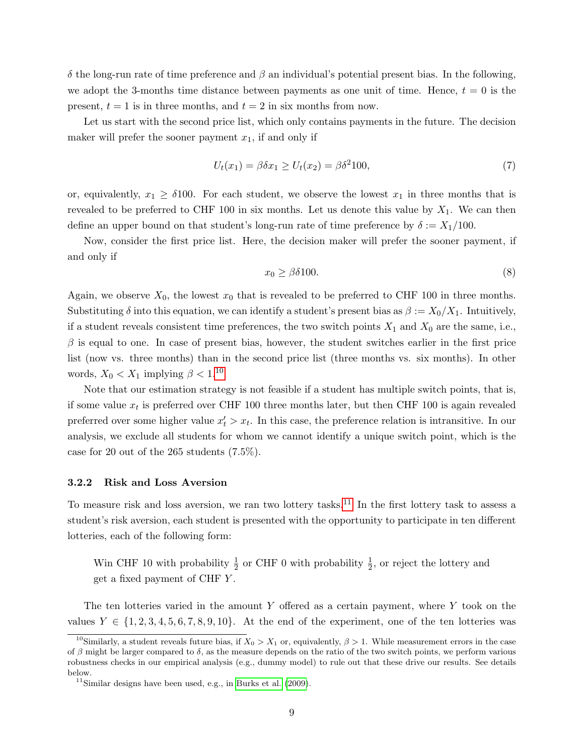$\delta$ the long-run rate of time preference and $\beta$ an individual's potential present bias. In the following, we adopt the 3-months time distance between payments as one unit of time. Hence, $t = 0$ is the present, $t = 1$ is in three months, and $t = 2$ in six months from now.

Let us start with the second price list, which only contains payments in the future. The decision maker will prefer the sooner payment $x_1$, if and only if

$$U_t(x_1) = \beta\delta x_1 \geq U_t(x_2) = \beta\delta^2 100, \tag{7}$$

or, equivalently, $x_1 \geq \delta 100$. For each student, we observe the lowest $x_1$ in three months that is revealed to be preferred to CHF 100 in six months. Let us denote this value by $X_1$. We can then define an upper bound on that student's long-run rate of time preference by $\delta := X_1/100$.

Now, consider the first price list. Here, the decision maker will prefer the sooner payment, if and only if

$$x_0 \geq \beta\delta 100. \tag{8}$$

Again, we observe $X_0$, the lowest $x_0$ that is revealed to be preferred to CHF 100 in three months. Substituting $\delta$ into this equation, we can identify a student's present bias as $\beta := X_0/X_1$. Intuitively, if a student reveals consistent time preferences, the two switch points $X_1$ and $X_0$ are the same, i.e., $\beta$ is equal to one. In case of present bias, however, the student switches earlier in the first price list (now vs. three months) than in the second price list (three months vs. six months). In other words, $X_0 < X_1$ implying $\beta < 1$.[10]

Note that our estimation strategy is not feasible if a student has multiple switch points, that is, if some value $x_t$ is preferred over CHF 100 three months later, but then CHF 100 is again revealed preferred over some higher value $x'_t > x_t$. In this case, the preference relation is intransitive. In our analysis, we exclude all students for whom we cannot identify a unique switch point, which is the case for 20 out of the 265 students (7.5%).

### 3.2.2 Risk and Loss Aversion

To measure risk and loss aversion, we ran two lottery tasks.[11] In the first lottery task to assess a student's risk aversion, each student is presented with the opportunity to participate in ten different lotteries, each of the following form:

> Win CHF 10 with probability $\frac{1}{2}$ or CHF 0 with probability $\frac{1}{2}$, or reject the lottery and get a fixed payment of CHF $Y$.

The ten lotteries varied in the amount $Y$ offered as a certain payment, where $Y$ took on the values $Y \in \{1, 2, 3, 4, 5, 6, 7, 8, 9, 10\}$. At the end of the experiment, one of the ten lotteries was

[10] Similarly, a student reveals future bias, if $X_0 > X_1$ or, equivalently, $\beta > 1$. While measurement errors in the case of $\beta$ might be larger compared to $\delta$, as the measure depends on the ratio of the two switch points, we perform various robustness checks in our empirical analysis (e.g., dummy model) to rule out that these drive our results. See details below.

[11] Similar designs have been used, e.g., in Burks et al. (2009).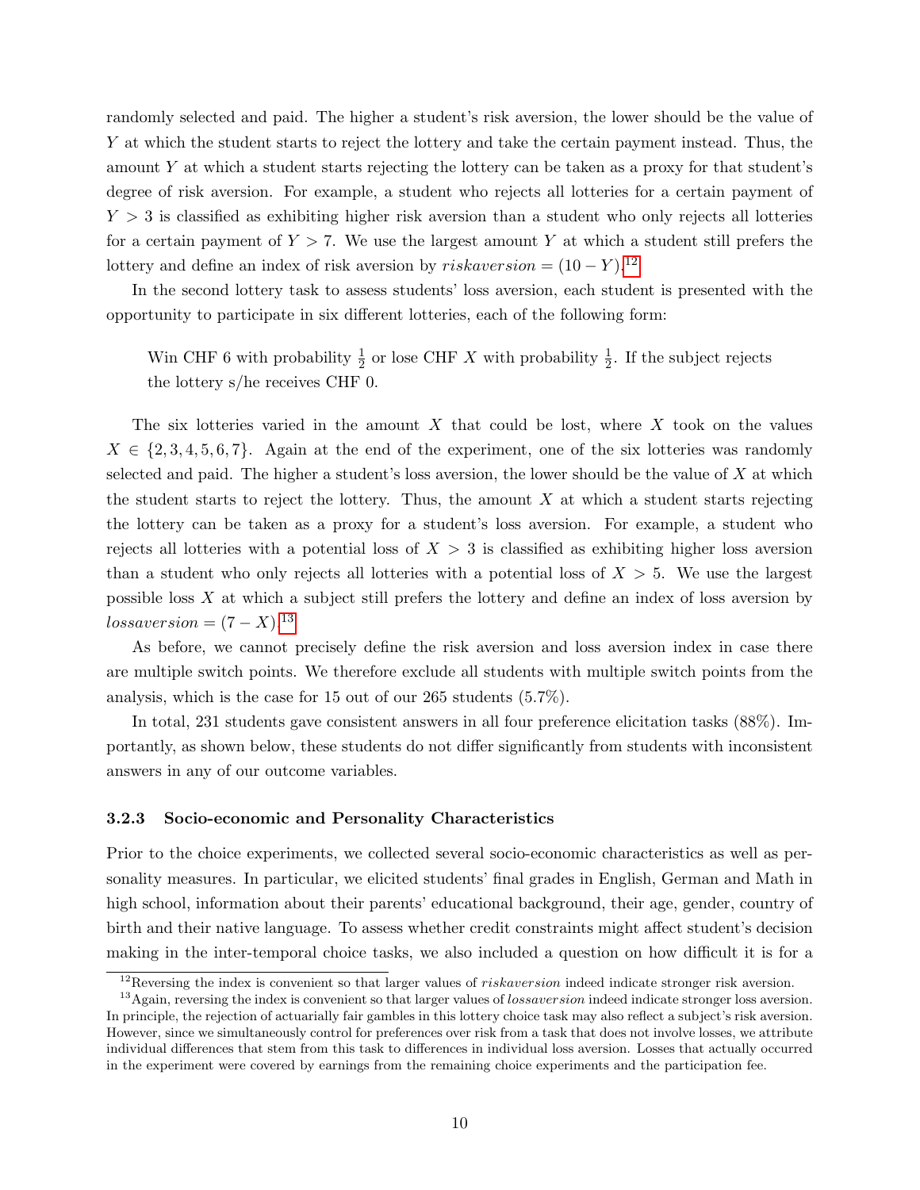randomly selected and paid. The higher a student's risk aversion, the lower should be the value of $Y$ at which the student starts to reject the lottery and take the certain payment instead. Thus, the amount $Y$ at which a student starts rejecting the lottery can be taken as a proxy for that student's degree of risk aversion. For example, a student who rejects all lotteries for a certain payment of $Y > 3$ is classified as exhibiting higher risk aversion than a student who only rejects all lotteries for a certain payment of $Y > 7$. We use the largest amount $Y$ at which a student still prefers the lottery and define an index of risk aversion by $riskaversion = (10 - Y)$.[12]

In the second lottery task to assess students' loss aversion, each student is presented with the opportunity to participate in six different lotteries, each of the following form:

> Win CHF 6 with probability $\frac{1}{2}$ or lose CHF $X$ with probability $\frac{1}{2}$. If the subject rejects the lottery s/he receives CHF 0.

The six lotteries varied in the amount $X$ that could be lost, where $X$ took on the values $X \in \{2, 3, 4, 5, 6, 7\}$. Again at the end of the experiment, one of the six lotteries was randomly selected and paid. The higher a student's loss aversion, the lower should be the value of $X$ at which the student starts to reject the lottery. Thus, the amount $X$ at which a student starts rejecting the lottery can be taken as a proxy for a student's loss aversion. For example, a student who rejects all lotteries with a potential loss of $X > 3$ is classified as exhibiting higher loss aversion than a student who only rejects all lotteries with a potential loss of $X > 5$. We use the largest possible loss $X$ at which a subject still prefers the lottery and define an index of loss aversion by $lossaversion = (7 - X)$.[13]

As before, we cannot precisely define the risk aversion and loss aversion index in case there are multiple switch points. We therefore exclude all students with multiple switch points from the analysis, which is the case for 15 out of our 265 students (5.7%).

In total, 231 students gave consistent answers in all four preference elicitation tasks (88%). Importantly, as shown below, these students do not differ significantly from students with inconsistent answers in any of our outcome variables.

### 3.2.3 Socio-economic and Personality Characteristics

Prior to the choice experiments, we collected several socio-economic characteristics as well as personality measures. In particular, we elicited students' final grades in English, German and Math in high school, information about their parents' educational background, their age, gender, country of birth and their native language. To assess whether credit constraints might affect student's decision making in the inter-temporal choice tasks, we also included a question on how difficult it is for a

---

[12] Reversing the index is convenient so that larger values of $riskaversion$ indeed indicate stronger risk aversion.

[13] Again, reversing the index is convenient so that larger values of $lossaversion$ indeed indicate stronger loss aversion. In principle, the rejection of actuarially fair gambles in this lottery choice task may also reflect a subject's risk aversion. However, since we simultaneously control for preferences over risk from a task that does not involve losses, we attribute individual differences that stem from this task to differences in individual loss aversion. Losses that actually occurred in the experiment were covered by earnings from the remaining choice experiments and the participation fee.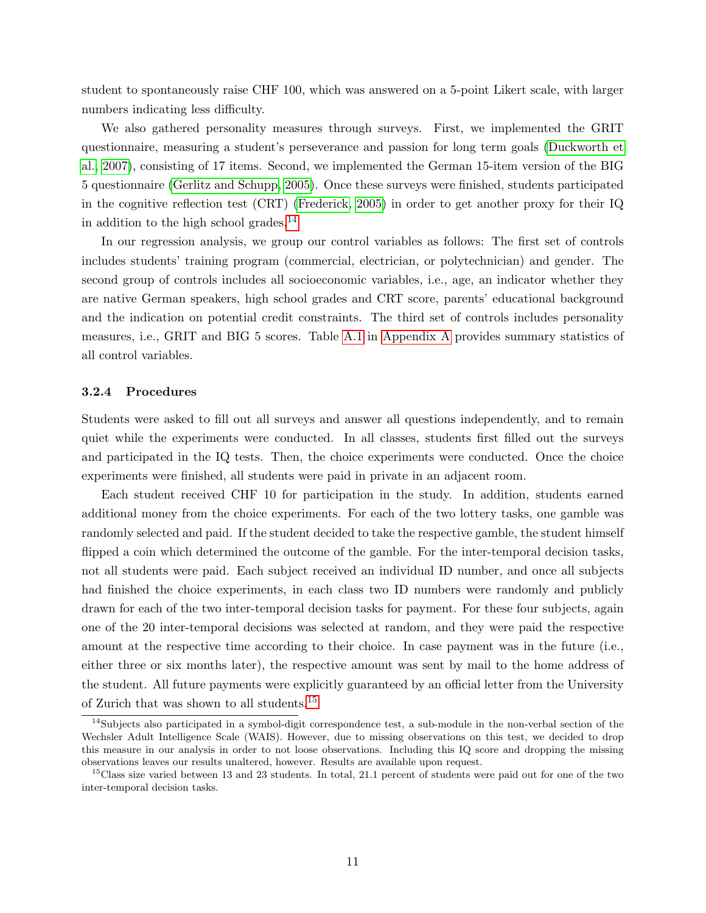student to spontaneously raise CHF 100, which was answered on a 5-point Likert scale, with larger numbers indicating less difficulty.

We also gathered personality measures through surveys. First, we implemented the GRIT questionnaire, measuring a student's perseverance and passion for long term goals (Duckworth et al., 2007), consisting of 17 items. Second, we implemented the German 15-item version of the BIG 5 questionnaire (Gerlitz and Schupp, 2005). Once these surveys were finished, students participated in the cognitive reflection test (CRT) (Frederick, 2005) in order to get another proxy for their IQ in addition to the high school grades.[14]

In our regression analysis, we group our control variables as follows: The first set of controls includes students' training program (commercial, electrician, or polytechnician) and gender. The second group of controls includes all socioeconomic variables, i.e., age, an indicator whether they are native German speakers, high school grades and CRT score, parents' educational background and the indication on potential credit constraints. The third set of controls includes personality measures, i.e., GRIT and BIG 5 scores. Table A.1 in Appendix A provides summary statistics of all control variables.

#### 3.2.4 Procedures

Students were asked to fill out all surveys and answer all questions independently, and to remain quiet while the experiments were conducted. In all classes, students first filled out the surveys and participated in the IQ tests. Then, the choice experiments were conducted. Once the choice experiments were finished, all students were paid in private in an adjacent room.

Each student received CHF 10 for participation in the study. In addition, students earned additional money from the choice experiments. For each of the two lottery tasks, one gamble was randomly selected and paid. If the student decided to take the respective gamble, the student himself flipped a coin which determined the outcome of the gamble. For the inter-temporal decision tasks, not all students were paid. Each subject received an individual ID number, and once all subjects had finished the choice experiments, in each class two ID numbers were randomly and publicly drawn for each of the two inter-temporal decision tasks for payment. For these four subjects, again one of the 20 inter-temporal decisions was selected at random, and they were paid the respective amount at the respective time according to their choice. In case payment was in the future (i.e., either three or six months later), the respective amount was sent by mail to the home address of the student. All future payments were explicitly guaranteed by an official letter from the University of Zurich that was shown to all students.[15]

[14] Subjects also participated in a symbol-digit correspondence test, a sub-module in the non-verbal section of the Wechsler Adult Intelligence Scale (WAIS). However, due to missing observations on this test, we decided to drop this measure in our analysis in order to not loose observations. Including this IQ score and dropping the missing observations leaves our results unaltered, however. Results are available upon request.

[15] Class size varied between 13 and 23 students. In total, 21.1 percent of students were paid out for one of the two inter-temporal decision tasks.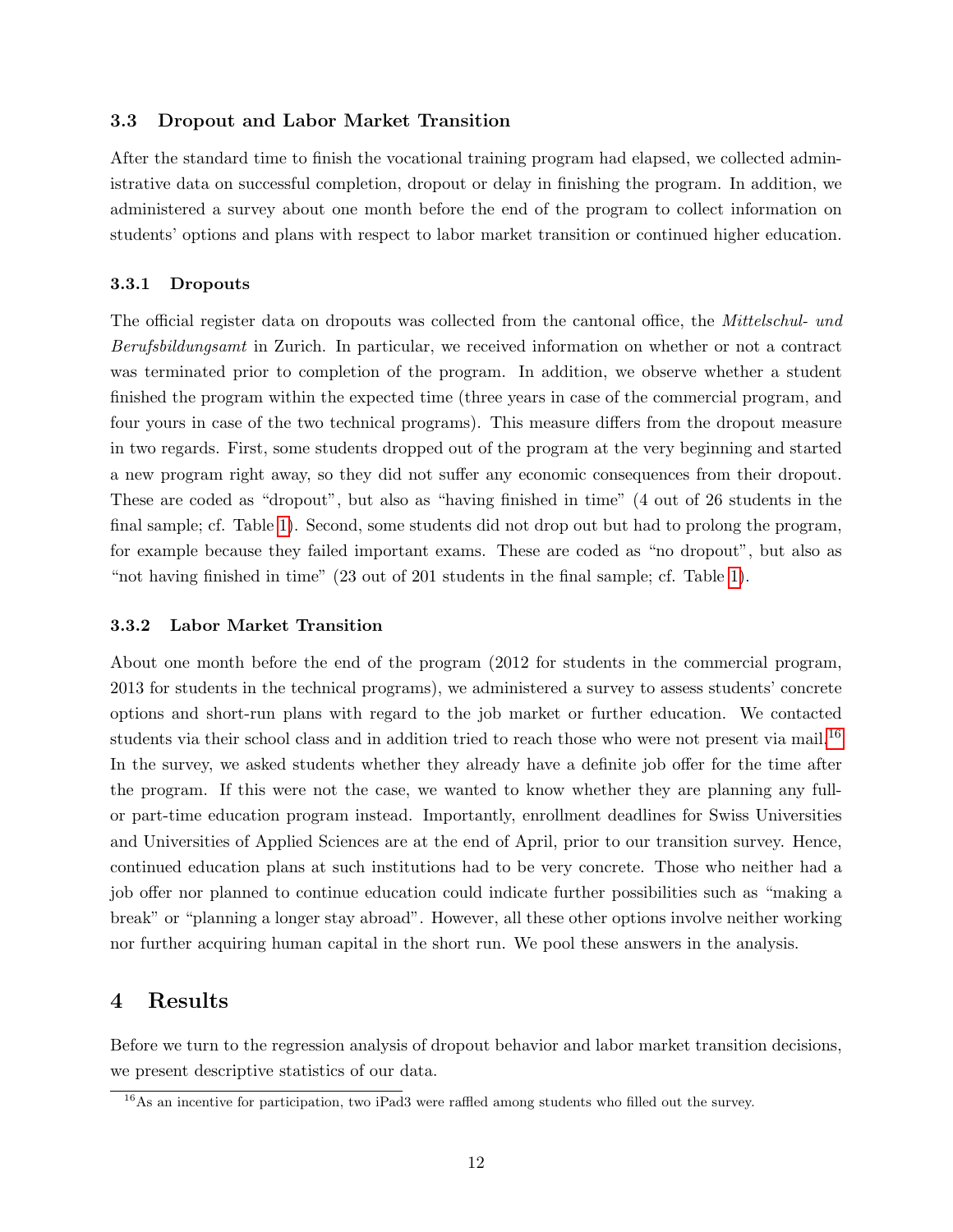### 3.3 Dropout and Labor Market Transition

After the standard time to finish the vocational training program had elapsed, we collected administrative data on successful completion, dropout or delay in finishing the program. In addition, we administered a survey about one month before the end of the program to collect information on students' options and plans with respect to labor market transition or continued higher education.

#### 3.3.1 Dropouts

The official register data on dropouts was collected from the cantonal office, the *Mittelschul- und Berufsbildungsamt* in Zurich. In particular, we received information on whether or not a contract was terminated prior to completion of the program. In addition, we observe whether a student finished the program within the expected time (three years in case of the commercial program, and four yours in case of the two technical programs). This measure differs from the dropout measure in two regards. First, some students dropped out of the program at the very beginning and started a new program right away, so they did not suffer any economic consequences from their dropout. These are coded as "dropout", but also as "having finished in time" (4 out of 26 students in the final sample; cf. Table 1). Second, some students did not drop out but had to prolong the program, for example because they failed important exams. These are coded as "no dropout", but also as "not having finished in time" (23 out of 201 students in the final sample; cf. Table 1).

#### 3.3.2 Labor Market Transition

About one month before the end of the program (2012 for students in the commercial program, 2013 for students in the technical programs), we administered a survey to assess students' concrete options and short-run plans with regard to the job market or further education. We contacted students via their school class and in addition tried to reach those who were not present via mail.[16] In the survey, we asked students whether they already have a definite job offer for the time after the program. If this were not the case, we wanted to know whether they are planning any full- or part-time education program instead. Importantly, enrollment deadlines for Swiss Universities and Universities of Applied Sciences are at the end of April, prior to our transition survey. Hence, continued education plans at such institutions had to be very concrete. Those who neither had a job offer nor planned to continue education could indicate further possibilities such as "making a break" or "planning a longer stay abroad". However, all these other options involve neither working nor further acquiring human capital in the short run. We pool these answers in the analysis.

## 4 Results

Before we turn to the regression analysis of dropout behavior and labor market transition decisions, we present descriptive statistics of our data.

[16] As an incentive for participation, two iPad3 were raffled among students who filled out the survey.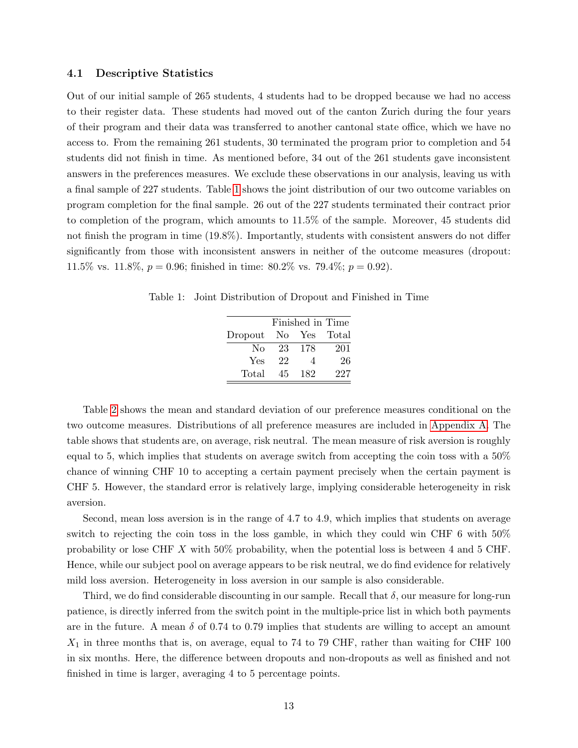### 4.1 Descriptive Statistics

Out of our initial sample of 265 students, 4 students had to be dropped because we had no access to their register data. These students had moved out of the canton Zurich during the four years of their program and their data was transferred to another cantonal state office, which we have no access to. From the remaining 261 students, 30 terminated the program prior to completion and 54 students did not finish in time. As mentioned before, 34 out of the 261 students gave inconsistent answers in the preferences measures. We exclude these observations in our analysis, leaving us with a final sample of 227 students. Table 1 shows the joint distribution of our two outcome variables on program completion for the final sample. 26 out of the 227 students terminated their contract prior to completion of the program, which amounts to 11.5% of the sample. Moreover, 45 students did not finish the program in time (19.8%). Importantly, students with consistent answers do not differ significantly from those with inconsistent answers in neither of the outcome measures (dropout: 11.5% vs. 11.8%, $p = 0.96$; finished in time: 80.2% vs. 79.4%; $p = 0.92$).

Table 1: Joint Distribution of Dropout and Finished in Time

| | Finished in Time | | |
|---|---|---|---|
| Dropout | No | Yes | Total |
| No | 23 | 178 | 201 |
| Yes | 22 | 4 | 26 |
| Total | 45 | 182 | 227 |

Table 2 shows the mean and standard deviation of our preference measures conditional on the two outcome measures. Distributions of all preference measures are included in Appendix A. The table shows that students are, on average, risk neutral. The mean measure of risk aversion is roughly equal to 5, which implies that students on average switch from accepting the coin toss with a 50% chance of winning CHF 10 to accepting a certain payment precisely when the certain payment is CHF 5. However, the standard error is relatively large, implying considerable heterogeneity in risk aversion.

Second, mean loss aversion is in the range of 4.7 to 4.9, which implies that students on average switch to rejecting the coin toss in the loss gamble, in which they could win CHF 6 with 50% probability or lose CHF $X$ with 50% probability, when the potential loss is between 4 and 5 CHF. Hence, while our subject pool on average appears to be risk neutral, we do find evidence for relatively mild loss aversion. Heterogeneity in loss aversion in our sample is also considerable.

Third, we do find considerable discounting in our sample. Recall that $\delta$, our measure for long-run patience, is directly inferred from the switch point in the multiple-price list in which both payments are in the future. A mean $\delta$ of 0.74 to 0.79 implies that students are willing to accept an amount $X_1$ in three months that is, on average, equal to 74 to 79 CHF, rather than waiting for CHF 100 in six months. Here, the difference between dropouts and non-dropouts as well as finished and not finished in time is larger, averaging 4 to 5 percentage points.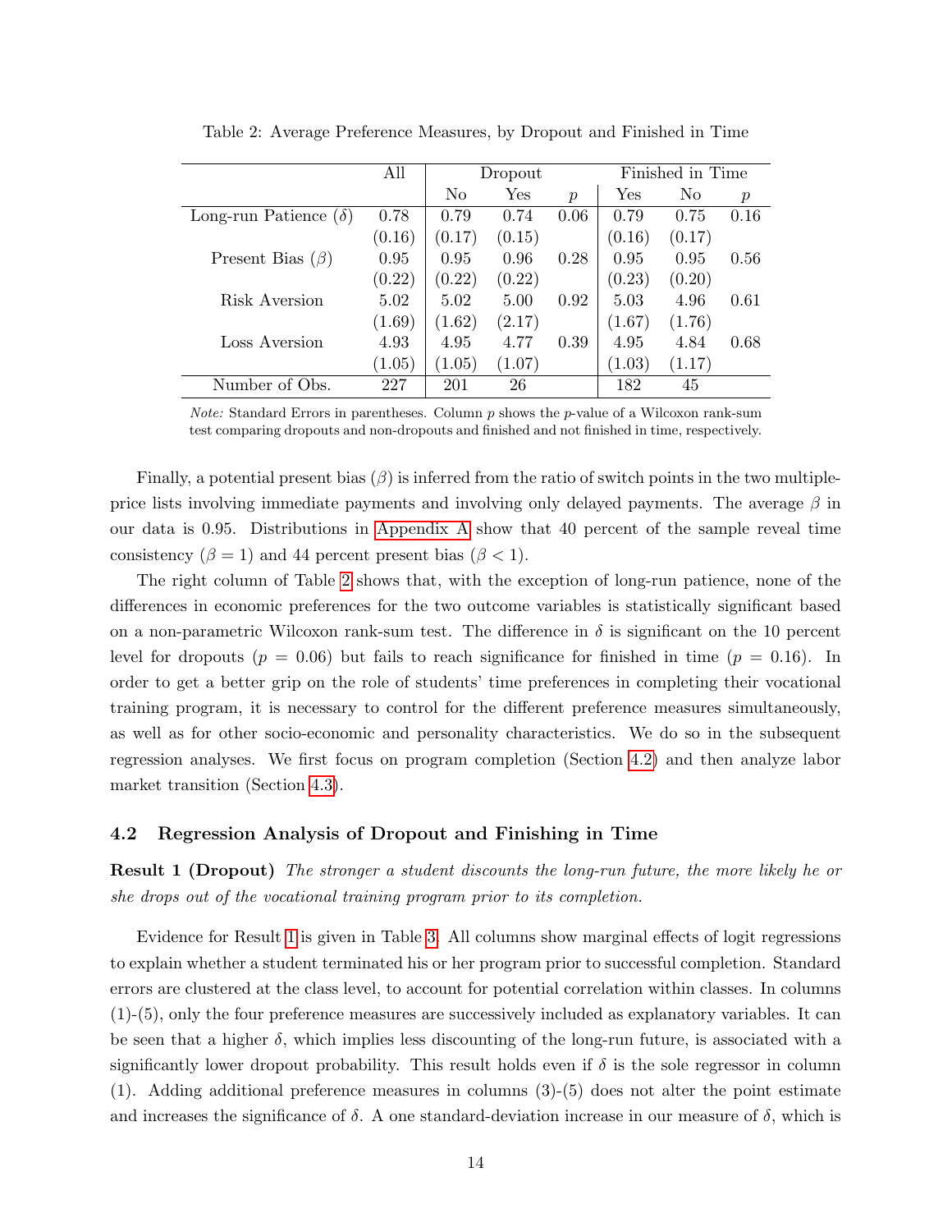Table 2: Average Preference Measures, by Dropout and Finished in Time

| | All | Dropout | | | Finished in Time | | |
|---|---|---|---|---|---|---|---|
| | | No | Yes | $p$ | Yes | No | $p$ |
| Long-run Patience ($\delta$) | 0.78 | 0.79 | 0.74 | 0.06 | 0.79 | 0.75 | 0.16 |
| | (0.16) | (0.17) | (0.15) | | (0.16) | (0.17) | |
| Present Bias ($\beta$) | 0.95 | 0.95 | 0.96 | 0.28 | 0.95 | 0.95 | 0.56 |
| | (0.22) | (0.22) | (0.22) | | (0.23) | (0.20) | |
| Risk Aversion | 5.02 | 5.02 | 5.00 | 0.92 | 5.03 | 4.96 | 0.61 |
| | (1.69) | (1.62) | (2.17) | | (1.67) | (1.76) | |
| Loss Aversion | 4.93 | 4.95 | 4.77 | 0.39 | 4.95 | 4.84 | 0.68 |
| | (1.05) | (1.05) | (1.07) | | (1.03) | (1.17) | |
| Number of Obs. | 227 | 201 | 26 | | 182 | 45 | |

*Note:* Standard Errors in parentheses. Column $p$ shows the $p$-value of a Wilcoxon rank-sum test comparing dropouts and non-dropouts and finished and not finished in time, respectively.

Finally, a potential present bias ($\beta$) is inferred from the ratio of switch points in the two multiple-price lists involving immediate payments and involving only delayed payments. The average $\beta$ in our data is 0.95. Distributions in Appendix A show that 40 percent of the sample reveal time consistency ($\beta = 1$) and 44 percent present bias ($\beta < 1$).

The right column of Table 2 shows that, with the exception of long-run patience, none of the differences in economic preferences for the two outcome variables is statistically significant based on a non-parametric Wilcoxon rank-sum test. The difference in $\delta$ is significant on the 10 percent level for dropouts ($p = 0.06$) but fails to reach significance for finished in time ($p = 0.16$). In order to get a better grip on the role of students' time preferences in completing their vocational training program, it is necessary to control for the different preference measures simultaneously, as well as for other socio-economic and personality characteristics. We do so in the subsequent regression analyses. We first focus on program completion (Section 4.2) and then analyze labor market transition (Section 4.3).

### 4.2 Regression Analysis of Dropout and Finishing in Time

**Result 1 (Dropout)** *The stronger a student discounts the long-run future, the more likely he or she drops out of the vocational training program prior to its completion.*

Evidence for Result 1 is given in Table 3. All columns show marginal effects of logit regressions to explain whether a student terminated his or her program prior to successful completion. Standard errors are clustered at the class level, to account for potential correlation within classes. In columns (1)-(5), only the four preference measures are successively included as explanatory variables. It can be seen that a higher $\delta$, which implies less discounting of the long-run future, is associated with a significantly lower dropout probability. This result holds even if $\delta$ is the sole regressor in column (1). Adding additional preference measures in columns (3)-(5) does not alter the point estimate and increases the significance of $\delta$. A one standard-deviation increase in our measure of $\delta$, which is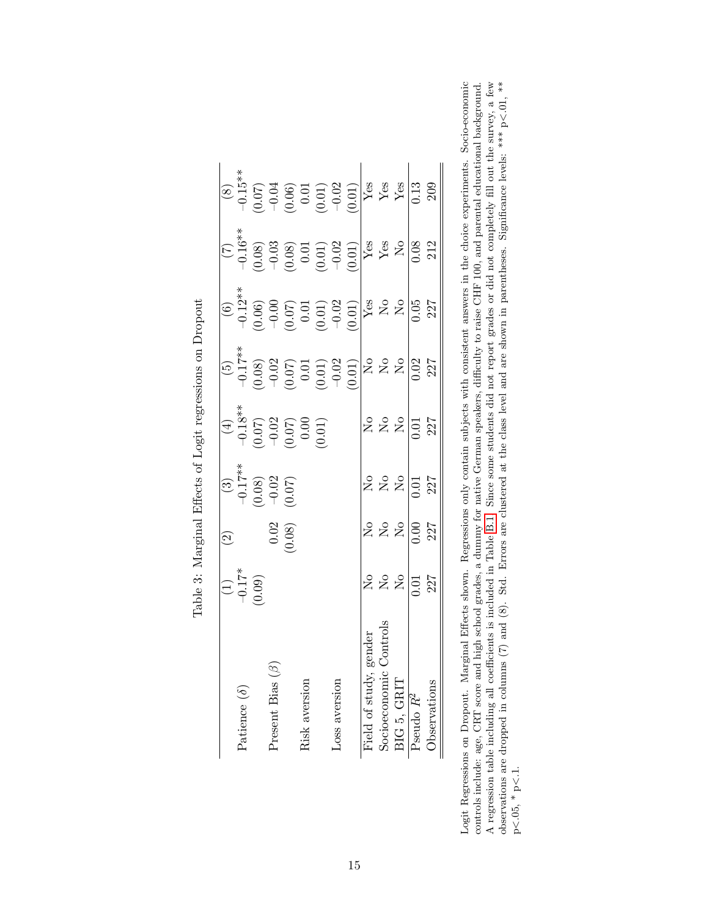Table 3: Marginal Effects of Logit regressions on Dropout

| | (1) | (2) | (3) | (4) | (5) | (6) | (7) | (8) |
|---|---|---|---|---|---|---|---|---|
| Patience ($\delta$) | −0.17* | | −0.17** | −0.18** | −0.17** | −0.12** | −0.16** | −0.15** |
| | (0.09) | | (0.08) | (0.07) | (0.08) | (0.06) | (0.08) | (0.07) |
| Present Bias ($\beta$) | | 0.02 | −0.02 | −0.02 | −0.02 | −0.00 | −0.03 | −0.04 |
| | | (0.08) | (0.07) | (0.07) | (0.07) | (0.07) | (0.08) | (0.06) |
| Risk aversion | | | | 0.00 | 0.01 | 0.01 | 0.01 | 0.01 |
| | | | | (0.01) | (0.01) | (0.01) | (0.01) | (0.01) |
| Loss aversion | | | | | −0.02 | −0.02 | −0.02 | −0.02 |
| | | | | | (0.01) | (0.01) | (0.01) | (0.01) |
| Field of study, gender | No | No | No | No | No | Yes | Yes | Yes |
| Socioeconomic Controls | No | No | No | No | No | No | Yes | Yes |
| BIG 5, GRIT | No | No | No | No | No | No | No | Yes |
| Pseudo $R^2$ | 0.01 | 0.00 | 0.01 | 0.01 | 0.02 | 0.05 | 0.08 | 0.13 |
| Observations | 227 | 227 | 227 | 227 | 227 | 227 | 212 | 209 |

Logit Regressions on Dropout. Marginal Effects shown. Regressions only contain subjects with consistent answers in the choice experiments. Socio-economic controls include: age, CRT score and high school grades, a dummy for native German speakers, difficulty to raise CHF 100, and parental educational background. A regression table including all coefficients is included in Table B.1. Since some students did not report grades or did not completely fill out the survey, a few observations are dropped in columns (7) and (8). Std. Errors are clustered at the class level and are shown in parentheses. Significance levels: *** p<.01, ** p<.05, * p<.1.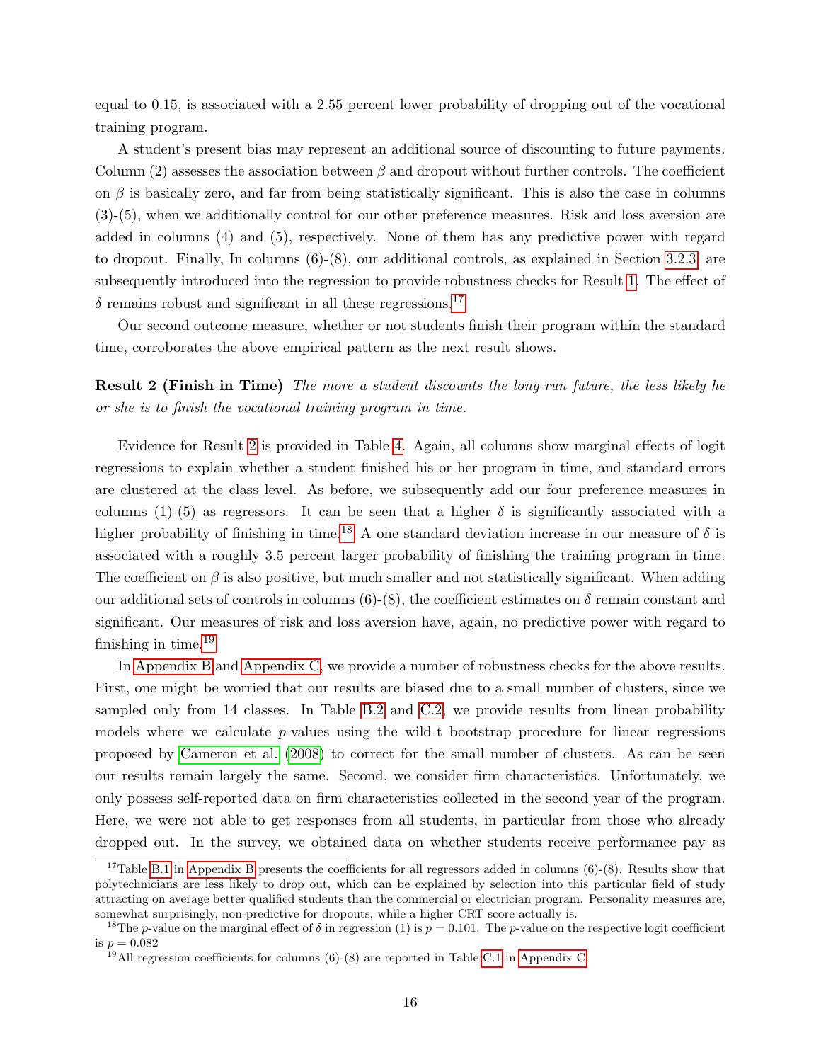equal to 0.15, is associated with a 2.55 percent lower probability of dropping out of the vocational training program.

A student's present bias may represent an additional source of discounting to future payments. Column (2) assesses the association between $\beta$ and dropout without further controls. The coefficient on $\beta$ is basically zero, and far from being statistically significant. This is also the case in columns (3)-(5), when we additionally control for our other preference measures. Risk and loss aversion are added in columns (4) and (5), respectively. None of them has any predictive power with regard to dropout. Finally, In columns (6)-(8), our additional controls, as explained in Section 3.2.3, are subsequently introduced into the regression to provide robustness checks for Result 1. The effect of $\delta$ remains robust and significant in all these regressions.[17]

Our second outcome measure, whether or not students finish their program within the standard time, corroborates the above empirical pattern as the next result shows.

**Result 2 (Finish in Time)** *The more a student discounts the long-run future, the less likely he or she is to finish the vocational training program in time.*

Evidence for Result 2 is provided in Table 4. Again, all columns show marginal effects of logit regressions to explain whether a student finished his or her program in time, and standard errors are clustered at the class level. As before, we subsequently add our four preference measures in columns (1)-(5) as regressors. It can be seen that a higher $\delta$ is significantly associated with a higher probability of finishing in time.[18] A one standard deviation increase in our measure of $\delta$ is associated with a roughly 3.5 percent larger probability of finishing the training program in time. The coefficient on $\beta$ is also positive, but much smaller and not statistically significant. When adding our additional sets of controls in columns (6)-(8), the coefficient estimates on $\delta$ remain constant and significant. Our measures of risk and loss aversion have, again, no predictive power with regard to finishing in time.[19]

In Appendix B and Appendix C, we provide a number of robustness checks for the above results. First, one might be worried that our results are biased due to a small number of clusters, since we sampled only from 14 classes. In Table B.2 and C.2, we provide results from linear probability models where we calculate $p$-values using the wild-t bootstrap procedure for linear regressions proposed by Cameron et al. (2008) to correct for the small number of clusters. As can be seen our results remain largely the same. Second, we consider firm characteristics. Unfortunately, we only possess self-reported data on firm characteristics collected in the second year of the program. Here, we were not able to get responses from all students, in particular from those who already dropped out. In the survey, we obtained data on whether students receive performance pay as

[17] Table B.1 in Appendix B presents the coefficients for all regressors added in columns (6)-(8). Results show that polytechnicians are less likely to drop out, which can be explained by selection into this particular field of study attracting on average better qualified students than the commercial or electrician program. Personality measures are, somewhat surprisingly, non-predictive for dropouts, while a higher CRT score actually is.

[18] The $p$-value on the marginal effect of $\delta$ in regression (1) is $p = 0.101$. The $p$-value on the respective logit coefficient is $p = 0.082$

[19] All regression coefficients for columns (6)-(8) are reported in Table C.1 in Appendix C.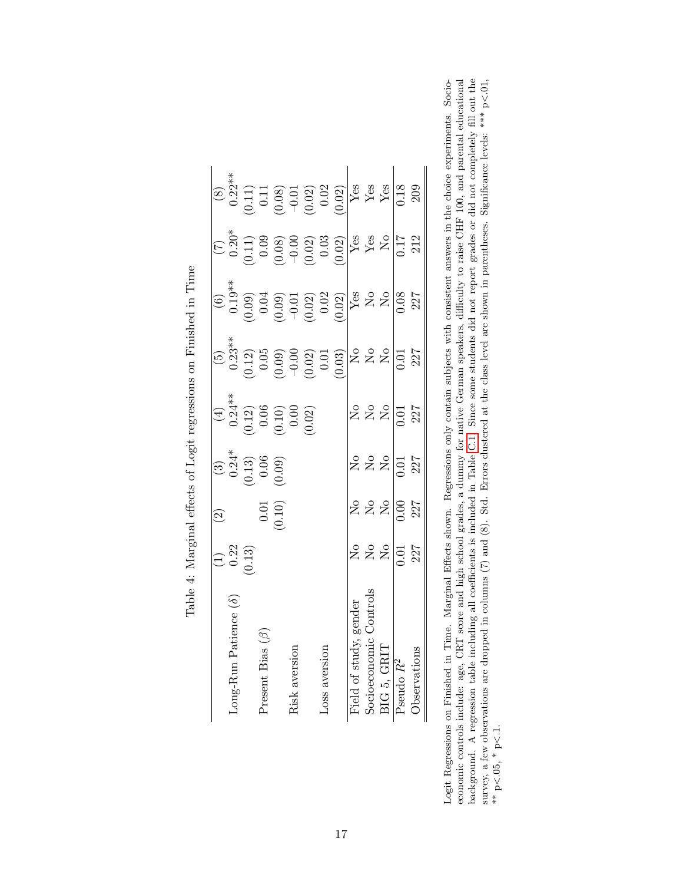Table 4: Marginal effects of Logit regressions on Finished in Time

| | (1) | (2) | (3) | (4) | (5) | (6) | (7) | (8) |
|---|---|---|---|---|---|---|---|---|
| Long-Run Patience ($\delta$) | 0.22 | | 0.24* | 0.24** | 0.23** | 0.19** | 0.20* | 0.22** |
| | (0.13) | | (0.13) | (0.12) | (0.12) | (0.09) | (0.11) | (0.11) |
| Present Bias ($\beta$) | | 0.01 | 0.06 | 0.06 | 0.05 | 0.04 | 0.09 | 0.11 |
| | | (0.10) | (0.09) | (0.10) | (0.09) | (0.09) | (0.08) | (0.08) |
| Risk aversion | | | | 0.00 | −0.00 | −0.01 | −0.00 | −0.01 |
| | | | | (0.02) | (0.02) | (0.02) | (0.02) | (0.02) |
| Loss aversion | | | | | 0.01 | 0.02 | 0.03 | 0.02 |
| | | | | | (0.03) | (0.02) | (0.02) | (0.02) |
| Field of study, gender | No | No | No | No | No | Yes | Yes | Yes |
| Socioeconomic Controls | No | No | No | No | No | No | Yes | Yes |
| BIG 5, GRIT | No | No | No | No | No | No | No | Yes |
| Pseudo $R^2$ | 0.01 | 0.00 | 0.01 | 0.01 | 0.01 | 0.08 | 0.17 | 0.18 |
| Observations | 227 | 227 | 227 | 227 | 227 | 227 | 212 | 209 |

Logit Regressions on Finished in Time. Marginal Effects shown. Regressions only contain subjects with consistent answers in the choice experiments. Socioeconomic controls include: age, CRT score and high school grades, a dummy for native German speakers, difficulty to raise CHF 100, and parental educational background. A regression table including all coefficients is included in Table C.1. Since some students did not report grades or did not completely fill out the survey, a few observations are dropped in columns (7) and (8). Std. Errors clustered at the class level are shown in parentheses. Significance levels: *** p<.01, ** p<.05, * p<.1.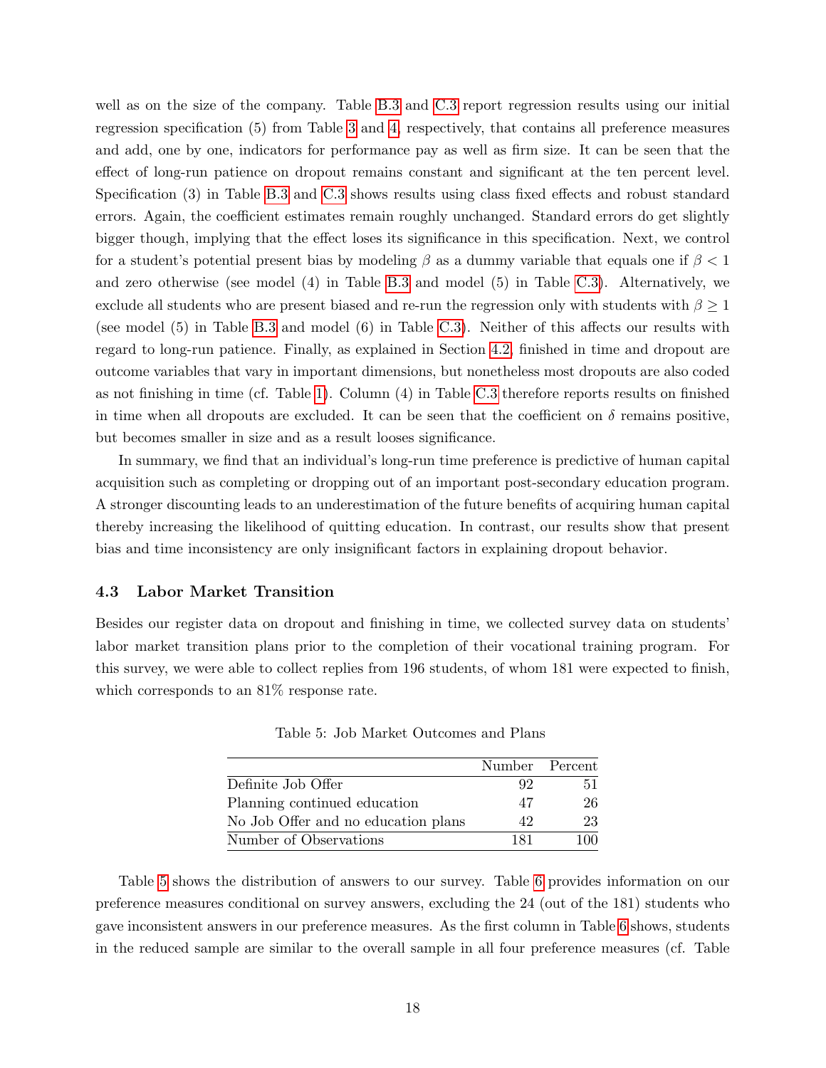well as on the size of the company. Table B.3 and C.3 report regression results using our initial regression specification (5) from Table 3 and 4, respectively, that contains all preference measures and add, one by one, indicators for performance pay as well as firm size. It can be seen that the effect of long-run patience on dropout remains constant and significant at the ten percent level. Specification (3) in Table B.3 and C.3 shows results using class fixed effects and robust standard errors. Again, the coefficient estimates remain roughly unchanged. Standard errors do get slightly bigger though, implying that the effect loses its significance in this specification. Next, we control for a student's potential present bias by modeling $\beta$ as a dummy variable that equals one if $\beta < 1$ and zero otherwise (see model (4) in Table B.3 and model (5) in Table C.3). Alternatively, we exclude all students who are present biased and re-run the regression only with students with $\beta \geq 1$ (see model (5) in Table B.3 and model (6) in Table C.3). Neither of this affects our results with regard to long-run patience. Finally, as explained in Section 4.2, finished in time and dropout are outcome variables that vary in important dimensions, but nonetheless most dropouts are also coded as not finishing in time (cf. Table 1). Column (4) in Table C.3 therefore reports results on finished in time when all dropouts are excluded. It can be seen that the coefficient on $\delta$ remains positive, but becomes smaller in size and as a result looses significance.

In summary, we find that an individual's long-run time preference is predictive of human capital acquisition such as completing or dropping out of an important post-secondary education program. A stronger discounting leads to an underestimation of the future benefits of acquiring human capital thereby increasing the likelihood of quitting education. In contrast, our results show that present bias and time inconsistency are only insignificant factors in explaining dropout behavior.

### 4.3 Labor Market Transition

Besides our register data on dropout and finishing in time, we collected survey data on students' labor market transition plans prior to the completion of their vocational training program. For this survey, we were able to collect replies from 196 students, of whom 181 were expected to finish, which corresponds to an 81% response rate.

Table 5: Job Market Outcomes and Plans

| | Number | Percent |
|---|---|---|
| Definite Job Offer | 92 | 51 |
| Planning continued education | 47 | 26 |
| No Job Offer and no education plans | 42 | 23 |
| Number of Observations | 181 | 100 |

Table 5 shows the distribution of answers to our survey. Table 6 provides information on our preference measures conditional on survey answers, excluding the 24 (out of the 181) students who gave inconsistent answers in our preference measures. As the first column in Table 6 shows, students in the reduced sample are similar to the overall sample in all four preference measures (cf. Table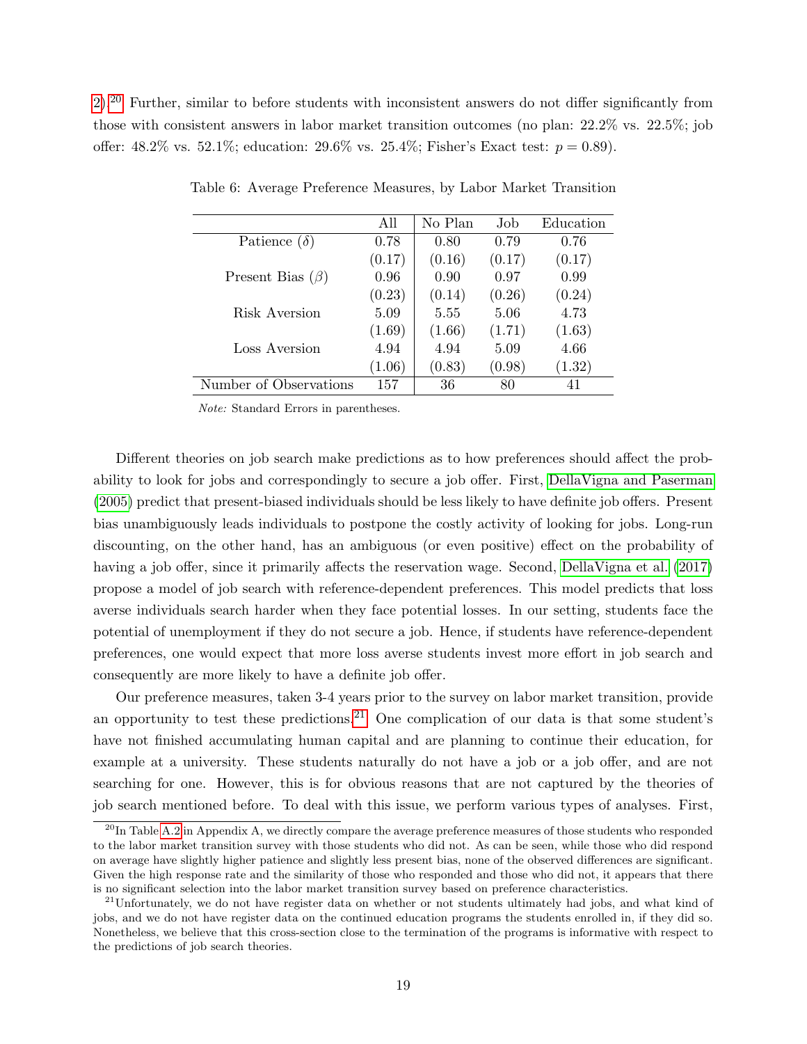2).[20] Further, similar to before students with inconsistent answers do not differ significantly from those with consistent answers in labor market transition outcomes (no plan: 22.2% vs. 22.5%; job offer: 48.2% vs. 52.1%; education: 29.6% vs. 25.4%; Fisher's Exact test: $p = 0.89$).

Table 6: Average Preference Measures, by Labor Market Transition

| | All | No Plan | Job | Education |
|---|---|---|---|---|
| Patience ($\delta$) | 0.78 | 0.80 | 0.79 | 0.76 |
| | (0.17) | (0.16) | (0.17) | (0.17) |
| Present Bias ($\beta$) | 0.96 | 0.90 | 0.97 | 0.99 |
| | (0.23) | (0.14) | (0.26) | (0.24) |
| Risk Aversion | 5.09 | 5.55 | 5.06 | 4.73 |
| | (1.69) | (1.66) | (1.71) | (1.63) |
| Loss Aversion | 4.94 | 4.94 | 5.09 | 4.66 |
| | (1.06) | (0.83) | (0.98) | (1.32) |
| Number of Observations | 157 | 36 | 80 | 41 |

*Note:* Standard Errors in parentheses.

Different theories on job search make predictions as to how preferences should affect the probability to look for jobs and correspondingly to secure a job offer. First, DellaVigna and Paserman (2005) predict that present-biased individuals should be less likely to have definite job offers. Present bias unambiguously leads individuals to postpone the costly activity of looking for jobs. Long-run discounting, on the other hand, has an ambiguous (or even positive) effect on the probability of having a job offer, since it primarily affects the reservation wage. Second, DellaVigna et al. (2017) propose a model of job search with reference-dependent preferences. This model predicts that loss averse individuals search harder when they face potential losses. In our setting, students face the potential of unemployment if they do not secure a job. Hence, if students have reference-dependent preferences, one would expect that more loss averse students invest more effort in job search and consequently are more likely to have a definite job offer.

Our preference measures, taken 3-4 years prior to the survey on labor market transition, provide an opportunity to test these predictions.[21] One complication of our data is that some student's have not finished accumulating human capital and are planning to continue their education, for example at a university. These students naturally do not have a job or a job offer, and are not searching for one. However, this is for obvious reasons that are not captured by the theories of job search mentioned before. To deal with this issue, we perform various types of analyses. First,

[20] In Table A.2 in Appendix A, we directly compare the average preference measures of those students who responded to the labor market transition survey with those students who did not. As can be seen, while those who did respond on average have slightly higher patience and slightly less present bias, none of the observed differences are significant. Given the high response rate and the similarity of those who responded and those who did not, it appears that there is no significant selection into the labor market transition survey based on preference characteristics.

[21] Unfortunately, we do not have register data on whether or not students ultimately had jobs, and what kind of jobs, and we do not have register data on the continued education programs the students enrolled in, if they did so. Nonetheless, we believe that this cross-section close to the termination of the programs is informative with respect to the predictions of job search theories.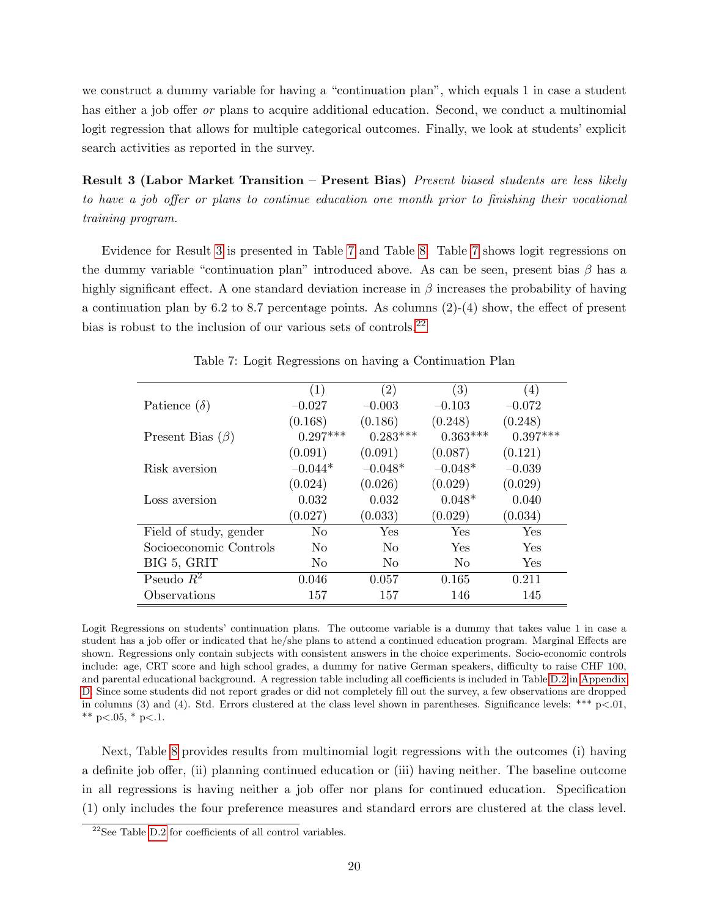we construct a dummy variable for having a "continuation plan", which equals 1 in case a student has either a job offer *or* plans to acquire additional education. Second, we conduct a multinomial logit regression that allows for multiple categorical outcomes. Finally, we look at students' explicit search activities as reported in the survey.

**Result 3 (Labor Market Transition – Present Bias)** *Present biased students are less likely to have a job offer or plans to continue education one month prior to finishing their vocational training program.*

Evidence for Result 3 is presented in Table 7 and Table 8. Table 7 shows logit regressions on the dummy variable "continuation plan" introduced above. As can be seen, present bias $\beta$ has a highly significant effect. A one standard deviation increase in $\beta$ increases the probability of having a continuation plan by 6.2 to 8.7 percentage points. As columns (2)-(4) show, the effect of present bias is robust to the inclusion of our various sets of controls.[22]

Table 7: Logit Regressions on having a Continuation Plan

| | (1) | (2) | (3) | (4) |
|---|---|---|---|---|
| Patience ($\delta$) | –0.027 | –0.003 | –0.103 | –0.072 |
| | (0.168) | (0.186) | (0.248) | (0.248) |
| Present Bias ($\beta$) | 0.297*** | 0.283*** | 0.363*** | 0.397*** |
| | (0.091) | (0.091) | (0.087) | (0.121) |
| Risk aversion | –0.044* | –0.048* | –0.048* | –0.039 |
| | (0.024) | (0.026) | (0.029) | (0.029) |
| Loss aversion | 0.032 | 0.032 | 0.048* | 0.040 |
| | (0.027) | (0.033) | (0.029) | (0.034) |
| Field of study, gender | No | Yes | Yes | Yes |
| Socioeconomic Controls | No | No | Yes | Yes |
| BIG 5, GRIT | No | No | No | Yes |
| Pseudo $R^2$ | 0.046 | 0.057 | 0.165 | 0.211 |
| Observations | 157 | 157 | 146 | 145 |

Logit Regressions on students' continuation plans. The outcome variable is a dummy that takes value 1 in case a student has a job offer or indicated that he/she plans to attend a continued education program. Marginal Effects are shown. Regressions only contain subjects with consistent answers in the choice experiments. Socio-economic controls include: age, CRT score and high school grades, a dummy for native German speakers, difficulty to raise CHF 100, and parental educational background. A regression table including all coefficients is included in Table D.2 in Appendix D. Since some students did not report grades or did not completely fill out the survey, a few observations are dropped in columns (3) and (4). Std. Errors clustered at the class level shown in parentheses. Significance levels: *** p<.01, ** p<.05, * p<.1.

Next, Table 8 provides results from multinomial logit regressions with the outcomes (i) having a definite job offer, (ii) planning continued education or (iii) having neither. The baseline outcome in all regressions is having neither a job offer nor plans for continued education. Specification (1) only includes the four preference measures and standard errors are clustered at the class level.

[22]See Table D.2 for coefficients of all control variables.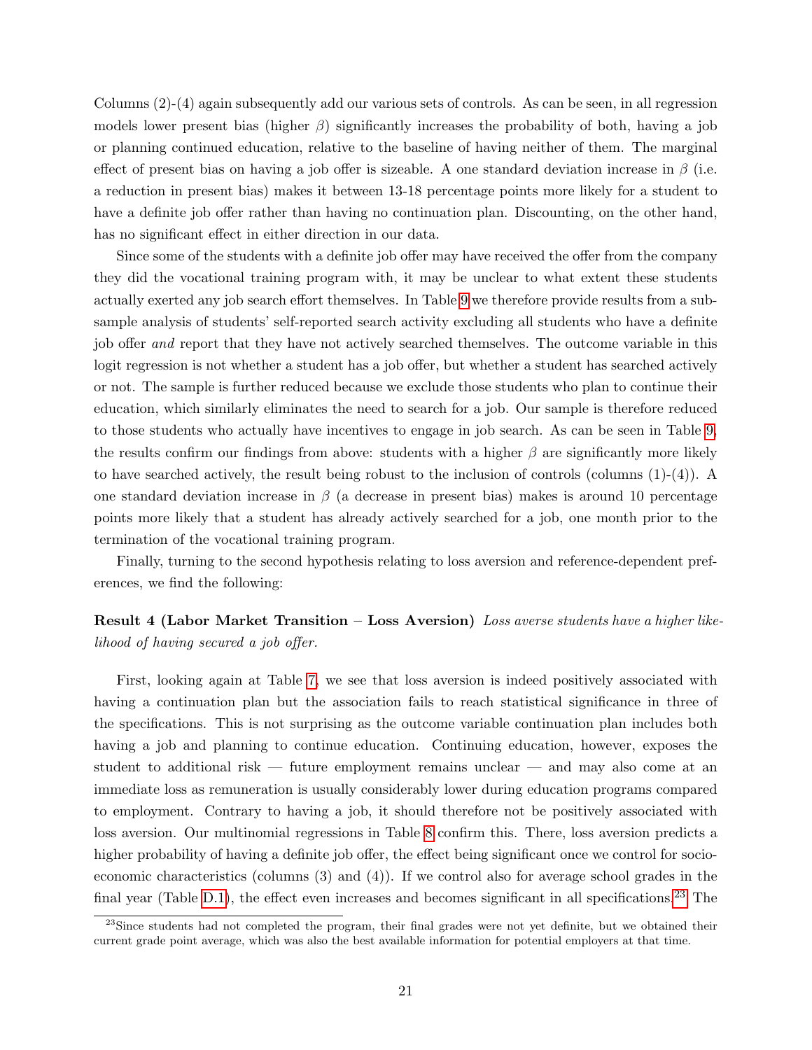Columns (2)-(4) again subsequently add our various sets of controls. As can be seen, in all regression models lower present bias (higher $\beta$) significantly increases the probability of both, having a job or planning continued education, relative to the baseline of having neither of them. The marginal effect of present bias on having a job offer is sizeable. A one standard deviation increase in $\beta$ (i.e. a reduction in present bias) makes it between 13-18 percentage points more likely for a student to have a definite job offer rather than having no continuation plan. Discounting, on the other hand, has no significant effect in either direction in our data.

Since some of the students with a definite job offer may have received the offer from the company they did the vocational training program with, it may be unclear to what extent these students actually exerted any job search effort themselves. In Table 9 we therefore provide results from a subsample analysis of students' self-reported search activity excluding all students who have a definite job offer *and* report that they have not actively searched themselves. The outcome variable in this logit regression is not whether a student has a job offer, but whether a student has searched actively or not. The sample is further reduced because we exclude those students who plan to continue their education, which similarly eliminates the need to search for a job. Our sample is therefore reduced to those students who actually have incentives to engage in job search. As can be seen in Table 9, the results confirm our findings from above: students with a higher $\beta$ are significantly more likely to have searched actively, the result being robust to the inclusion of controls (columns (1)-(4)). A one standard deviation increase in $\beta$ (a decrease in present bias) makes is around 10 percentage points more likely that a student has already actively searched for a job, one month prior to the termination of the vocational training program.

Finally, turning to the second hypothesis relating to loss aversion and reference-dependent preferences, we find the following:

**Result 4 (Labor Market Transition – Loss Aversion)** *Loss averse students have a higher likelihood of having secured a job offer.*

First, looking again at Table 7, we see that loss aversion is indeed positively associated with having a continuation plan but the association fails to reach statistical significance in three of the specifications. This is not surprising as the outcome variable continuation plan includes both having a job and planning to continue education. Continuing education, however, exposes the student to additional risk — future employment remains unclear — and may also come at an immediate loss as remuneration is usually considerably lower during education programs compared to employment. Contrary to having a job, it should therefore not be positively associated with loss aversion. Our multinomial regressions in Table 8 confirm this. There, loss aversion predicts a higher probability of having a definite job offer, the effect being significant once we control for socio-economic characteristics (columns (3) and (4)). If we control also for average school grades in the final year (Table D.1), the effect even increases and becomes significant in all specifications.[23] The

[23]Since students had not completed the program, their final grades were not yet definite, but we obtained their current grade point average, which was also the best available information for potential employers at that time.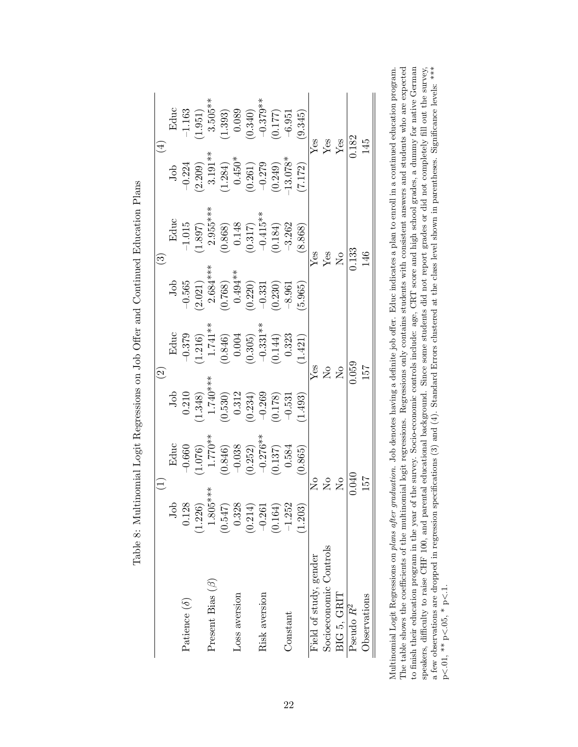Table 8: Multinomial Logit Regressions on Job Offer and Continued Education Plans

| | (1) | | (2) | | (3) | | (4) | |
|---|---|---|---|---|---|---|---|---|
| | Job | Educ | Job | Educ | Job | Educ | Job | Educ |
| Patience ($\delta$) | 0.128 | -0.660 | 0.210 | -0.379 | -0.565 | -1.015 | -0.224 | -1.163 |
| | (1.226) | (1.076) | (1.348) | (1.216) | (2.021) | (1.897) | (2.209) | (1.951) |
| Present Bias ($\beta$) | 1.805*** | 1.770** | 1.740*** | 1.741** | 2.684*** | 2.955*** | 3.191** | 3.505** |
| | (0.547) | (0.846) | (0.530) | (0.846) | (0.768) | (0.868) | (1.284) | (1.393) |
| Loss aversion | 0.328 | -0.038 | 0.312 | 0.004 | 0.494** | 0.148 | 0.450* | 0.089 |
| | (0.214) | (0.252) | (0.234) | (0.305) | (0.220) | (0.317) | (0.261) | (0.340) |
| Risk aversion | -0.261 | -0.276** | -0.269 | -0.331** | -0.331 | -0.415** | -0.279 | -0.379** |
| | (0.164) | (0.137) | (0.178) | (0.144) | (0.230) | (0.184) | (0.249) | (0.177) |
| Constant | -1.252 | 0.584 | -0.531 | 0.323 | -8.961 | -3.262 | -13.078* | -6.951 |
| | (1.203) | (0.865) | (1.493) | (1.421) | (5.965) | (8.868) | (7.172) | (9.345) |
| Field of study, gender | No | | Yes | | Yes | | Yes | |
| Socioeconomic Controls | No | | No | | Yes | | Yes | |
| BIG 5, GRIT | No | | No | | No | | Yes | |
| Pseudo $R^2$ | 0.040 | | 0.059 | | 0.133 | | 0.182 | |
| Observations | 157 | | 157 | | 146 | | 145 | |

Multinomial Logit Regressions on *plans after graduation*. Job denotes having a definite job offer. Educ indicates a plan to enroll in a continued education program. The table shows the coefficients of the multinomial logit regressions. Regressions only contains students with consistent answers and students who are expected to finish their education program in the year of the survey. Socio-economic controls include: age, CRT score and high school grades, a dummy for native German speakers, difficulty to raise CHF 100, and parental educational background. Since some students did not report grades or did not completely fill out the survey, a few observations are dropped in regression specifications (3) and (4). Standard Errors clustered at the class level shown in parentheses. Significance levels: *** p<.01, ** p<.05, * p<.1.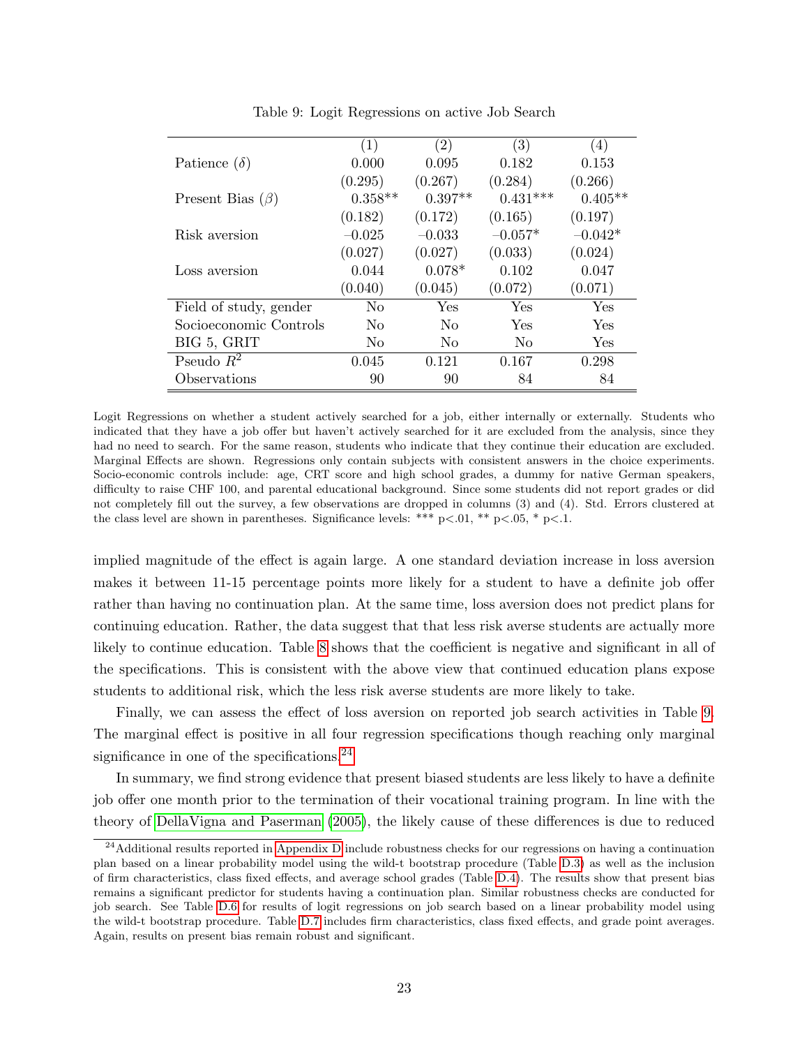Table 9: Logit Regressions on active Job Search

| | (1) | (2) | (3) | (4) |
|---|---|---|---|---|
| Patience ($\delta$) | 0.000 | 0.095 | 0.182 | 0.153 |
| | (0.295) | (0.267) | (0.284) | (0.266) |
| Present Bias ($\beta$) | 0.358** | 0.397** | 0.431*** | 0.405** |
| | (0.182) | (0.172) | (0.165) | (0.197) |
| Risk aversion | −0.025 | −0.033 | −0.057* | −0.042* |
| | (0.027) | (0.027) | (0.033) | (0.024) |
| Loss aversion | 0.044 | 0.078* | 0.102 | 0.047 |
| | (0.040) | (0.045) | (0.072) | (0.071) |
| Field of study, gender | No | Yes | Yes | Yes |
| Socioeconomic Controls | No | No | Yes | Yes |
| BIG 5, GRIT | No | No | No | Yes |
| Pseudo $R^2$ | 0.045 | 0.121 | 0.167 | 0.298 |
| Observations | 90 | 90 | 84 | 84 |

Logit Regressions on whether a student actively searched for a job, either internally or externally. Students who indicated that they have a job offer but haven't actively searched for it are excluded from the analysis, since they had no need to search. For the same reason, students who indicate that they continue their education are excluded. Marginal Effects are shown. Regressions only contain subjects with consistent answers in the choice experiments. Socio-economic controls include: age, CRT score and high school grades, a dummy for native German speakers, difficulty to raise CHF 100, and parental educational background. Since some students did not report grades or did not completely fill out the survey, a few observations are dropped in columns (3) and (4). Std. Errors clustered at the class level are shown in parentheses. Significance levels: *** p<.01, ** p<.05, * p<.1.

implied magnitude of the effect is again large. A one standard deviation increase in loss aversion makes it between 11-15 percentage points more likely for a student to have a definite job offer rather than having no continuation plan. At the same time, loss aversion does not predict plans for continuing education. Rather, the data suggest that that less risk averse students are actually more likely to continue education. Table 8 shows that the coefficient is negative and significant in all of the specifications. This is consistent with the above view that continued education plans expose students to additional risk, which the less risk averse students are more likely to take.

Finally, we can assess the effect of loss aversion on reported job search activities in Table 9. The marginal effect is positive in all four regression specifications though reaching only marginal significance in one of the specifications.[24]

In summary, we find strong evidence that present biased students are less likely to have a definite job offer one month prior to the termination of their vocational training program. In line with the theory of DellaVigna and Paserman (2005), the likely cause of these differences is due to reduced

[24] Additional results reported in Appendix D include robustness checks for our regressions on having a continuation plan based on a linear probability model using the wild-t bootstrap procedure (Table D.3) as well as the inclusion of firm characteristics, class fixed effects, and average school grades (Table D.4). The results show that present bias remains a significant predictor for students having a continuation plan. Similar robustness checks are conducted for job search. See Table D.6 for results of logit regressions on job search based on a linear probability model using the wild-t bootstrap procedure. Table D.7 includes firm characteristics, class fixed effects, and grade point averages. Again, results on present bias remain robust and significant.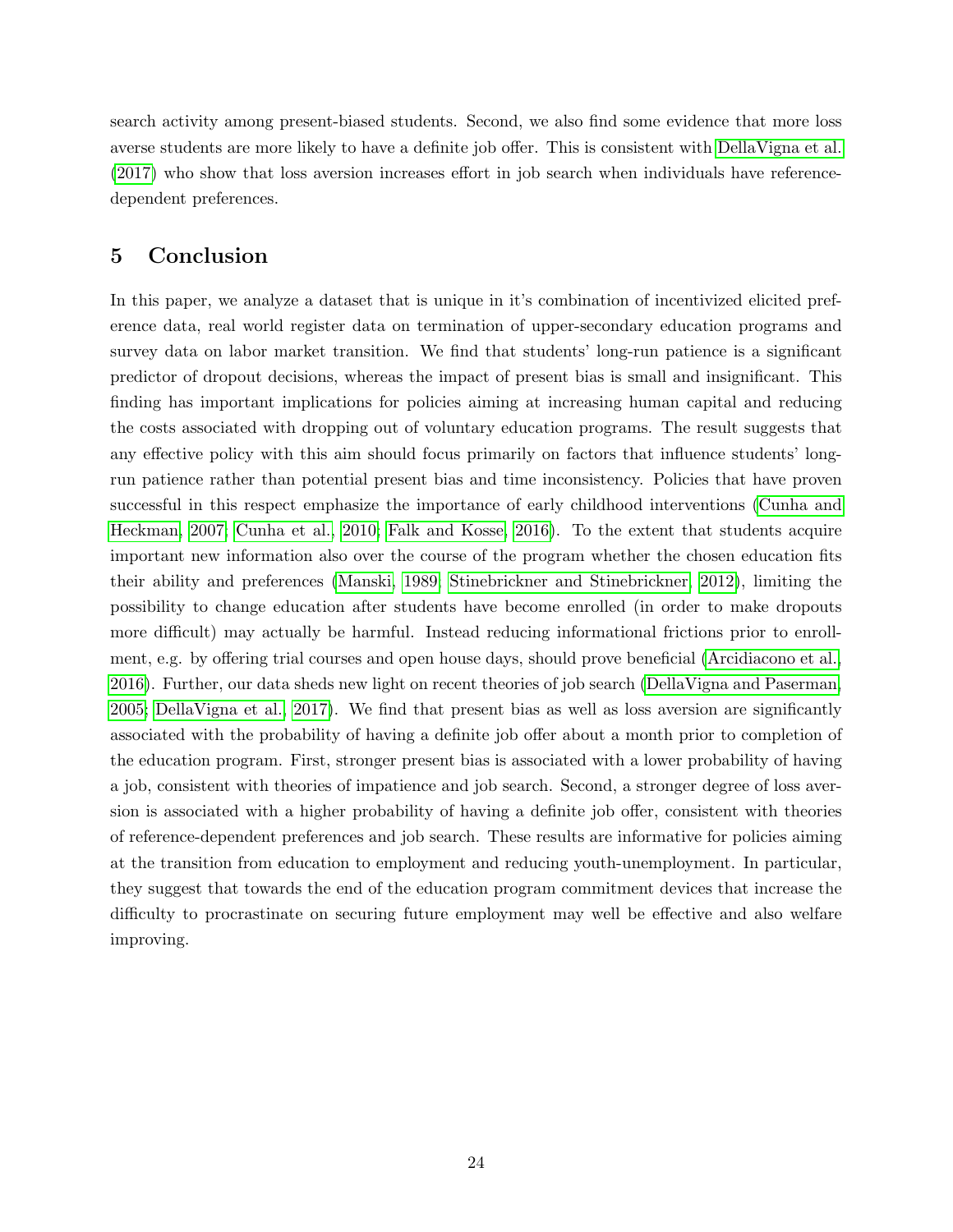search activity among present-biased students. Second, we also find some evidence that more loss averse students are more likely to have a definite job offer. This is consistent with DellaVigna et al. (2017) who show that loss aversion increases effort in job search when individuals have reference-dependent preferences.

## 5 Conclusion

In this paper, we analyze a dataset that is unique in it's combination of incentivized elicited preference data, real world register data on termination of upper-secondary education programs and survey data on labor market transition. We find that students' long-run patience is a significant predictor of dropout decisions, whereas the impact of present bias is small and insignificant. This finding has important implications for policies aiming at increasing human capital and reducing the costs associated with dropping out of voluntary education programs. The result suggests that any effective policy with this aim should focus primarily on factors that influence students' long-run patience rather than potential present bias and time inconsistency. Policies that have proven successful in this respect emphasize the importance of early childhood interventions (Cunha and Heckman, 2007; Cunha et al., 2010; Falk and Kosse, 2016). To the extent that students acquire important new information also over the course of the program whether the chosen education fits their ability and preferences (Manski, 1989; Stinebrickner and Stinebrickner, 2012), limiting the possibility to change education after students have become enrolled (in order to make dropouts more difficult) may actually be harmful. Instead reducing informational frictions prior to enrollment, e.g. by offering trial courses and open house days, should prove beneficial (Arcidiacono et al., 2016). Further, our data sheds new light on recent theories of job search (DellaVigna and Paserman, 2005; DellaVigna et al., 2017). We find that present bias as well as loss aversion are significantly associated with the probability of having a definite job offer about a month prior to completion of the education program. First, stronger present bias is associated with a lower probability of having a job, consistent with theories of impatience and job search. Second, a stronger degree of loss aversion is associated with a higher probability of having a definite job offer, consistent with theories of reference-dependent preferences and job search. These results are informative for policies aiming at the transition from education to employment and reducing youth-unemployment. In particular, they suggest that towards the end of the education program commitment devices that increase the difficulty to procrastinate on securing future employment may well be effective and also welfare improving.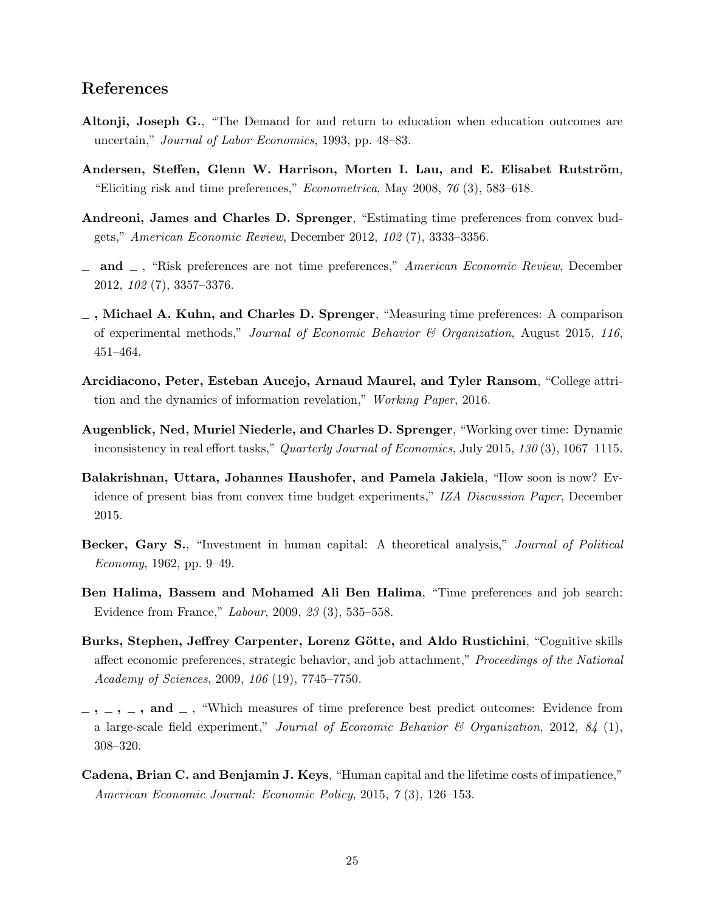## References

**Altonji, Joseph G.**, "The Demand for and return to education when education outcomes are uncertain," *Journal of Labor Economics*, 1993, pp. 48–83.

**Andersen, Steffen, Glenn W. Harrison, Morten I. Lau, and E. Elisabet Rutström**, "Eliciting risk and time preferences," *Econometrica*, May 2008, *76* (3), 583–618.

**Andreoni, James and Charles D. Sprenger**, "Estimating time preferences from convex budgets," *American Economic Review*, December 2012, *102* (7), 3333–3356.

**_ and _** , "Risk preferences are not time preferences," *American Economic Review*, December 2012, *102* (7), 3357–3376.

**_ , Michael A. Kuhn, and Charles D. Sprenger**, "Measuring time preferences: A comparison of experimental methods," *Journal of Economic Behavior & Organization*, August 2015, *116*, 451–464.

**Arcidiacono, Peter, Esteban Aucejo, Arnaud Maurel, and Tyler Ransom**, "College attrition and the dynamics of information revelation," *Working Paper*, 2016.

**Augenblick, Ned, Muriel Niederle, and Charles D. Sprenger**, "Working over time: Dynamic inconsistency in real effort tasks," *Quarterly Journal of Economics*, July 2015, *130* (3), 1067–1115.

**Balakrishnan, Uttara, Johannes Haushofer, and Pamela Jakiela**, "How soon is now? Evidence of present bias from convex time budget experiments," *IZA Discussion Paper*, December 2015.

**Becker, Gary S.**, "Investment in human capital: A theoretical analysis," *Journal of Political Economy*, 1962, pp. 9–49.

**Ben Halima, Bassem and Mohamed Ali Ben Halima**, "Time preferences and job search: Evidence from France," *Labour*, 2009, *23* (3), 535–558.

**Burks, Stephen, Jeffrey Carpenter, Lorenz Götte, and Aldo Rustichini**, "Cognitive skills affect economic preferences, strategic behavior, and job attachment," *Proceedings of the National Academy of Sciences*, 2009, *106* (19), 7745–7750.

**_ , _ , _ , and _** , "Which measures of time preference best predict outcomes: Evidence from a large-scale field experiment," *Journal of Economic Behavior & Organization*, 2012, *84* (1), 308–320.

**Cadena, Brian C. and Benjamin J. Keys**, "Human capital and the lifetime costs of impatience," *American Economic Journal: Economic Policy*, 2015, *7* (3), 126–153.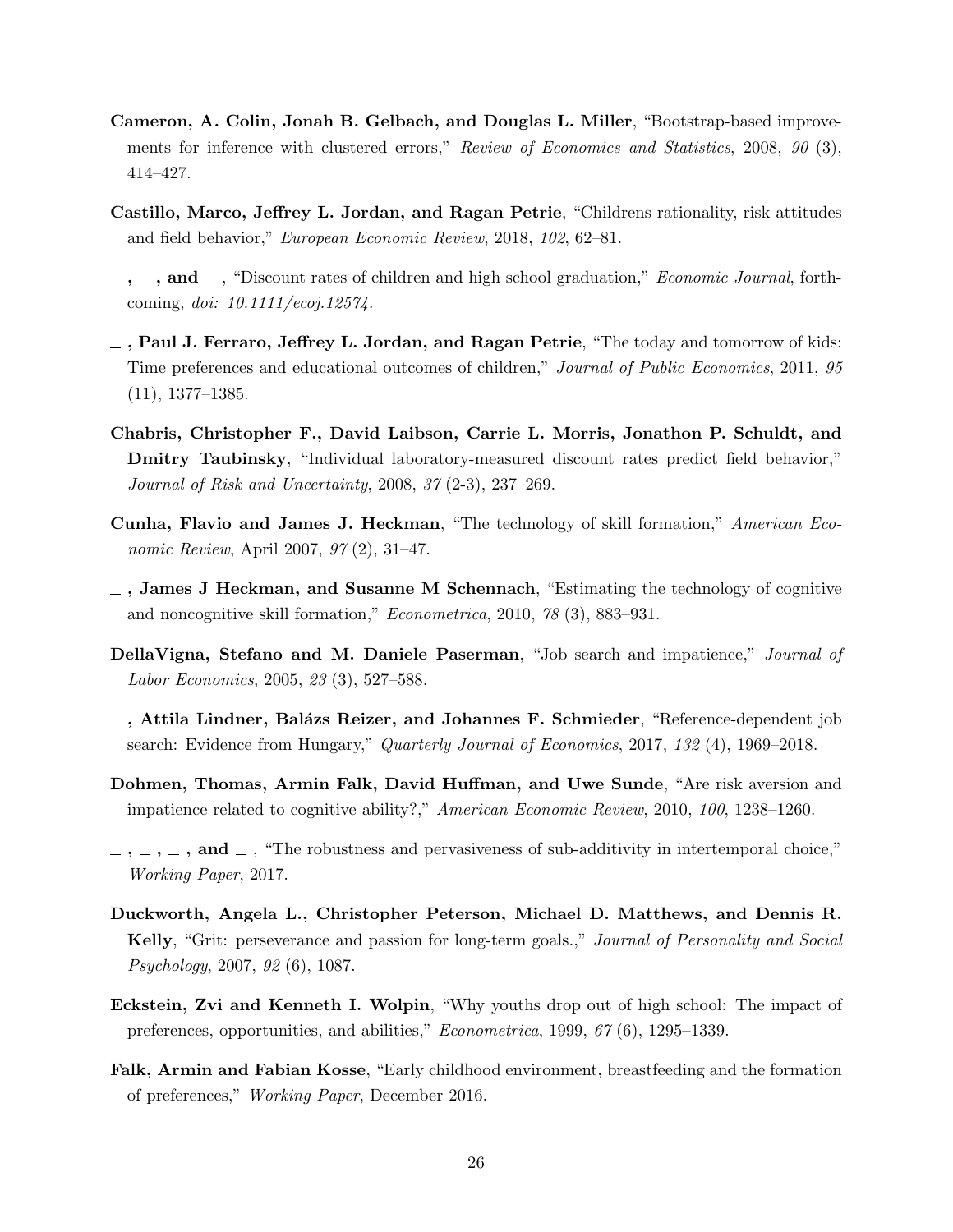**Cameron, A. Colin, Jonah B. Gelbach, and Douglas L. Miller**, "Bootstrap-based improvements for inference with clustered errors," *Review of Economics and Statistics*, 2008, *90* (3), 414–427.

**Castillo, Marco, Jeffrey L. Jordan, and Ragan Petrie**, "Childrens rationality, risk attitudes and field behavior," *European Economic Review*, 2018, *102*, 62–81.

**_ , _ , and _** , "Discount rates of children and high school graduation," *Economic Journal*, forthcoming, *doi: 10.1111/ecoj.12574*.

**_ , Paul J. Ferraro, Jeffrey L. Jordan, and Ragan Petrie**, "The today and tomorrow of kids: Time preferences and educational outcomes of children," *Journal of Public Economics*, 2011, *95* (11), 1377–1385.

**Chabris, Christopher F., David Laibson, Carrie L. Morris, Jonathon P. Schuldt, and Dmitry Taubinsky**, "Individual laboratory-measured discount rates predict field behavior," *Journal of Risk and Uncertainty*, 2008, *37* (2-3), 237–269.

**Cunha, Flavio and James J. Heckman**, "The technology of skill formation," *American Economic Review*, April 2007, *97* (2), 31–47.

**_ , James J Heckman, and Susanne M Schennach**, "Estimating the technology of cognitive and noncognitive skill formation," *Econometrica*, 2010, *78* (3), 883–931.

**DellaVigna, Stefano and M. Daniele Paserman**, "Job search and impatience," *Journal of Labor Economics*, 2005, *23* (3), 527–588.

**_ , Attila Lindner, Balázs Reizer, and Johannes F. Schmieder**, "Reference-dependent job search: Evidence from Hungary," *Quarterly Journal of Economics*, 2017, *132* (4), 1969–2018.

**Dohmen, Thomas, Armin Falk, David Huffman, and Uwe Sunde**, "Are risk aversion and impatience related to cognitive ability?," *American Economic Review*, 2010, *100*, 1238–1260.

**_ , _ , _ , and _** , "The robustness and pervasiveness of sub-additivity in intertemporal choice," *Working Paper*, 2017.

**Duckworth, Angela L., Christopher Peterson, Michael D. Matthews, and Dennis R. Kelly**, "Grit: perseverance and passion for long-term goals.," *Journal of Personality and Social Psychology*, 2007, *92* (6), 1087.

**Eckstein, Zvi and Kenneth I. Wolpin**, "Why youths drop out of high school: The impact of preferences, opportunities, and abilities," *Econometrica*, 1999, *67* (6), 1295–1339.

**Falk, Armin and Fabian Kosse**, "Early childhood environment, breastfeeding and the formation of preferences," *Working Paper*, December 2016.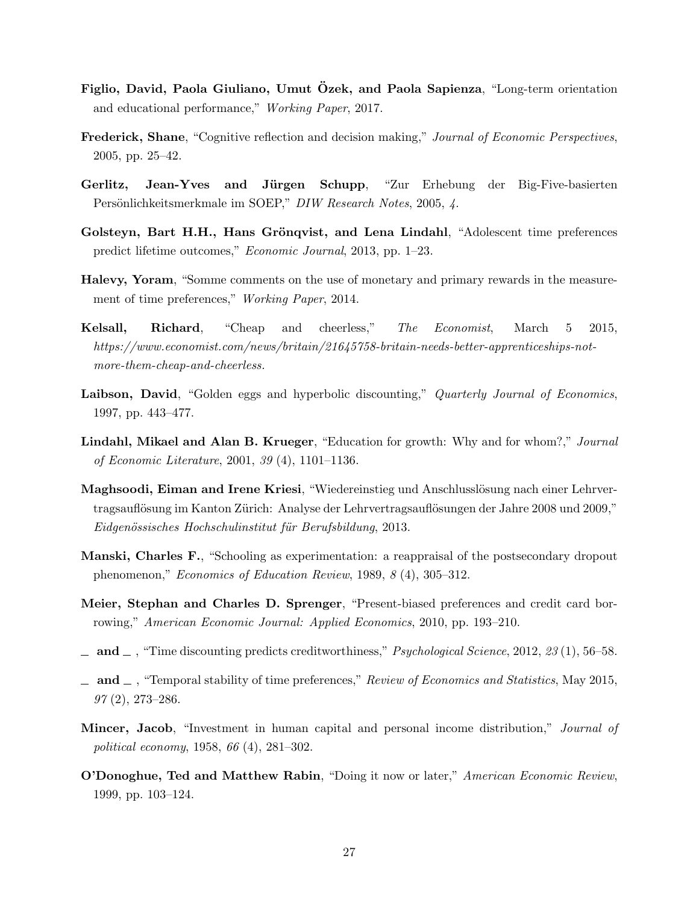**Figlio, David, Paola Giuliano, Umut Özek, and Paola Sapienza**, "Long-term orientation and educational performance," *Working Paper*, 2017.

**Frederick, Shane**, "Cognitive reflection and decision making," *Journal of Economic Perspectives*, 2005, pp. 25–42.

**Gerlitz, Jean-Yves and Jürgen Schupp**, "Zur Erhebung der Big-Five-basierten Persönlichkeitsmerkmale im SOEP," *DIW Research Notes*, 2005, *4*.

**Golsteyn, Bart H.H., Hans Grönqvist, and Lena Lindahl**, "Adolescent time preferences predict lifetime outcomes," *Economic Journal*, 2013, pp. 1–23.

**Halevy, Yoram**, "Somme comments on the use of monetary and primary rewards in the measurement of time preferences," *Working Paper*, 2014.

**Kelsall, Richard**, "Cheap and cheerless," *The Economist*, March 5 2015, *https://www.economist.com/news/britain/21645758-britain-needs-better-apprenticeships-not-more-them-cheap-and-cheerless.*

**Laibson, David**, "Golden eggs and hyperbolic discounting," *Quarterly Journal of Economics*, 1997, pp. 443–477.

**Lindahl, Mikael and Alan B. Krueger**, "Education for growth: Why and for whom?," *Journal of Economic Literature*, 2001, *39* (4), 1101–1136.

**Maghsoodi, Eiman and Irene Kriesi**, "Wiedereinstieg und Anschlusslösung nach einer Lehrvertragsauflösung im Kanton Zürich: Analyse der Lehrvertragsauflösungen der Jahre 2008 und 2009," *Eidgenössisches Hochschulinstitut für Berufsbildung*, 2013.

**Manski, Charles F.**, "Schooling as experimentation: a reappraisal of the postsecondary dropout phenomenon," *Economics of Education Review*, 1989, *8* (4), 305–312.

**Meier, Stephan and Charles D. Sprenger**, "Present-biased preferences and credit card borrowing," *American Economic Journal: Applied Economics*, 2010, pp. 193–210.

**_ and _** , "Time discounting predicts creditworthiness," *Psychological Science*, 2012, *23* (1), 56–58.

**_ and _** , "Temporal stability of time preferences," *Review of Economics and Statistics*, May 2015, *97* (2), 273–286.

**Mincer, Jacob**, "Investment in human capital and personal income distribution," *Journal of political economy*, 1958, *66* (4), 281–302.

**O'Donoghue, Ted and Matthew Rabin**, "Doing it now or later," *American Economic Review*, 1999, pp. 103–124.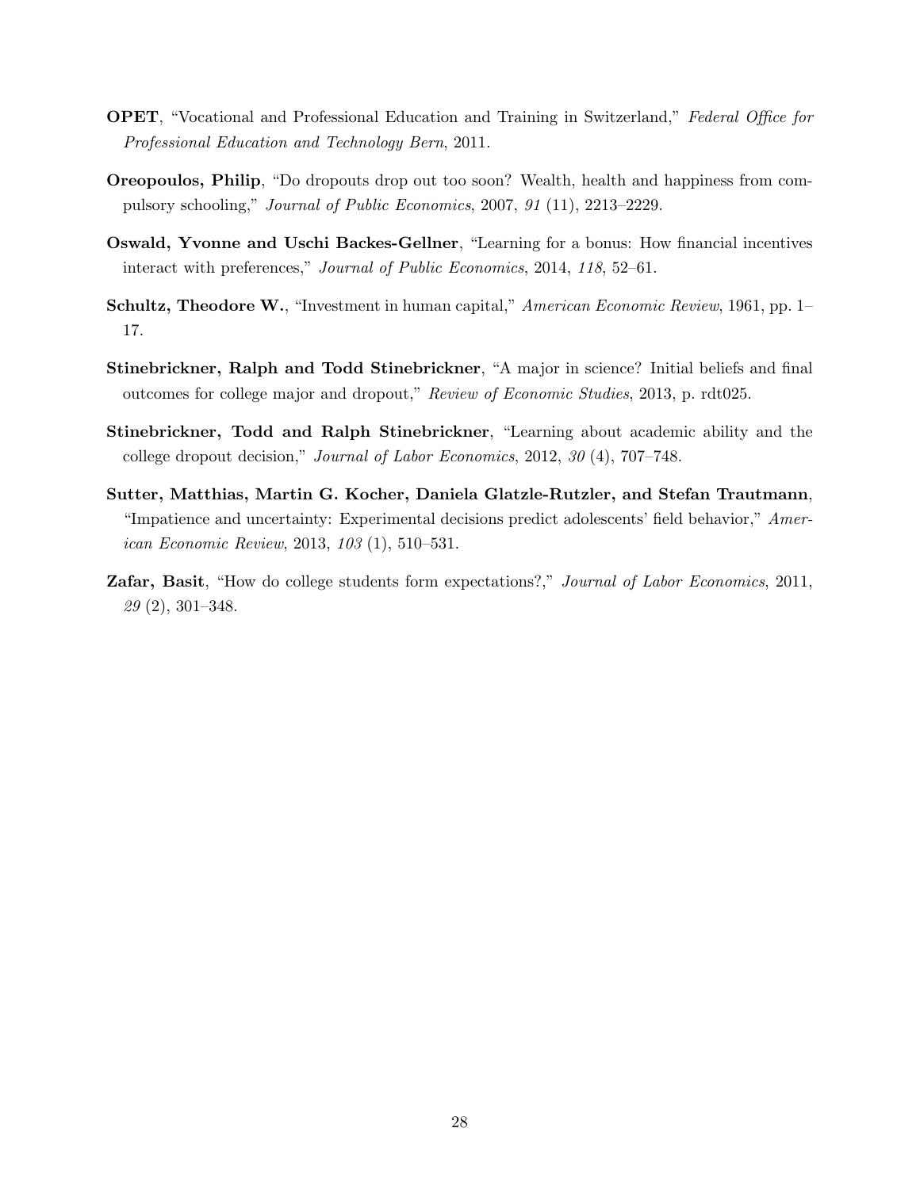**OPET**, "Vocational and Professional Education and Training in Switzerland," *Federal Office for Professional Education and Technology Bern*, 2011.

**Oreopoulos, Philip**, "Do dropouts drop out too soon? Wealth, health and happiness from compulsory schooling," *Journal of Public Economics*, 2007, *91* (11), 2213–2229.

**Oswald, Yvonne and Uschi Backes-Gellner**, "Learning for a bonus: How financial incentives interact with preferences," *Journal of Public Economics*, 2014, *118*, 52–61.

**Schultz, Theodore W.**, "Investment in human capital," *American Economic Review*, 1961, pp. 1–17.

**Stinebrickner, Ralph and Todd Stinebrickner**, "A major in science? Initial beliefs and final outcomes for college major and dropout," *Review of Economic Studies*, 2013, p. rdt025.

**Stinebrickner, Todd and Ralph Stinebrickner**, "Learning about academic ability and the college dropout decision," *Journal of Labor Economics*, 2012, *30* (4), 707–748.

**Sutter, Matthias, Martin G. Kocher, Daniela Glatzle-Rutzler, and Stefan Trautmann**, "Impatience and uncertainty: Experimental decisions predict adolescents' field behavior," *American Economic Review*, 2013, *103* (1), 510–531.

**Zafar, Basit**, "How do college students form expectations?," *Journal of Labor Economics*, 2011, *29* (2), 301–348.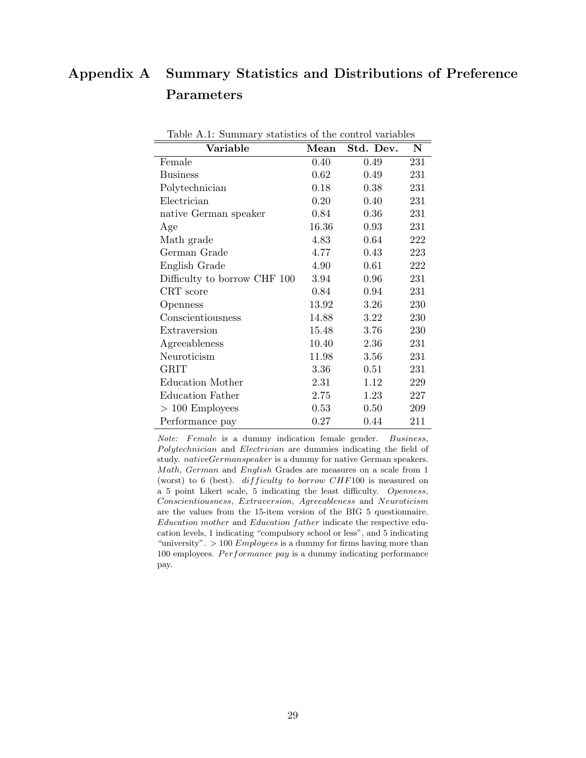# Appendix A Summary Statistics and Distributions of Preference Parameters

Table A.1: Summary statistics of the control variables

| Variable | Mean | Std. Dev. | N |
|---|---|---|---|
| Female | 0.40 | 0.49 | 231 |
| Business | 0.62 | 0.49 | 231 |
| Polytechnician | 0.18 | 0.38 | 231 |
| Electrician | 0.20 | 0.40 | 231 |
| native German speaker | 0.84 | 0.36 | 231 |
| Age | 16.36 | 0.93 | 231 |
| Math grade | 4.83 | 0.64 | 222 |
| German Grade | 4.77 | 0.43 | 223 |
| English Grade | 4.90 | 0.61 | 222 |
| Difficulty to borrow CHF 100 | 3.94 | 0.96 | 231 |
| CRT score | 0.84 | 0.94 | 231 |
| Openness | 13.92 | 3.26 | 230 |
| Conscientiousness | 14.88 | 3.22 | 230 |
| Extraversion | 15.48 | 3.76 | 230 |
| Agreeableness | 10.40 | 2.36 | 231 |
| Neuroticism | 11.98 | 3.56 | 231 |
| GRIT | 3.36 | 0.51 | 231 |
| Education Mother | 2.31 | 1.12 | 229 |
| Education Father | 2.75 | 1.23 | 227 |
| > 100 Employees | 0.53 | 0.50 | 209 |
| Performance pay | 0.27 | 0.44 | 211 |

*Note:* *Female* is a dummy indication female gender. *Business*, *Polytechnician* and *Electrician* are dummies indicating the field of study. *nativeGermanspeaker* is a dummy for native German speakers. *Math*, *German* and *English* Grades are measures on a scale from 1 (worst) to 6 (best). *difficulty to borrow CHF100* is measured on a 5 point Likert scale, 5 indicating the least difficulty. *Openness*, *Conscientiousness*, *Extraversion*, *Agreeableness* and *Neuroticism* are the values from the 15-item version of the BIG 5 questionnaire. *Education mother* and *Education father* indicate the respective education levels, 1 indicating "compulsory school or less", and 5 indicating "university". > 100 *Employees* is a dummy for firms having more than 100 employees. *Performance pay* is a dummy indicating performance pay.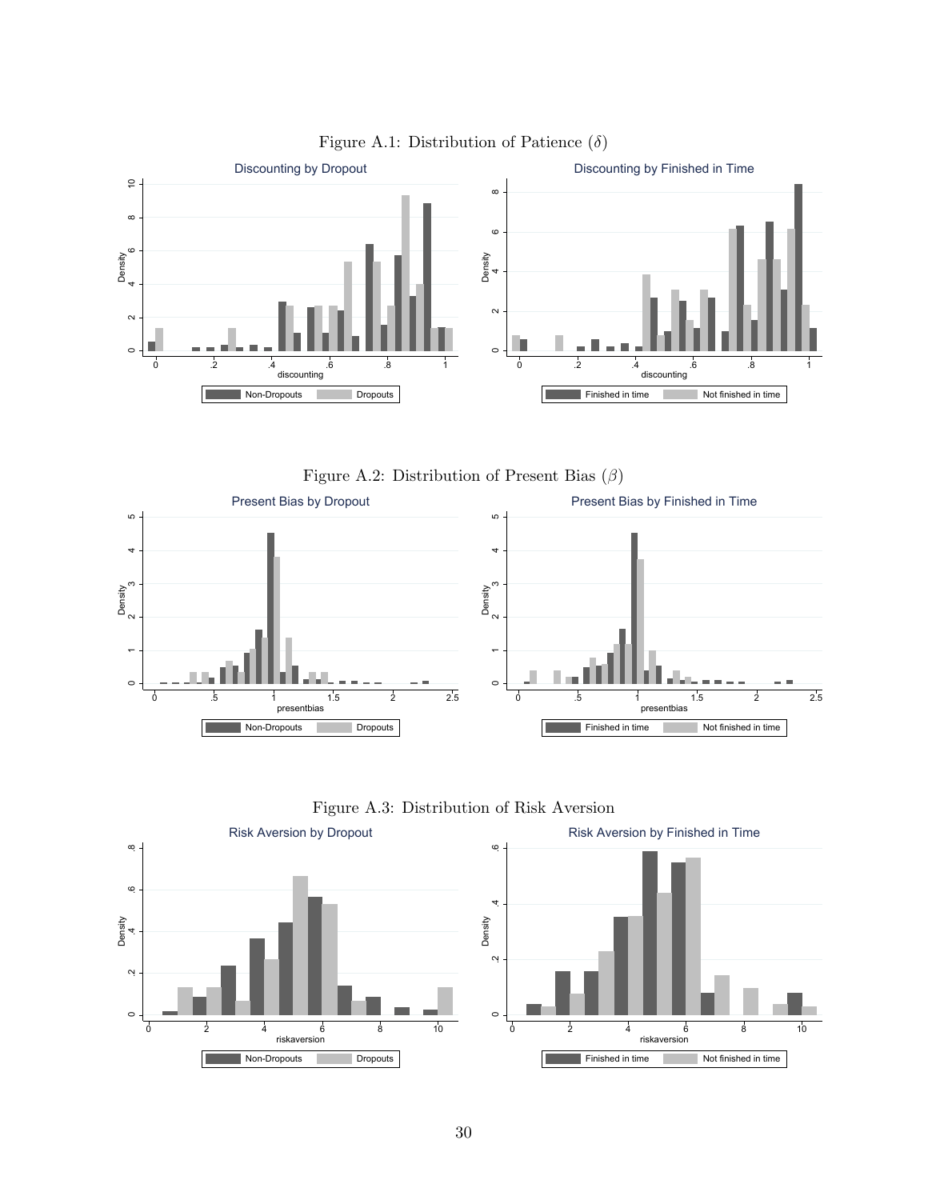Figure A.1: Distribution of Patience ($\delta$)

Figure A.2: Distribution of Present Bias ($\beta$)

Figure A.3: Distribution of Risk Aversion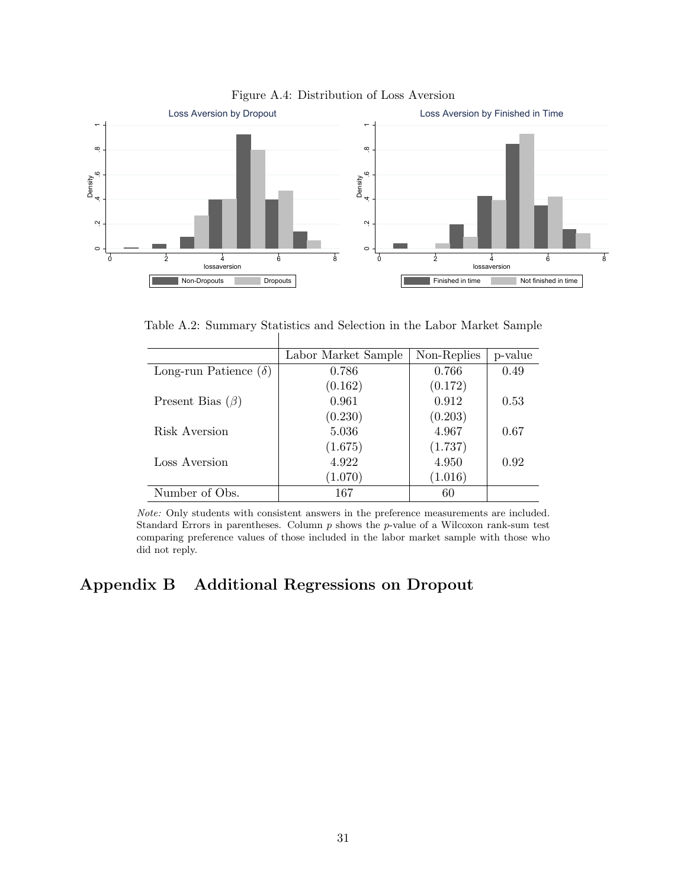Figure A.4: Distribution of Loss Aversion

Table A.2: Summary Statistics and Selection in the Labor Market Sample

| | Labor Market Sample | Non-Replies | p-value |
|---|---|---|---|
| Long-run Patience ($\delta$) | 0.786 | 0.766 | 0.49 |
| | (0.162) | (0.172) | |
| Present Bias ($\beta$) | 0.961 | 0.912 | 0.53 |
| | (0.230) | (0.203) | |
| Risk Aversion | 5.036 | 4.967 | 0.67 |
| | (1.675) | (1.737) | |
| Loss Aversion | 4.922 | 4.950 | 0.92 |
| | (1.070) | (1.016) | |
| Number of Obs. | 167 | 60 | |

*Note:* Only students with consistent answers in the preference measurements are included. Standard Errors in parentheses. Column $p$ shows the $p$-value of a Wilcoxon rank-sum test comparing preference values of those included in the labor market sample with those who did not reply.

# Appendix B Additional Regressions on Dropout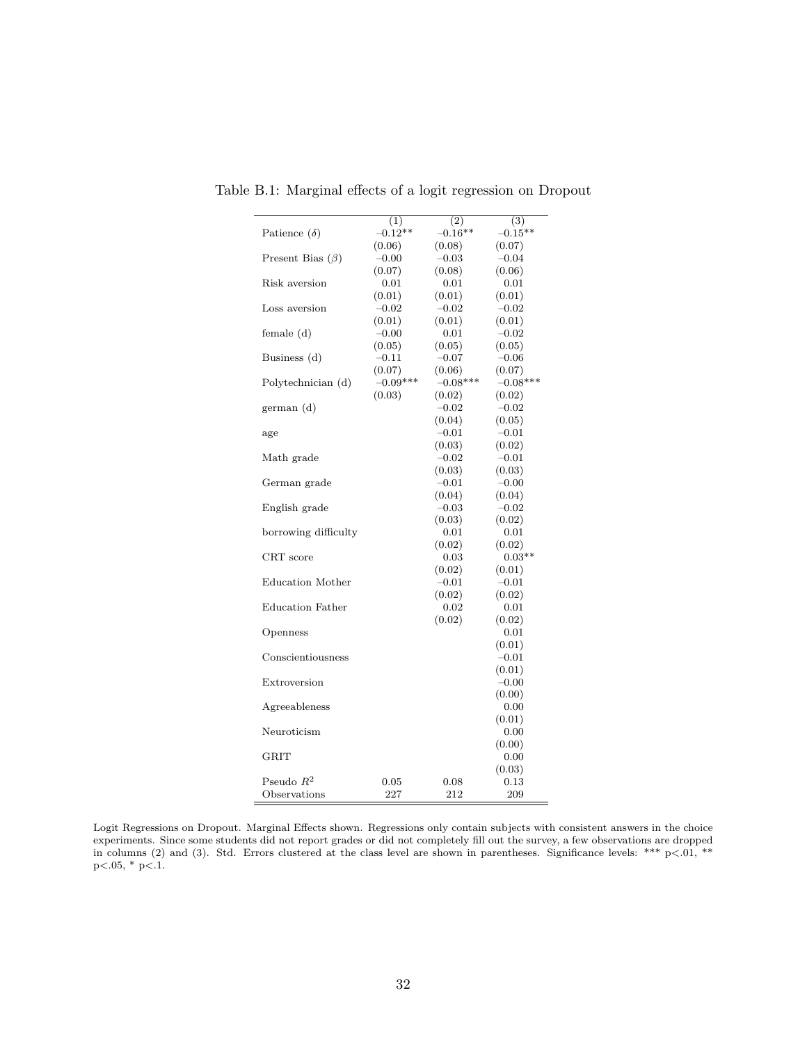Table B.1: Marginal effects of a logit regression on Dropout

| | (1) | (2) | (3) |
|---|---|---|---|
| Patience ($\delta$) | −0.12** | −0.16** | −0.15** |
| | (0.06) | (0.08) | (0.07) |
| Present Bias ($\beta$) | −0.00 | −0.03 | −0.04 |
| | (0.07) | (0.08) | (0.06) |
| Risk aversion | 0.01 | 0.01 | 0.01 |
| | (0.01) | (0.01) | (0.01) |
| Loss aversion | −0.02 | −0.02 | −0.02 |
| | (0.01) | (0.01) | (0.01) |
| female (d) | −0.00 | 0.01 | −0.02 |
| | (0.05) | (0.05) | (0.05) |
| Business (d) | −0.11 | −0.07 | −0.06 |
| | (0.07) | (0.06) | (0.07) |
| Polytechnician (d) | −0.09*** | −0.08*** | −0.08*** |
| | (0.03) | (0.02) | (0.02) |
| german (d) | | −0.02 | −0.02 |
| | | (0.04) | (0.05) |
| age | | −0.01 | −0.01 |
| | | (0.03) | (0.02) |
| Math grade | | −0.02 | −0.01 |
| | | (0.03) | (0.03) |
| German grade | | −0.01 | −0.00 |
| | | (0.04) | (0.04) |
| English grade | | −0.03 | −0.02 |
| | | (0.03) | (0.02) |
| borrowing difficulty | | 0.01 | 0.01 |
| | | (0.02) | (0.02) |
| CRT score | | 0.03 | 0.03** |
| | | (0.02) | (0.01) |
| Education Mother | | −0.01 | −0.01 |
| | | (0.02) | (0.02) |
| Education Father | | 0.02 | 0.01 |
| | | (0.02) | (0.02) |
| Openness | | | 0.01 |
| | | | (0.01) |
| Conscientiousness | | | −0.01 |
| | | | (0.01) |
| Extroversion | | | −0.00 |
| | | | (0.00) |
| Agreeableness | | | 0.00 |
| | | | (0.01) |
| Neuroticism | | | 0.00 |
| | | | (0.00) |
| GRIT | | | 0.00 |
| | | | (0.03) |
| Pseudo $R^2$ | 0.05 | 0.08 | 0.13 |
| Observations | 227 | 212 | 209 |

Logit Regressions on Dropout. Marginal Effects shown. Regressions only contain subjects with consistent answers in the choice experiments. Since some students did not report grades or did not completely fill out the survey, a few observations are dropped in columns (2) and (3). Std. Errors clustered at the class level are shown in parentheses. Significance levels: *** $p<.01$, ** $p<.05$, * $p<.1$.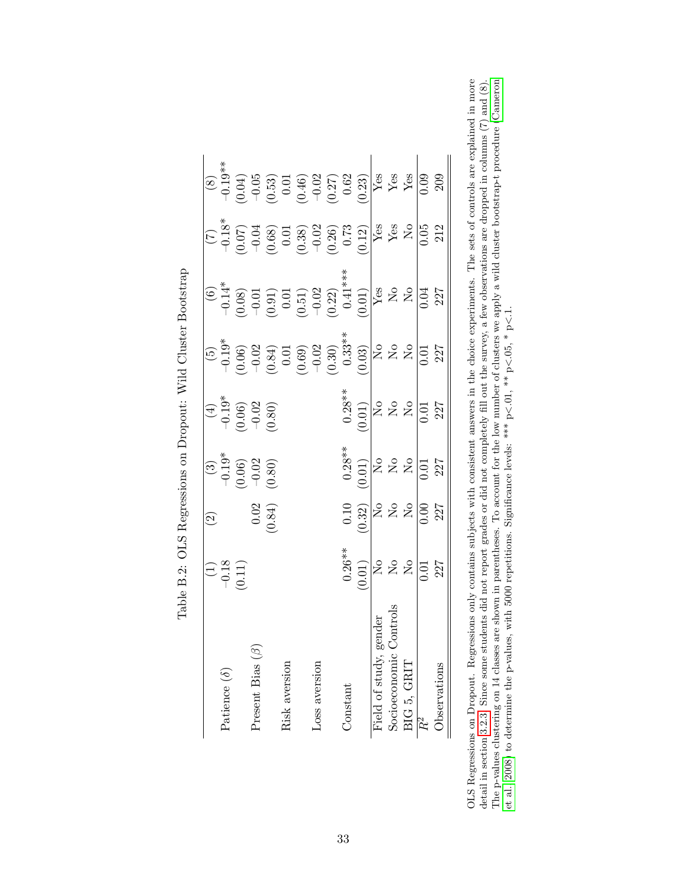Table B.2: OLS Regressions on Dropout: Wild Cluster Bootstrap

| | (1) | (2) | (3) | (4) | (5) | (6) | (7) | (8) |
|---|---|---|---|---|---|---|---|---|
| Patience ($\delta$) | −0.18 | | −0.19* | −0.19* | −0.19* | −0.14* | −0.18* | −0.19** |
| | (0.11) | | (0.06) | (0.06) | (0.06) | (0.08) | (0.07) | (0.04) |
| Present Bias ($\beta$) | | 0.02 | −0.02 | −0.02 | −0.02 | −0.01 | −0.04 | −0.05 |
| | | (0.84) | (0.80) | (0.80) | (0.84) | (0.91) | (0.68) | (0.53) |
| Risk aversion | | | | | 0.01 | 0.01 | 0.01 | 0.01 |
| | | | | | (0.69) | (0.51) | (0.38) | (0.46) |
| Loss aversion | | | | | −0.02 | −0.02 | −0.02 | −0.02 |
| | | | | | (0.30) | (0.22) | (0.26) | (0.27) |
| Constant | 0.26** | 0.10 | 0.28** | 0.28** | 0.33** | 0.41*** | 0.73 | 0.62 |
| | (0.01) | (0.32) | (0.01) | (0.01) | (0.03) | (0.01) | (0.12) | (0.23) |
| Field of study, gender | No | No | No | No | No | Yes | Yes | Yes |
| Socioeconomic Controls | No | No | No | No | No | No | Yes | Yes |
| BIG 5, GRIT | No | No | No | No | No | No | No | Yes |
| $R^2$ | 0.01 | 0.00 | 0.01 | 0.01 | 0.01 | 0.04 | 0.05 | 0.09 |
| Observations | 227 | 227 | 227 | 227 | 227 | 227 | 212 | 209 |

OLS Regressions on Dropout. Regressions only contains subjects with consistent answers in the choice experiments. The sets of controls are explained in more detail in section 3.2.3. Since some students did not report grades or did not completely fill out the survey, a few observations are dropped in columns (7) and (8). The p-values clustering on 14 classes are shown in parentheses. To account for the low number of clusters we apply a wild cluster bootstrap-t procedure (Cameron et al., 2008) to determine the p-values, with 5000 repetitions. Significance levels: *** p<.01, ** p<.05, * p<.1.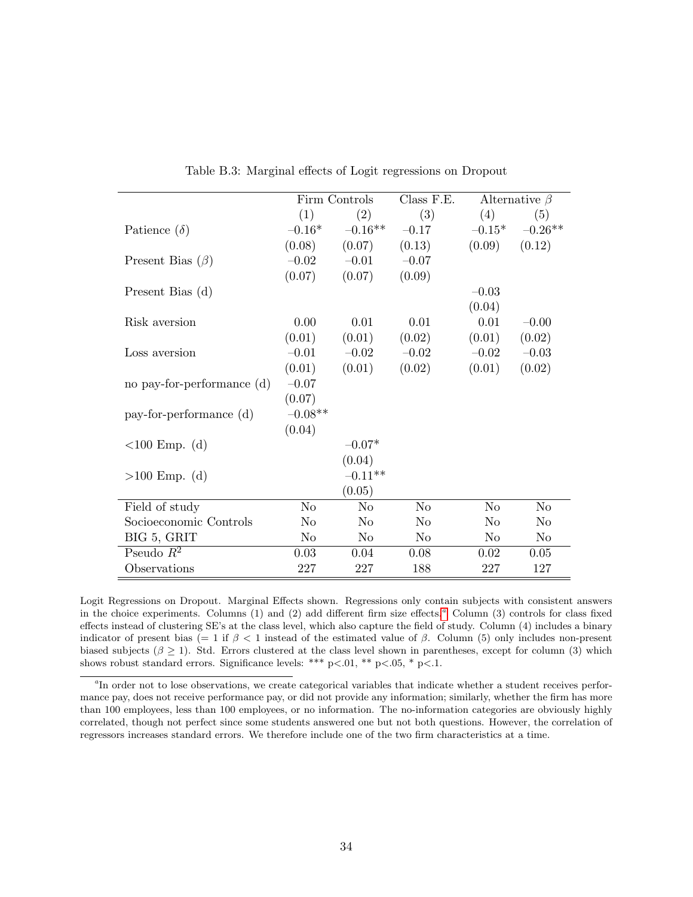Table B.3: Marginal effects of Logit regressions on Dropout

| | Firm Controls | | Class F.E. | Alternative $\beta$ | |
|---|---|---|---|---|---|
| | (1) | (2) | (3) | (4) | (5) |
| Patience ($\delta$) | $-0.16^{*}$ | $-0.16^{**}$ | $-0.17$ | $-0.15^{*}$ | $-0.26^{**}$ |
| | (0.08) | (0.07) | (0.13) | (0.09) | (0.12) |
| Present Bias ($\beta$) | $-0.02$ | $-0.01$ | $-0.07$ | | |
| | (0.07) | (0.07) | (0.09) | | |
| Present Bias (d) | | | | $-0.03$ | |
| | | | | (0.04) | |
| Risk aversion | 0.00 | 0.01 | 0.01 | 0.01 | $-0.00$ |
| | (0.01) | (0.01) | (0.02) | (0.01) | (0.02) |
| Loss aversion | $-0.01$ | $-0.02$ | $-0.02$ | $-0.02$ | $-0.03$ |
| | (0.01) | (0.01) | (0.02) | (0.01) | (0.02) |
| no pay-for-performance (d) | $-0.07$ | | | | |
| | (0.07) | | | | |
| pay-for-performance (d) | $-0.08^{**}$ | | | | |
| | (0.04) | | | | |
| <100 Emp. (d) | | $-0.07^{*}$ | | | |
| | | (0.04) | | | |
| >100 Emp. (d) | | $-0.11^{**}$ | | | |
| | | (0.05) | | | |
| Field of study | No | No | No | No | No |
| Socioeconomic Controls | No | No | No | No | No |
| BIG 5, GRIT | No | No | No | No | No |
| Pseudo $R^2$ | 0.03 | 0.04 | 0.08 | 0.02 | 0.05 |
| Observations | 227 | 227 | 188 | 227 | 127 |

Logit Regressions on Dropout. Marginal Effects shown. Regressions only contain subjects with consistent answers in the choice experiments. Columns (1) and (2) add different firm size effects.[a] Column (3) controls for class fixed effects instead of clustering SE's at the class level, which also capture the field of study. Column (4) includes a binary indicator of present bias (= 1 if $\beta < 1$ instead of the estimated value of $\beta$. Column (5) only includes non-present biased subjects ($\beta \geq 1$). Std. Errors clustered at the class level shown in parentheses, except for column (3) which shows robust standard errors. Significance levels: *** p<.01, ** p<.05, * p<.1.

[a]In order not to lose observations, we create categorical variables that indicate whether a student receives performance pay, does not receive performance pay, or did not provide any information; similarly, whether the firm has more than 100 employees, less than 100 employees, or no information. The no-information categories are obviously highly correlated, though not perfect since some students answered one but not both questions. However, the correlation of regressors increases standard errors. We therefore include one of the two firm characteristics at a time.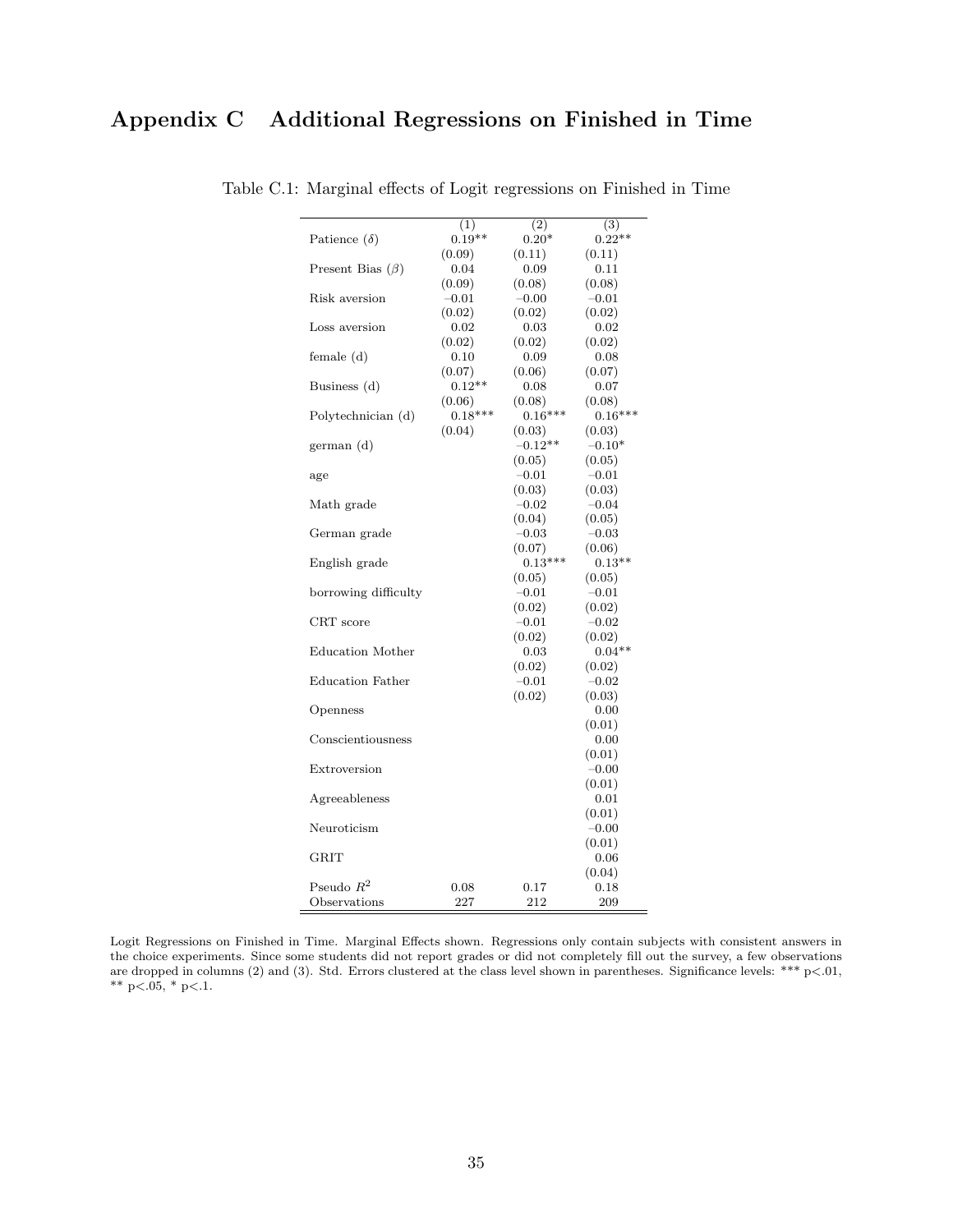# Appendix C Additional Regressions on Finished in Time

Table C.1: Marginal effects of Logit regressions on Finished in Time

| | (1) | (2) | (3) |
|---|---|---|---|
| Patience ($\delta$) | 0.19** | 0.20* | 0.22** |
| | (0.09) | (0.11) | (0.11) |
| Present Bias ($\beta$) | 0.04 | 0.09 | 0.11 |
| | (0.09) | (0.08) | (0.08) |
| Risk aversion | −0.01 | −0.00 | −0.01 |
| | (0.02) | (0.02) | (0.02) |
| Loss aversion | 0.02 | 0.03 | 0.02 |
| | (0.02) | (0.02) | (0.02) |
| female (d) | 0.10 | 0.09 | 0.08 |
| | (0.07) | (0.06) | (0.07) |
| Business (d) | 0.12** | 0.08 | 0.07 |
| | (0.06) | (0.08) | (0.08) |
| Polytechnician (d) | 0.18*** | 0.16*** | 0.16*** |
| | (0.04) | (0.03) | (0.03) |
| german (d) | | −0.12** | −0.10* |
| | | (0.05) | (0.05) |
| age | | −0.01 | −0.01 |
| | | (0.03) | (0.03) |
| Math grade | | −0.02 | −0.04 |
| | | (0.04) | (0.05) |
| German grade | | −0.03 | −0.03 |
| | | (0.07) | (0.06) |
| English grade | | 0.13*** | 0.13** |
| | | (0.05) | (0.05) |
| borrowing difficulty | | −0.01 | −0.01 |
| | | (0.02) | (0.02) |
| CRT score | | −0.01 | −0.02 |
| | | (0.02) | (0.02) |
| Education Mother | | 0.03 | 0.04** |
| | | (0.02) | (0.02) |
| Education Father | | −0.01 | −0.02 |
| | | (0.02) | (0.03) |
| Openness | | | 0.00 |
| | | | (0.01) |
| Conscientiousness | | | 0.00 |
| | | | (0.01) |
| Extroversion | | | −0.00 |
| | | | (0.01) |
| Agreeableness | | | 0.01 |
| | | | (0.01) |
| Neuroticism | | | −0.00 |
| | | | (0.01) |
| GRIT | | | 0.06 |
| | | | (0.04) |
| Pseudo $R^2$ | 0.08 | 0.17 | 0.18 |
| Observations | 227 | 212 | 209 |

Logit Regressions on Finished in Time. Marginal Effects shown. Regressions only contain subjects with consistent answers in the choice experiments. Since some students did not report grades or did not completely fill out the survey, a few observations are dropped in columns (2) and (3). Std. Errors clustered at the class level shown in parentheses. Significance levels: *** p<.01, ** p<.05, * p<.1.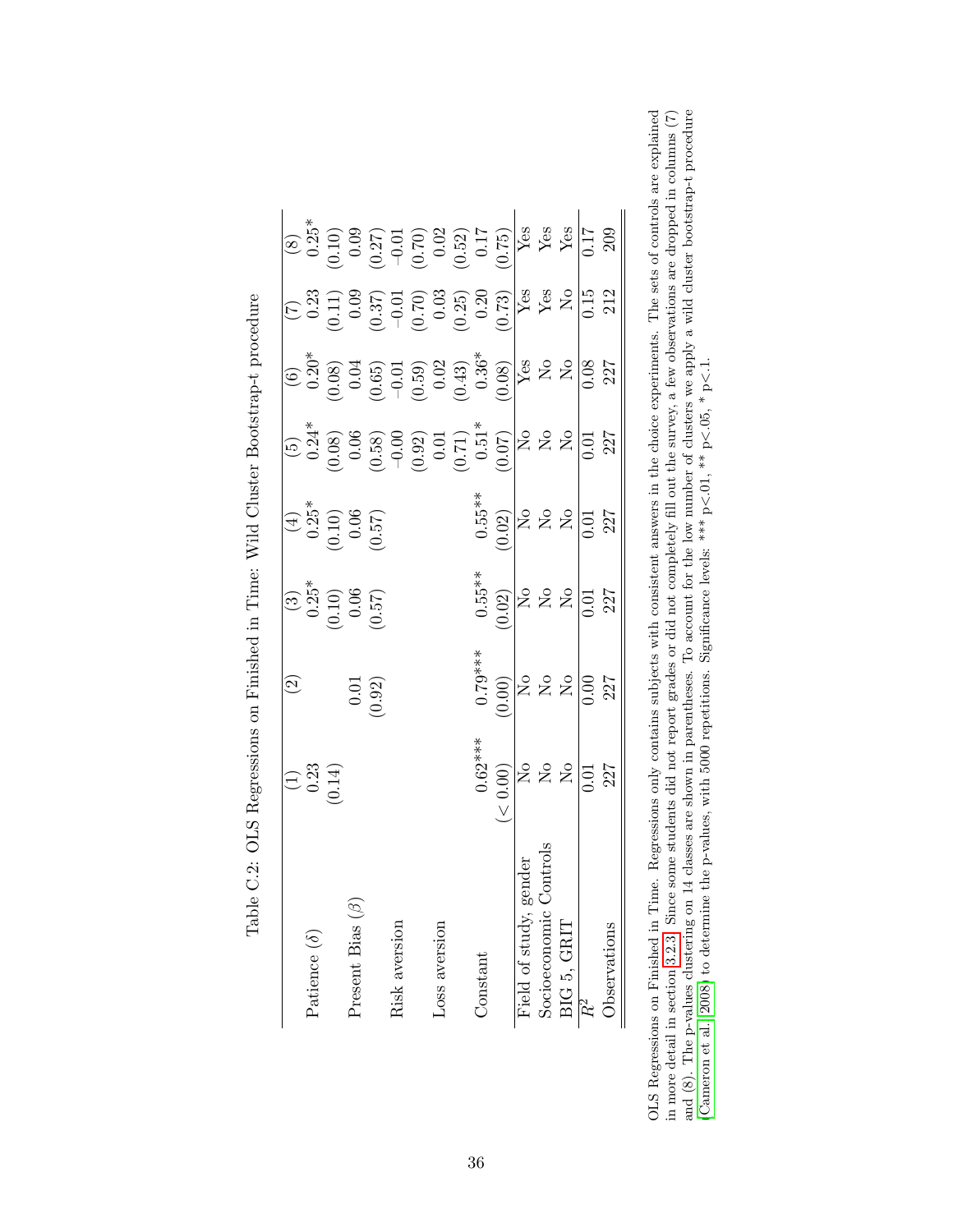Table C.2: OLS Regressions on Finished in Time: Wild Cluster Bootstrap-t procedure

| | (1) | (2) | (3) | (4) | (5) | (6) | (7) | (8) |
|---|---|---|---|---|---|---|---|---|
| Patience ($\delta$) | 0.23 | | 0.25* | 0.25* | 0.24* | 0.20* | 0.23 | 0.25* |
| | (0.14) | | (0.10) | (0.10) | (0.08) | (0.08) | (0.11) | (0.10) |
| Present Bias ($\beta$) | | 0.01 | 0.06 | 0.06 | 0.06 | 0.04 | 0.09 | 0.09 |
| | | (0.92) | (0.57) | (0.57) | (0.58) | (0.65) | (0.37) | (0.27) |
| Risk aversion | | | | | −0.00 | −0.01 | −0.01 | −0.01 |
| | | | | | (0.92) | (0.59) | (0.70) | (0.70) |
| Loss aversion | | | | | 0.01 | 0.02 | 0.03 | 0.02 |
| | | | | | (0.71) | (0.43) | (0.25) | (0.52) |
| Constant | 0.62*** | 0.79*** | 0.55** | 0.55** | 0.51* | 0.36* | 0.20 | 0.17 |
| | (< 0.00) | (0.00) | (0.02) | (0.02) | (0.07) | (0.08) | (0.73) | (0.75) |
| Field of study, gender | No | No | No | No | No | Yes | Yes | Yes |
| Socioeconomic Controls | No | No | No | No | No | No | Yes | Yes |
| BIG 5, GRIT | No | No | No | No | No | No | No | Yes |
| $R^2$ | 0.01 | 0.00 | 0.01 | 0.01 | 0.01 | 0.08 | 0.15 | 0.17 |
| Observations | 227 | 227 | 227 | 227 | 227 | 227 | 212 | 209 |

OLS Regressions on Finished in Time. Regressions only contains subjects with consistent answers in the choice experiments. The sets of controls are explained in more detail in section 3.2.3. Since some students did not report grades or did not completely fill out the survey, a few observations are dropped in columns (7) and (8). The p-values clustering on 14 classes are shown in parentheses. To account for the low number of clusters we apply a wild cluster bootstrap-t procedure (Cameron et al. 2008) to determine the p-values, with 5000 repetitions. Significance levels: *** p<.01, ** p<.05, * p<.1.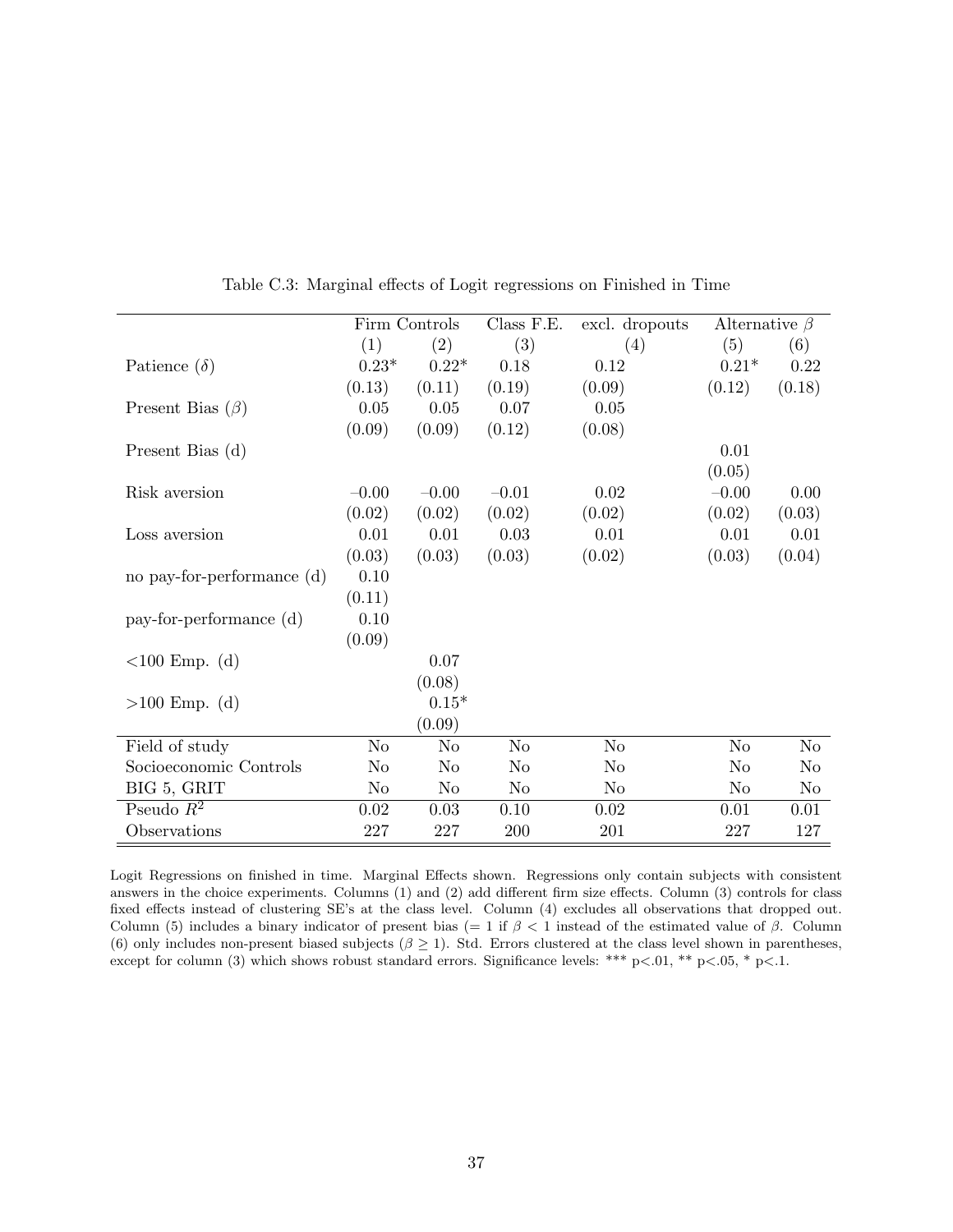Table C.3: Marginal effects of Logit regressions on Finished in Time

| | Firm Controls | | Class F.E. | excl. dropouts | Alternative $\beta$ | |
|---|---|---|---|---|---|---|
| | (1) | (2) | (3) | (4) | (5) | (6) |
| Patience ($\delta$) | 0.23* | 0.22* | 0.18 | 0.12 | 0.21* | 0.22 |
| | (0.13) | (0.11) | (0.19) | (0.09) | (0.12) | (0.18) |
| Present Bias ($\beta$) | 0.05 | 0.05 | 0.07 | 0.05 | | |
| | (0.09) | (0.09) | (0.12) | (0.08) | | |
| Present Bias (d) | | | | | 0.01 | |
| | | | | | (0.05) | |
| Risk aversion | −0.00 | −0.00 | −0.01 | 0.02 | −0.00 | 0.00 |
| | (0.02) | (0.02) | (0.02) | (0.02) | (0.02) | (0.03) |
| Loss aversion | 0.01 | 0.01 | 0.03 | 0.01 | 0.01 | 0.01 |
| | (0.03) | (0.03) | (0.03) | (0.02) | (0.03) | (0.04) |
| no pay-for-performance (d) | 0.10 | | | | | |
| | (0.11) | | | | | |
| pay-for-performance (d) | 0.10 | | | | | |
| | (0.09) | | | | | |
| <100 Emp. (d) | | 0.07 | | | | |
| | | (0.08) | | | | |
| >100 Emp. (d) | | 0.15* | | | | |
| | | (0.09) | | | | |
| Field of study | No | No | No | No | No | No |
| Socioeconomic Controls | No | No | No | No | No | No |
| BIG 5, GRIT | No | No | No | No | No | No |
| Pseudo $R^2$ | 0.02 | 0.03 | 0.10 | 0.02 | 0.01 | 0.01 |
| Observations | 227 | 227 | 200 | 201 | 227 | 127 |

Logit Regressions on finished in time. Marginal Effects shown. Regressions only contain subjects with consistent answers in the choice experiments. Columns (1) and (2) add different firm size effects. Column (3) controls for class fixed effects instead of clustering SE's at the class level. Column (4) excludes all observations that dropped out. Column (5) includes a binary indicator of present bias (= 1 if $\beta < 1$ instead of the estimated value of $\beta$. Column (6) only includes non-present biased subjects ($\beta \geq 1$). Std. Errors clustered at the class level shown in parentheses, except for column (3) which shows robust standard errors. Significance levels: *** p<.01, ** p<.05, * p<.1.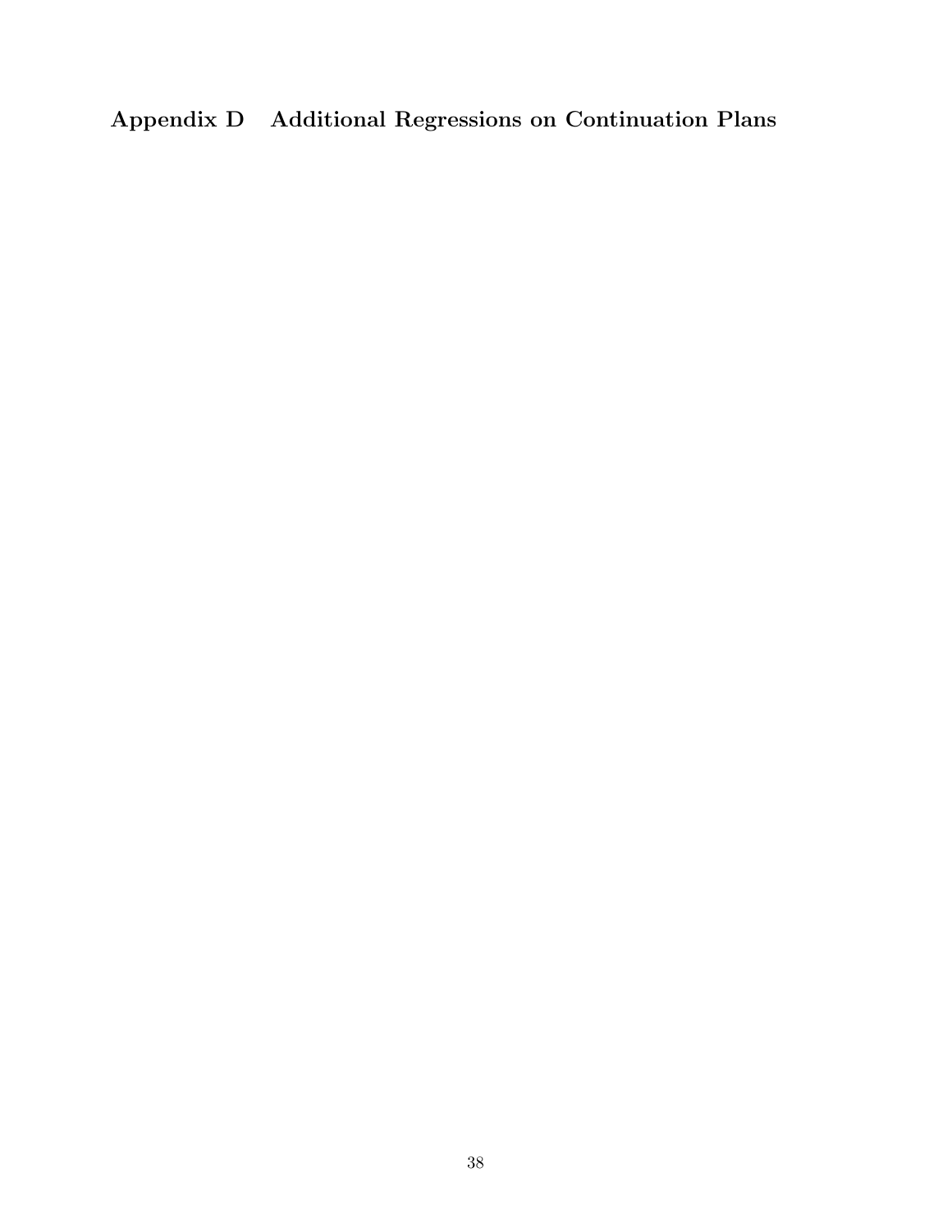# Appendix D Additional Regressions on Continuation Plans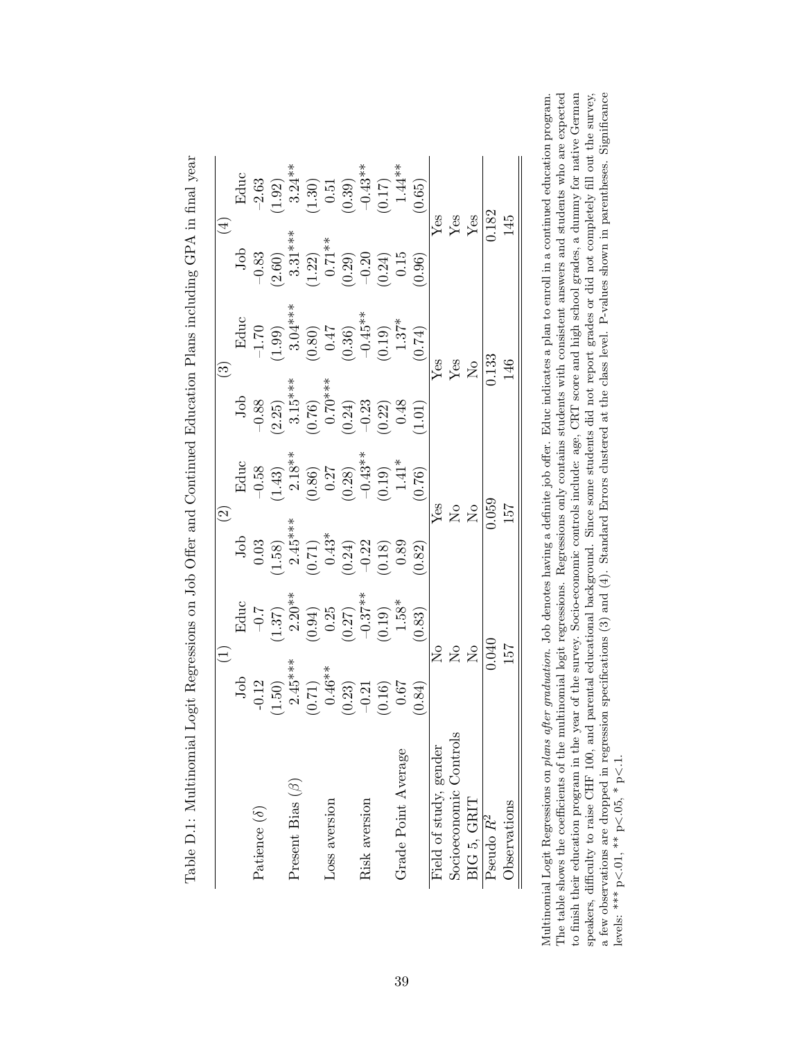Table D.1: Multinomial Logit Regressions on Job Offer and Continued Education Plans including GPA in final year

| | (1) | | (2) | | (3) | | (4) | |
|---|---|---|---|---|---|---|---|---|
| | Job | Educ | Job | Educ | Job | Educ | Job | Educ |
| Patience ($\delta$) | -0.12 | −0.7 | 0.03 | −0.58 | −0.88 | −1.70 | −0.83 | -2.63 |
| | (1.50) | (1.37) | (1.58) | (1.43) | (2.25) | (1.99) | (2.60) | (1.92) |
| Present Bias ($\beta$) | 2.45*** | 2.20** | 2.45*** | 2.18** | 3.15*** | 3.04*** | 3.31*** | 3.24** |
| | (0.71) | (0.94) | (0.71) | (0.86) | (0.76) | (0.80) | (1.22) | (1.30) |
| Loss aversion | 0.46** | 0.25 | 0.43* | 0.27 | 0.70*** | 0.47 | 0.71** | 0.51 |
| | (0.23) | (0.27) | (0.24) | (0.28) | (0.24) | (0.36) | (0.29) | (0.39) |
| Risk aversion | −0.21 | −0.37** | −0.22 | −0.43** | −0.23 | −0.45** | −0.20 | −0.43** |
| | (0.16) | (0.19) | (0.18) | (0.19) | (0.22) | (0.19) | (0.24) | (0.17) |
| Grade Point Average | 0.67 | 1.58* | 0.89 | 1.41* | 0.48 | 1.37* | 0.15 | 1.44** |
| | (0.84) | (0.83) | (0.82) | (0.76) | (1.01) | (0.74) | (0.96) | (0.65) |
| Field of study, gender | No | | Yes | | Yes | | Yes | |
| Socioeconomic Controls | No | | No | | Yes | | Yes | |
| BIG 5, GRIT | No | | No | | No | | Yes | |
| Pseudo $R^2$ | 0.040 | | 0.059 | | 0.133 | | 0.182 | |
| Observations | 157 | | 157 | | 146 | | 145 | |

Multinomial Logit Regressions on *plans after graduation*. Job denotes having a definite job offer. Educ indicates a plan to enroll in a continued education program. The table shows the coefficients of the multinomial logit regressions. Regressions only contains students with consistent answers and students who are expected to finish their education program in the year of the survey. Socio-economic controls include: age, CRT score and high school grades, a dummy for native German speakers, difficulty to raise CHF 100, and parental educational background. Since some students did not report grades or did not completely fill out the survey, a few observations are dropped in regression specifications (3) and (4). Standard Errors clustered at the class level. P-values shown in parentheses. Significance levels: *** p<.01, ** p<.05, * p<.1.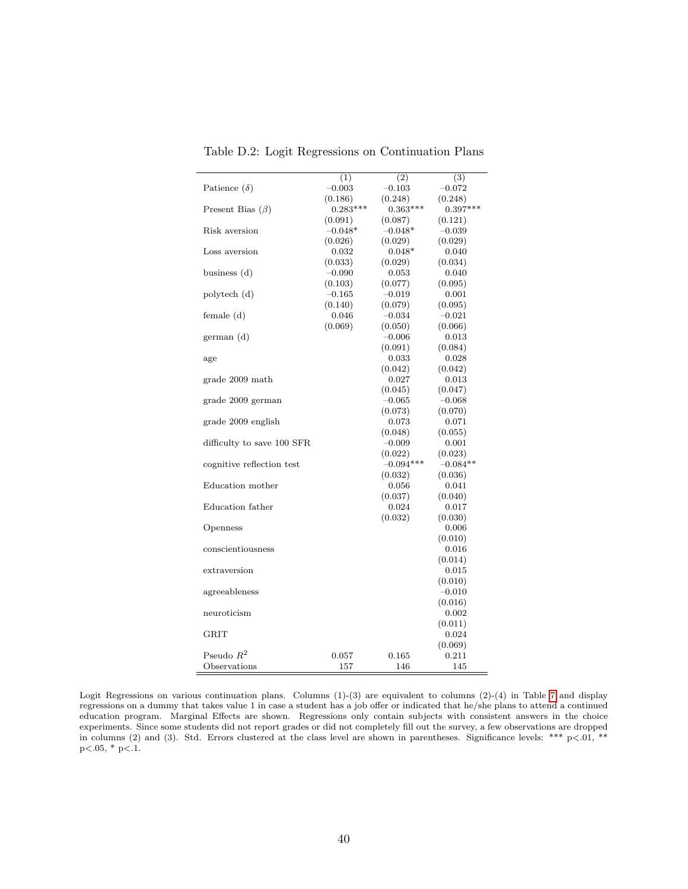Table D.2: Logit Regressions on Continuation Plans

| | (1) | (2) | (3) |
|---|---|---|---|
| Patience ($\delta$) | −0.003 | −0.103 | −0.072 |
| | (0.186) | (0.248) | (0.248) |
| Present Bias ($\beta$) | 0.283*** | 0.363*** | 0.397*** |
| | (0.091) | (0.087) | (0.121) |
| Risk aversion | −0.048* | −0.048* | −0.039 |
| | (0.026) | (0.029) | (0.029) |
| Loss aversion | 0.032 | 0.048* | 0.040 |
| | (0.033) | (0.029) | (0.034) |
| business (d) | −0.090 | 0.053 | 0.040 |
| | (0.103) | (0.077) | (0.095) |
| polytech (d) | −0.165 | −0.019 | 0.001 |
| | (0.140) | (0.079) | (0.095) |
| female (d) | 0.046 | −0.034 | −0.021 |
| | (0.069) | (0.050) | (0.066) |
| german (d) | | −0.006 | 0.013 |
| | | (0.091) | (0.084) |
| age | | 0.033 | 0.028 |
| | | (0.042) | (0.042) |
| grade 2009 math | | 0.027 | 0.013 |
| | | (0.045) | (0.047) |
| grade 2009 german | | −0.065 | −0.068 |
| | | (0.073) | (0.070) |
| grade 2009 english | | 0.073 | 0.071 |
| | | (0.048) | (0.055) |
| difficulty to save 100 SFR | | −0.009 | 0.001 |
| | | (0.022) | (0.023) |
| cognitive reflection test | | −0.094*** | −0.084** |
| | | (0.032) | (0.036) |
| Education mother | | 0.056 | 0.041 |
| | | (0.037) | (0.040) |
| Education father | | 0.024 | 0.017 |
| | | (0.032) | (0.030) |
| Openness | | | 0.006 |
| | | | (0.010) |
| conscientiousness | | | 0.016 |
| | | | (0.014) |
| extraversion | | | 0.015 |
| | | | (0.010) |
| agreeableness | | | −0.010 |
| | | | (0.016) |
| neuroticism | | | 0.002 |
| | | | (0.011) |
| GRIT | | | 0.024 |
| | | | (0.069) |
| Pseudo $R^2$ | 0.057 | 0.165 | 0.211 |
| Observations | 157 | 146 | 145 |

Logit Regressions on various continuation plans. Columns (1)-(3) are equivalent to columns (2)-(4) in Table 7 and display regressions on a dummy that takes value 1 in case a student has a job offer or indicated that he/she plans to attend a continued education program. Marginal Effects are shown. Regressions only contain subjects with consistent answers in the choice experiments. Since some students did not report grades or did not completely fill out the survey, a few observations are dropped in columns (2) and (3). Std. Errors clustered at the class level are shown in parentheses. Significance levels: *** p<.01, ** p<.05, * p<.1.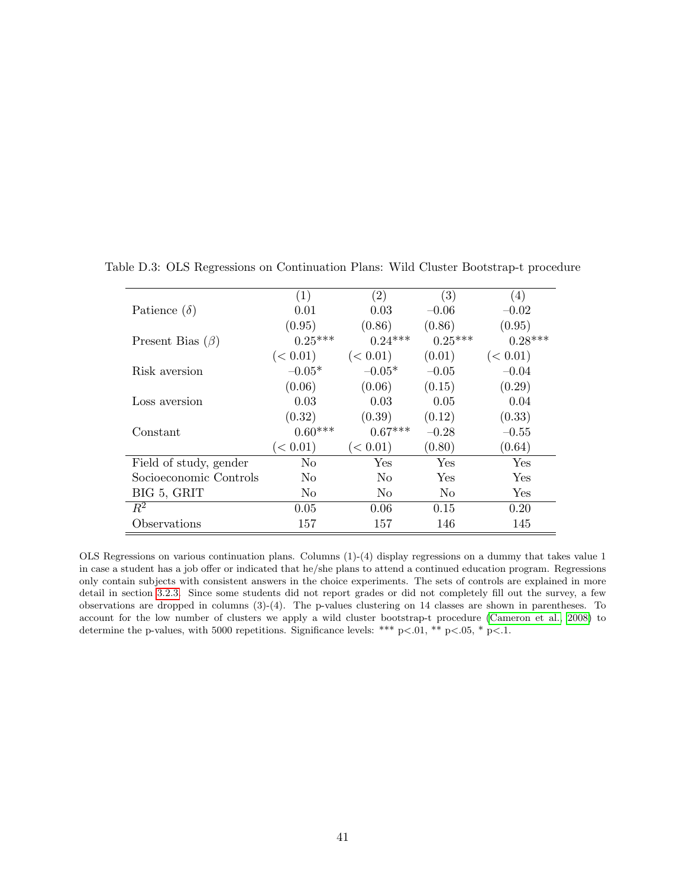Table D.3: OLS Regressions on Continuation Plans: Wild Cluster Bootstrap-t procedure

| | (1) | (2) | (3) | (4) |
|---|---|---|---|---|
| Patience ($\delta$) | 0.01 | 0.03 | −0.06 | −0.02 |
| | (0.95) | (0.86) | (0.86) | (0.95) |
| Present Bias ($\beta$) | 0.25*** | 0.24*** | 0.25*** | 0.28*** |
| | (< 0.01) | (< 0.01) | (0.01) | (< 0.01) |
| Risk aversion | −0.05* | −0.05* | −0.05 | −0.04 |
| | (0.06) | (0.06) | (0.15) | (0.29) |
| Loss aversion | 0.03 | 0.03 | 0.05 | 0.04 |
| | (0.32) | (0.39) | (0.12) | (0.33) |
| Constant | 0.60*** | 0.67*** | −0.28 | −0.55 |
| | (< 0.01) | (< 0.01) | (0.80) | (0.64) |
| Field of study, gender | No | Yes | Yes | Yes |
| Socioeconomic Controls | No | No | Yes | Yes |
| BIG 5, GRIT | No | No | No | Yes |
| $R^2$ | 0.05 | 0.06 | 0.15 | 0.20 |
| Observations | 157 | 157 | 146 | 145 |

OLS Regressions on various continuation plans. Columns (1)-(4) display regressions on a dummy that takes value 1 in case a student has a job offer or indicated that he/she plans to attend a continued education program. Regressions only contain subjects with consistent answers in the choice experiments. The sets of controls are explained in more detail in section 3.2.3. Since some students did not report grades or did not completely fill out the survey, a few observations are dropped in columns (3)-(4). The p-values clustering on 14 classes are shown in parentheses. To account for the low number of clusters we apply a wild cluster bootstrap-t procedure (Cameron et al., 2008) to determine the p-values, with 5000 repetitions. Significance levels: *** p<.01, ** p<.05, * p<.1.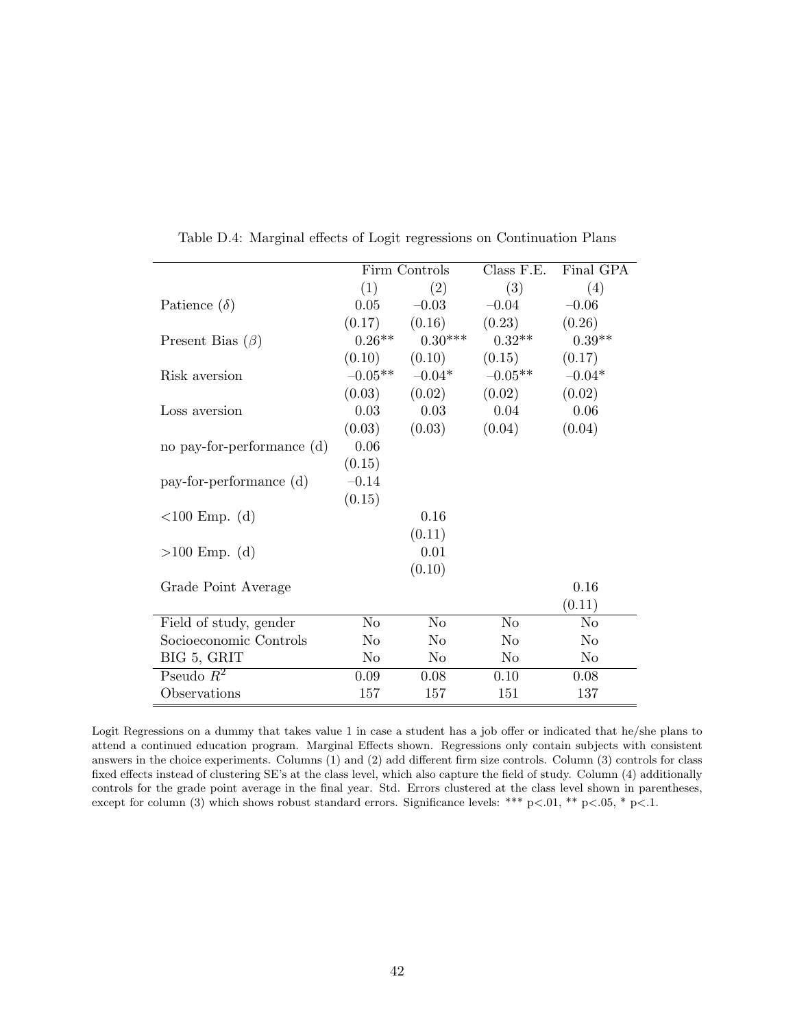Table D.4: Marginal effects of Logit regressions on Continuation Plans

| | Firm Controls | | Class F.E. | Final GPA |
|---|---|---|---|---|
| | (1) | (2) | (3) | (4) |
| Patience ($\delta$) | 0.05 | −0.03 | −0.04 | −0.06 |
| | (0.17) | (0.16) | (0.23) | (0.26) |
| Present Bias ($\beta$) | 0.26** | 0.30*** | 0.32** | 0.39** |
| | (0.10) | (0.10) | (0.15) | (0.17) |
| Risk aversion | −0.05** | −0.04* | −0.05** | −0.04* |
| | (0.03) | (0.02) | (0.02) | (0.02) |
| Loss aversion | 0.03 | 0.03 | 0.04 | 0.06 |
| | (0.03) | (0.03) | (0.04) | (0.04) |
| no pay-for-performance (d) | 0.06 | | | |
| | (0.15) | | | |
| pay-for-performance (d) | −0.14 | | | |
| | (0.15) | | | |
| <100 Emp. (d) | | 0.16 | | |
| | | (0.11) | | |
| >100 Emp. (d) | | 0.01 | | |
| | | (0.10) | | |
| Grade Point Average | | | | 0.16 |
| | | | | (0.11) |
| Field of study, gender | No | No | No | No |
| Socioeconomic Controls | No | No | No | No |
| BIG 5, GRIT | No | No | No | No |
| Pseudo $R^2$ | 0.09 | 0.08 | 0.10 | 0.08 |
| Observations | 157 | 157 | 151 | 137 |

Logit Regressions on a dummy that takes value 1 in case a student has a job offer or indicated that he/she plans to attend a continued education program. Marginal Effects shown. Regressions only contain subjects with consistent answers in the choice experiments. Columns (1) and (2) add different firm size controls. Column (3) controls for class fixed effects instead of clustering SE's at the class level, which also capture the field of study. Column (4) additionally controls for the grade point average in the final year. Std. Errors clustered at the class level shown in parentheses, except for column (3) which shows robust standard errors. Significance levels: *** p<.01, ** p<.05, * p<.1.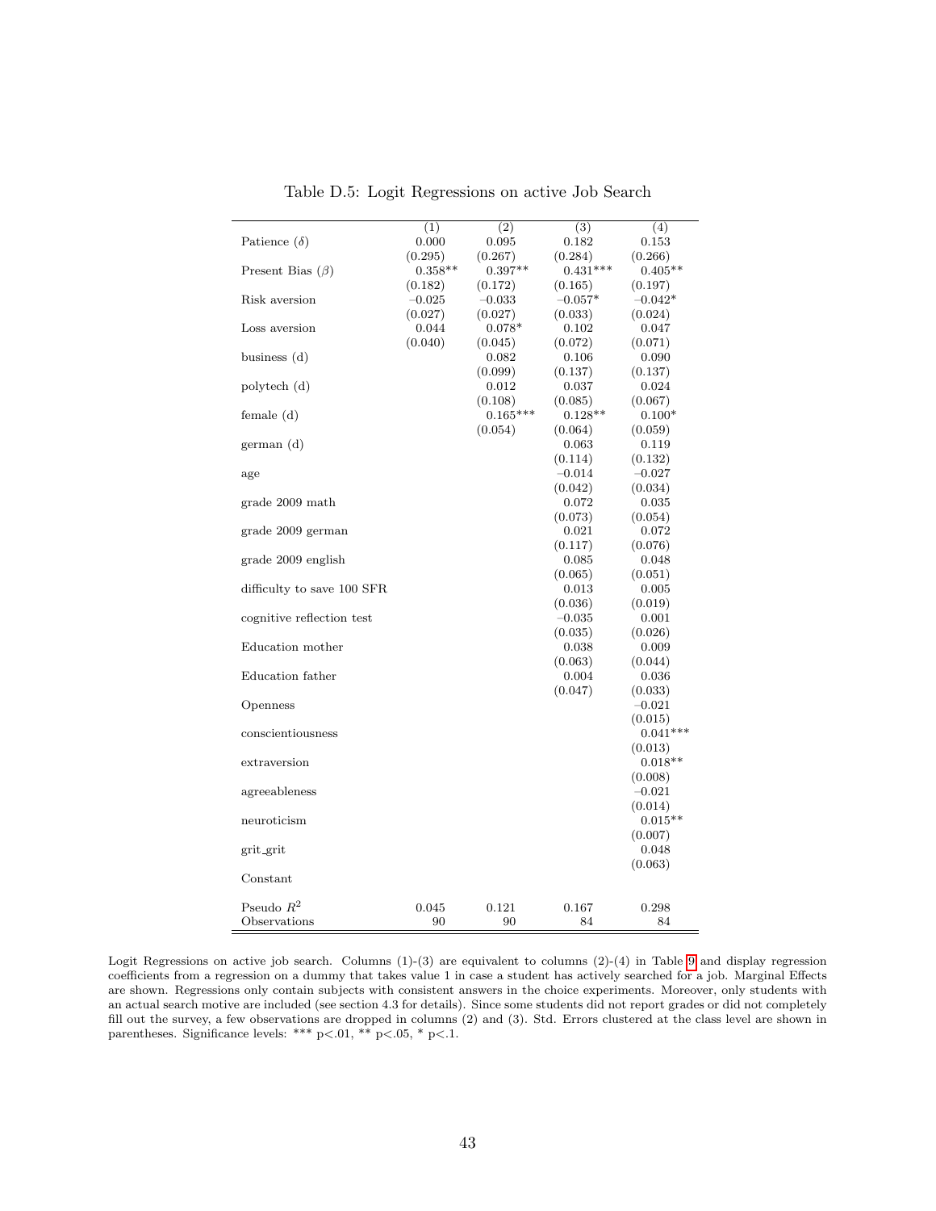Table D.5: Logit Regressions on active Job Search

| | (1) | (2) | (3) | (4) |
|---|---|---|---|---|
| Patience ($\delta$) | 0.000 | 0.095 | 0.182 | 0.153 |
| | (0.295) | (0.267) | (0.284) | (0.266) |
| Present Bias ($\beta$) | 0.358** | 0.397** | 0.431*** | 0.405** |
| | (0.182) | (0.172) | (0.165) | (0.197) |
| Risk aversion | −0.025 | −0.033 | −0.057* | −0.042* |
| | (0.027) | (0.027) | (0.033) | (0.024) |
| Loss aversion | 0.044 | 0.078* | 0.102 | 0.047 |
| | (0.040) | (0.045) | (0.072) | (0.071) |
| business (d) | | 0.082 | 0.106 | 0.090 |
| | | (0.099) | (0.137) | (0.137) |
| polytech (d) | | 0.012 | 0.037 | 0.024 |
| | | (0.108) | (0.085) | (0.067) |
| female (d) | | 0.165*** | 0.128** | 0.100* |
| | | (0.054) | (0.064) | (0.059) |
| german (d) | | | 0.063 | 0.119 |
| | | | (0.114) | (0.132) |
| age | | | −0.014 | −0.027 |
| | | | (0.042) | (0.034) |
| grade 2009 math | | | 0.072 | 0.035 |
| | | | (0.073) | (0.054) |
| grade 2009 german | | | 0.021 | 0.072 |
| | | | (0.117) | (0.076) |
| grade 2009 english | | | 0.085 | 0.048 |
| | | | (0.065) | (0.051) |
| difficulty to save 100 SFR | | | 0.013 | 0.005 |
| | | | (0.036) | (0.019) |
| cognitive reflection test | | | −0.035 | 0.001 |
| | | | (0.035) | (0.026) |
| Education mother | | | 0.038 | 0.009 |
| | | | (0.063) | (0.044) |
| Education father | | | 0.004 | 0.036 |
| | | | (0.047) | (0.033) |
| Openness | | | | −0.021 |
| | | | | (0.015) |
| conscientiousness | | | | 0.041*** |
| | | | | (0.013) |
| extraversion | | | | 0.018** |
| | | | | (0.008) |
| agreeableness | | | | −0.021 |
| | | | | (0.014) |
| neuroticism | | | | 0.015** |
| | | | | (0.007) |
| grit_grit | | | | 0.048 |
| | | | | (0.063) |
| Constant | | | | |
| Pseudo $R^2$ | 0.045 | 0.121 | 0.167 | 0.298 |
| Observations | 90 | 90 | 84 | 84 |

Logit Regressions on active job search. Columns (1)-(3) are equivalent to columns (2)-(4) in Table 9 and display regression coefficients from a regression on a dummy that takes value 1 in case a student has actively searched for a job. Marginal Effects are shown. Regressions only contain subjects with consistent answers in the choice experiments. Moreover, only students with an actual search motive are included (see section 4.3 for details). Since some students did not report grades or did not completely fill out the survey, a few observations are dropped in columns (2) and (3). Std. Errors clustered at the class level are shown in parentheses. Significance levels: *** p<.01, ** p<.05, * p<.1.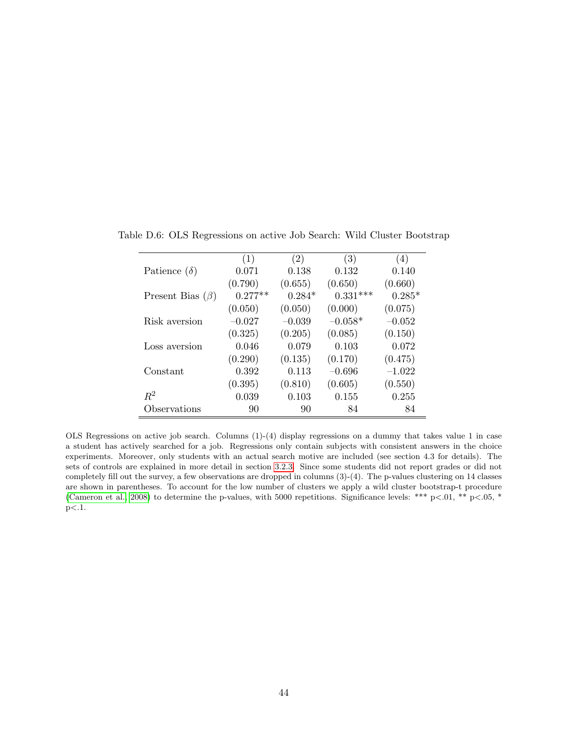Table D.6: OLS Regressions on active Job Search: Wild Cluster Bootstrap

| | (1) | (2) | (3) | (4) |
|---|---|---|---|---|
| Patience ($\delta$) | 0.071 | 0.138 | 0.132 | 0.140 |
| | (0.790) | (0.655) | (0.650) | (0.660) |
| Present Bias ($\beta$) | 0.277** | 0.284* | 0.331*** | 0.285* |
| | (0.050) | (0.050) | (0.000) | (0.075) |
| Risk aversion | −0.027 | −0.039 | −0.058* | −0.052 |
| | (0.325) | (0.205) | (0.085) | (0.150) |
| Loss aversion | 0.046 | 0.079 | 0.103 | 0.072 |
| | (0.290) | (0.135) | (0.170) | (0.475) |
| Constant | 0.392 | 0.113 | −0.696 | −1.022 |
| | (0.395) | (0.810) | (0.605) | (0.550) |
| $R^2$ | 0.039 | 0.103 | 0.155 | 0.255 |
| Observations | 90 | 90 | 84 | 84 |

OLS Regressions on active job search. Columns (1)-(4) display regressions on a dummy that takes value 1 in case a student has actively searched for a job. Regressions only contain subjects with consistent answers in the choice experiments. Moreover, only students with an actual search motive are included (see section 4.3 for details). The sets of controls are explained in more detail in section 3.2.3. Since some students did not report grades or did not completely fill out the survey, a few observations are dropped in columns (3)-(4). The p-values clustering on 14 classes are shown in parentheses. To account for the low number of clusters we apply a wild cluster bootstrap-t procedure (Cameron et al., 2008) to determine the p-values, with 5000 repetitions. Significance levels: *** p<.01, ** p<.05, * p<.1.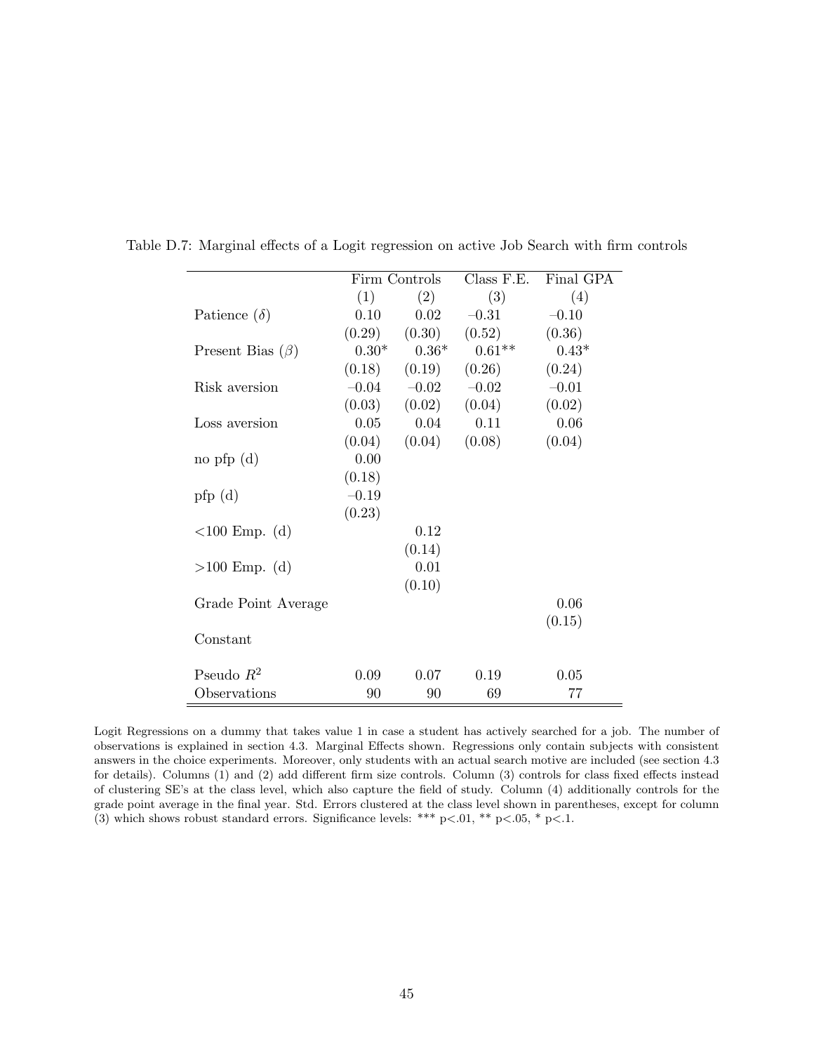Table D.7: Marginal effects of a Logit regression on active Job Search with firm controls

| | Firm Controls | | Class F.E. | Final GPA |
|---|---|---|---|---|
| | (1) | (2) | (3) | (4) |
| Patience ($\delta$) | 0.10 | 0.02 | −0.31 | −0.10 |
| | (0.29) | (0.30) | (0.52) | (0.36) |
| Present Bias ($\beta$) | 0.30* | 0.36* | 0.61** | 0.43* |
| | (0.18) | (0.19) | (0.26) | (0.24) |
| Risk aversion | −0.04 | −0.02 | −0.02 | −0.01 |
| | (0.03) | (0.02) | (0.04) | (0.02) |
| Loss aversion | 0.05 | 0.04 | 0.11 | 0.06 |
| | (0.04) | (0.04) | (0.08) | (0.04) |
| no pfp (d) | 0.00 | | | |
| | (0.18) | | | |
| pfp (d) | −0.19 | | | |
| | (0.23) | | | |
| <100 Emp. (d) | | 0.12 | | |
| | | (0.14) | | |
| >100 Emp. (d) | | 0.01 | | |
| | | (0.10) | | |
| Grade Point Average | | | | 0.06 |
| | | | | (0.15) |
| Constant | | | | |
| Pseudo $R^2$ | 0.09 | 0.07 | 0.19 | 0.05 |
| Observations | 90 | 90 | 69 | 77 |

Logit Regressions on a dummy that takes value 1 in case a student has actively searched for a job. The number of observations is explained in section 4.3. Marginal Effects shown. Regressions only contain subjects with consistent answers in the choice experiments. Moreover, only students with an actual search motive are included (see section 4.3 for details). Columns (1) and (2) add different firm size controls. Column (3) controls for class fixed effects instead of clustering SE's at the class level, which also capture the field of study. Column (4) additionally controls for the grade point average in the final year. Std. Errors clustered at the class level shown in parentheses, except for column (3) which shows robust standard errors. Significance levels: *** p<.01, ** p<.05, * p<.1.